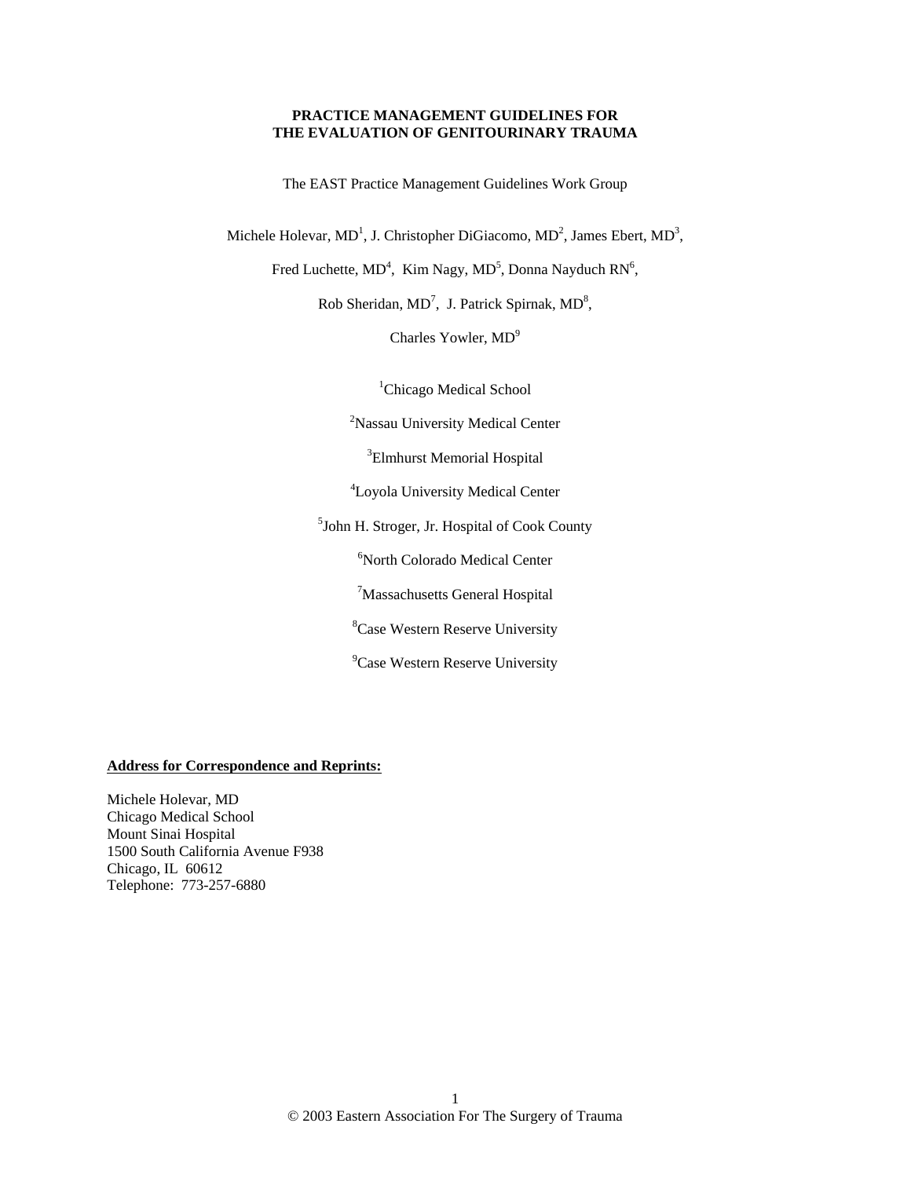# PRACTICE MANAGEMENT GUIDELINES FOR THE EVALUATION OF GENITOURINARY TRAUMA

The EAST Practice Management Guidelines Work Group

Michele Holevar, MD[1], J. Christopher DiGiacomo, MD[2], James Ebert, MD[3],

Fred Luchette, MD[4], Kim Nagy, MD[5], Donna Nayduch RN[6],

Rob Sheridan, MD[7], J. Patrick Spirnak, MD[8],

Charles Yowler, MD[9]

[1]Chicago Medical School

[2]Nassau University Medical Center

[3]Elmhurst Memorial Hospital

[4]Loyola University Medical Center

[5]John H. Stroger, Jr. Hospital of Cook County

[6]North Colorado Medical Center

[7]Massachusetts General Hospital

[8]Case Western Reserve University

[9]Case Western Reserve University

**Address for Correspondence and Reprints:**

Michele Holevar, MD
Chicago Medical School
Mount Sinai Hospital
1500 South California Avenue F938
Chicago, IL 60612
Telephone: 773-257-6880

© 2003 Eastern Association For The Surgery of Trauma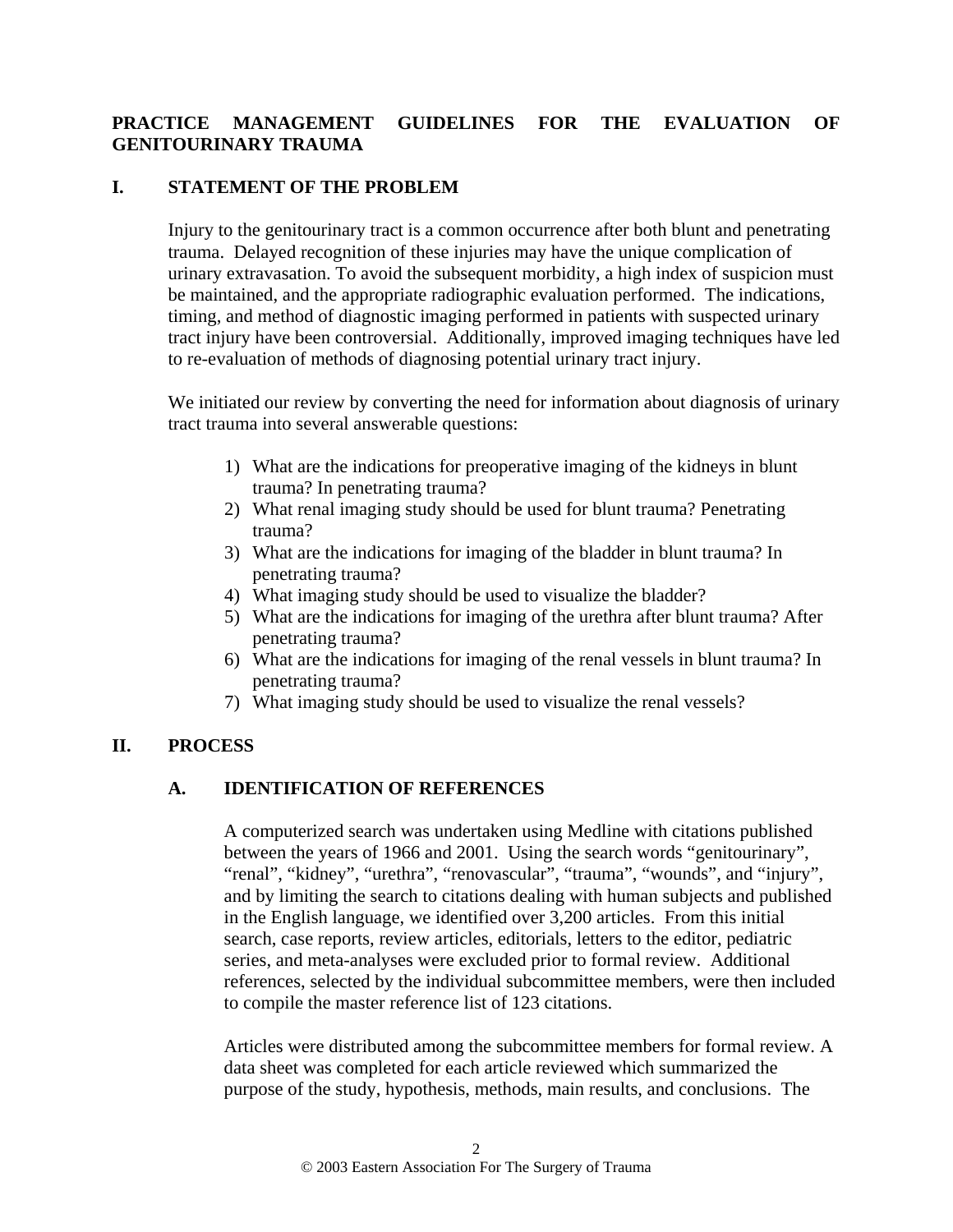# PRACTICE MANAGEMENT GUIDELINES FOR THE EVALUATION OF GENITOURINARY TRAUMA

## I. STATEMENT OF THE PROBLEM

Injury to the genitourinary tract is a common occurrence after both blunt and penetrating trauma. Delayed recognition of these injuries may have the unique complication of urinary extravasation. To avoid the subsequent morbidity, a high index of suspicion must be maintained, and the appropriate radiographic evaluation performed. The indications, timing, and method of diagnostic imaging performed in patients with suspected urinary tract injury have been controversial. Additionally, improved imaging techniques have led to re-evaluation of methods of diagnosing potential urinary tract injury.

We initiated our review by converting the need for information about diagnosis of urinary tract trauma into several answerable questions:

1) What are the indications for preoperative imaging of the kidneys in blunt trauma? In penetrating trauma?
2) What renal imaging study should be used for blunt trauma? Penetrating trauma?
3) What are the indications for imaging of the bladder in blunt trauma? In penetrating trauma?
4) What imaging study should be used to visualize the bladder?
5) What are the indications for imaging of the urethra after blunt trauma? After penetrating trauma?
6) What are the indications for imaging of the renal vessels in blunt trauma? In penetrating trauma?
7) What imaging study should be used to visualize the renal vessels?

## II. PROCESS

### A. IDENTIFICATION OF REFERENCES

A computerized search was undertaken using Medline with citations published between the years of 1966 and 2001. Using the search words "genitourinary", "renal", "kidney", "urethra", "renovascular", "trauma", "wounds", and "injury", and by limiting the search to citations dealing with human subjects and published in the English language, we identified over 3,200 articles. From this initial search, case reports, review articles, editorials, letters to the editor, pediatric series, and meta-analyses were excluded prior to formal review. Additional references, selected by the individual subcommittee members, were then included to compile the master reference list of 123 citations.

Articles were distributed among the subcommittee members for formal review. A data sheet was completed for each article reviewed which summarized the purpose of the study, hypothesis, methods, main results, and conclusions. The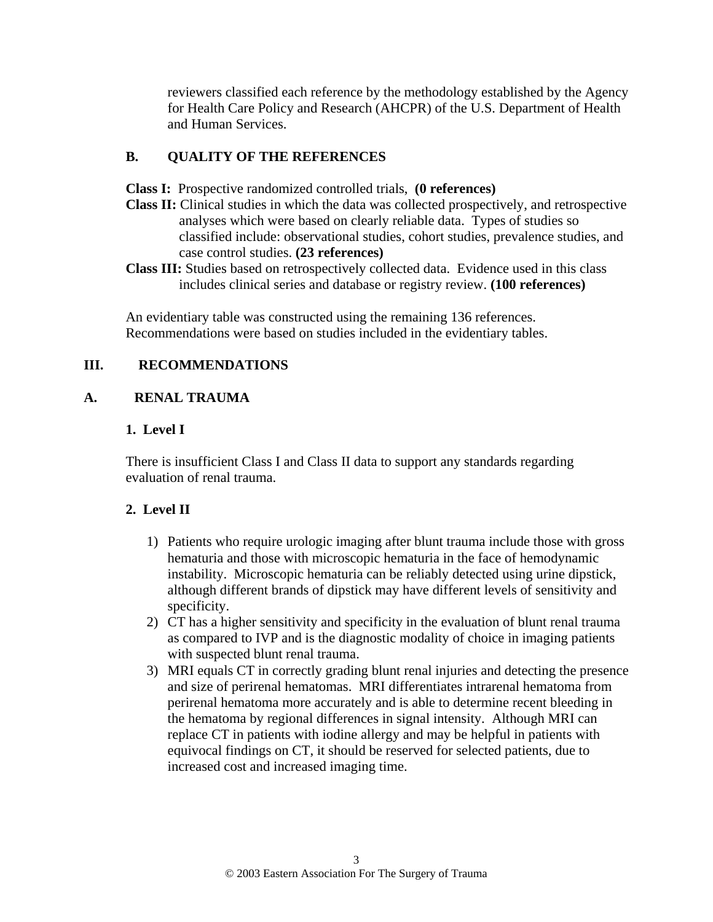reviewers classified each reference by the methodology established by the Agency for Health Care Policy and Research (AHCPR) of the U.S. Department of Health and Human Services.

### B. QUALITY OF THE REFERENCES

**Class I:** Prospective randomized controlled trials, **(0 references)**

**Class II:** Clinical studies in which the data was collected prospectively, and retrospective analyses which were based on clearly reliable data. Types of studies so classified include: observational studies, cohort studies, prevalence studies, and case control studies. **(23 references)**

**Class III:** Studies based on retrospectively collected data. Evidence used in this class includes clinical series and database or registry review. **(100 references)**

An evidentiary table was constructed using the remaining 136 references. Recommendations were based on studies included in the evidentiary tables.

## III. RECOMMENDATIONS

### A. RENAL TRAUMA

#### 1. Level I

There is insufficient Class I and Class II data to support any standards regarding evaluation of renal trauma.

#### 2. Level II

1) Patients who require urologic imaging after blunt trauma include those with gross hematuria and those with microscopic hematuria in the face of hemodynamic instability. Microscopic hematuria can be reliably detected using urine dipstick, although different brands of dipstick may have different levels of sensitivity and specificity.
2) CT has a higher sensitivity and specificity in the evaluation of blunt renal trauma as compared to IVP and is the diagnostic modality of choice in imaging patients with suspected blunt renal trauma.
3) MRI equals CT in correctly grading blunt renal injuries and detecting the presence and size of perirenal hematomas. MRI differentiates intrarenal hematoma from perirenal hematoma more accurately and is able to determine recent bleeding in the hematoma by regional differences in signal intensity. Although MRI can replace CT in patients with iodine allergy and may be helpful in patients with equivocal findings on CT, it should be reserved for selected patients, due to increased cost and increased imaging time.

© 2003 Eastern Association For The Surgery of Trauma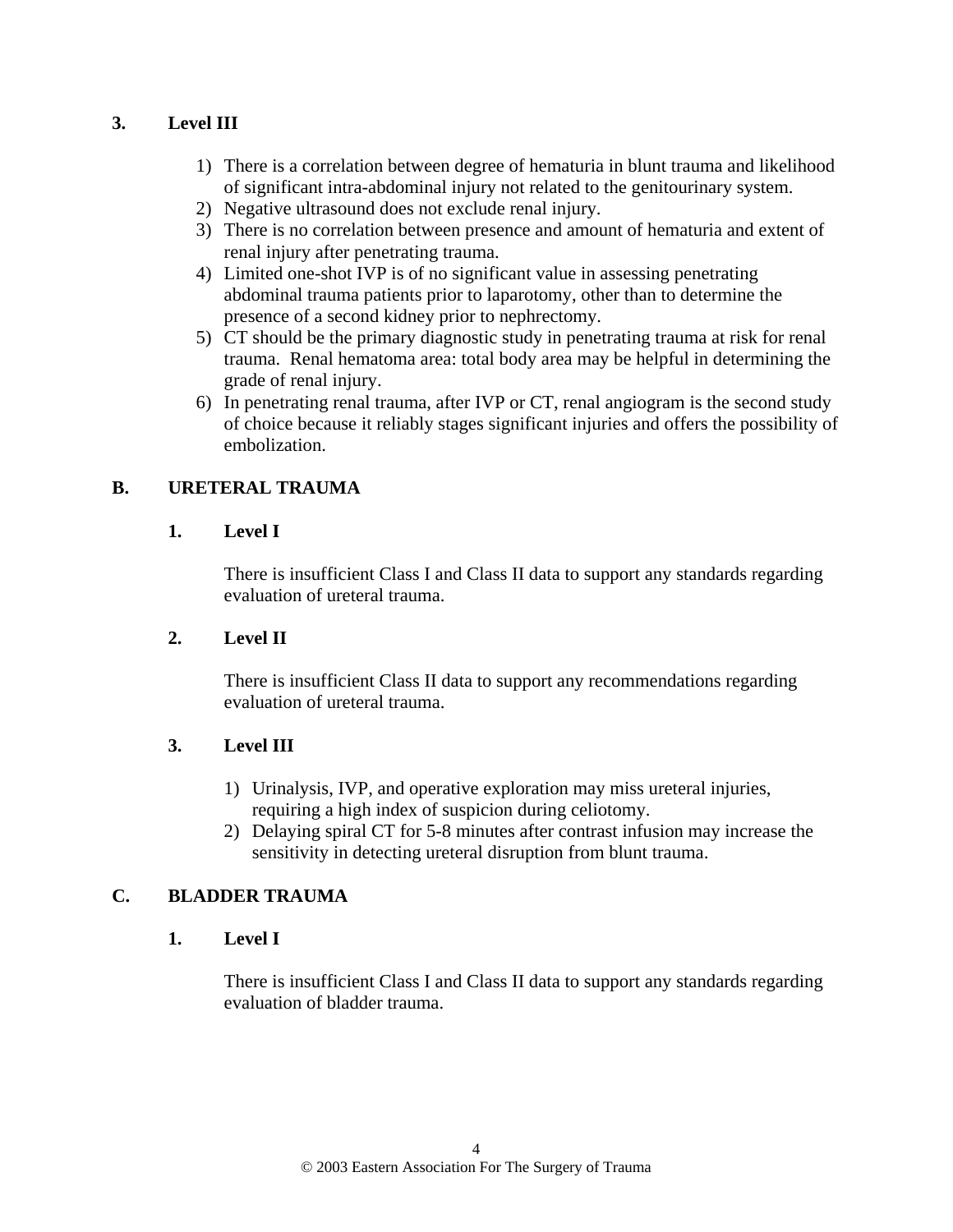### 3. Level III

1) There is a correlation between degree of hematuria in blunt trauma and likelihood of significant intra-abdominal injury not related to the genitourinary system.
2) Negative ultrasound does not exclude renal injury.
3) There is no correlation between presence and amount of hematuria and extent of renal injury after penetrating trauma.
4) Limited one-shot IVP is of no significant value in assessing penetrating abdominal trauma patients prior to laparotomy, other than to determine the presence of a second kidney prior to nephrectomy.
5) CT should be the primary diagnostic study in penetrating trauma at risk for renal trauma. Renal hematoma area: total body area may be helpful in determining the grade of renal injury.
6) In penetrating renal trauma, after IVP or CT, renal angiogram is the second study of choice because it reliably stages significant injuries and offers the possibility of embolization.

## B. URETERAL TRAUMA

### 1. Level I

There is insufficient Class I and Class II data to support any standards regarding evaluation of ureteral trauma.

### 2. Level II

There is insufficient Class II data to support any recommendations regarding evaluation of ureteral trauma.

### 3. Level III

1) Urinalysis, IVP, and operative exploration may miss ureteral injuries, requiring a high index of suspicion during celiotomy.
2) Delaying spiral CT for 5-8 minutes after contrast infusion may increase the sensitivity in detecting ureteral disruption from blunt trauma.

## C. BLADDER TRAUMA

### 1. Level I

There is insufficient Class I and Class II data to support any standards regarding evaluation of bladder trauma.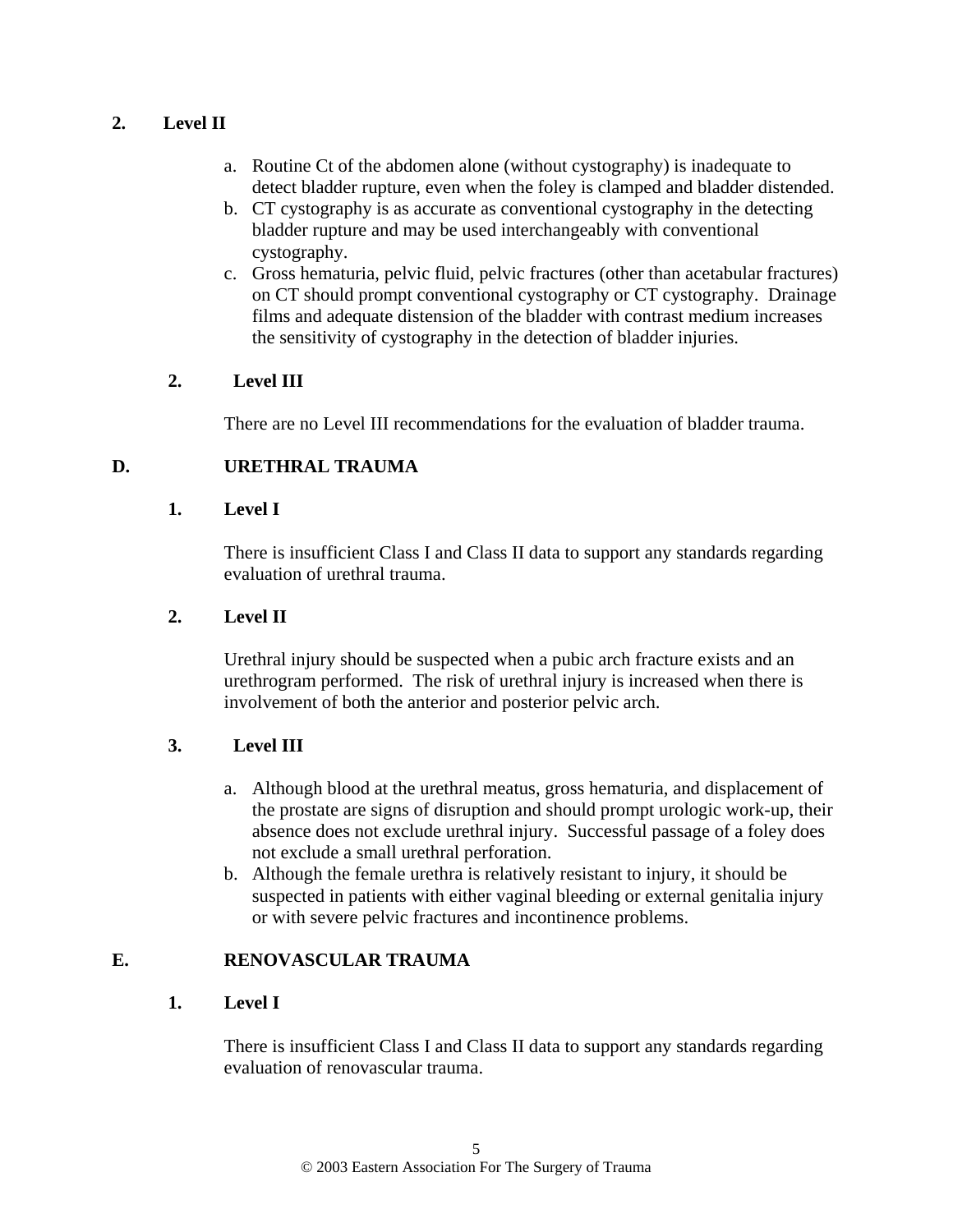**2. Level II**

a. Routine Ct of the abdomen alone (without cystography) is inadequate to detect bladder rupture, even when the foley is clamped and bladder distended.
b. CT cystography is as accurate as conventional cystography in the detecting bladder rupture and may be used interchangeably with conventional cystography.
c. Gross hematuria, pelvic fluid, pelvic fractures (other than acetabular fractures) on CT should prompt conventional cystography or CT cystography. Drainage films and adequate distension of the bladder with contrast medium increases the sensitivity of cystography in the detection of bladder injuries.

**2. Level III**

There are no Level III recommendations for the evaluation of bladder trauma.

## D. URETHRAL TRAUMA

**1. Level I**

There is insufficient Class I and Class II data to support any standards regarding evaluation of urethral trauma.

**2. Level II**

Urethral injury should be suspected when a pubic arch fracture exists and an urethrogram performed. The risk of urethral injury is increased when there is involvement of both the anterior and posterior pelvic arch.

**3. Level III**

a. Although blood at the urethral meatus, gross hematuria, and displacement of the prostate are signs of disruption and should prompt urologic work-up, their absence does not exclude urethral injury. Successful passage of a foley does not exclude a small urethral perforation.
b. Although the female urethra is relatively resistant to injury, it should be suspected in patients with either vaginal bleeding or external genitalia injury or with severe pelvic fractures and incontinence problems.

## E. RENOVASCULAR TRAUMA

**1. Level I**

There is insufficient Class I and Class II data to support any standards regarding evaluation of renovascular trauma.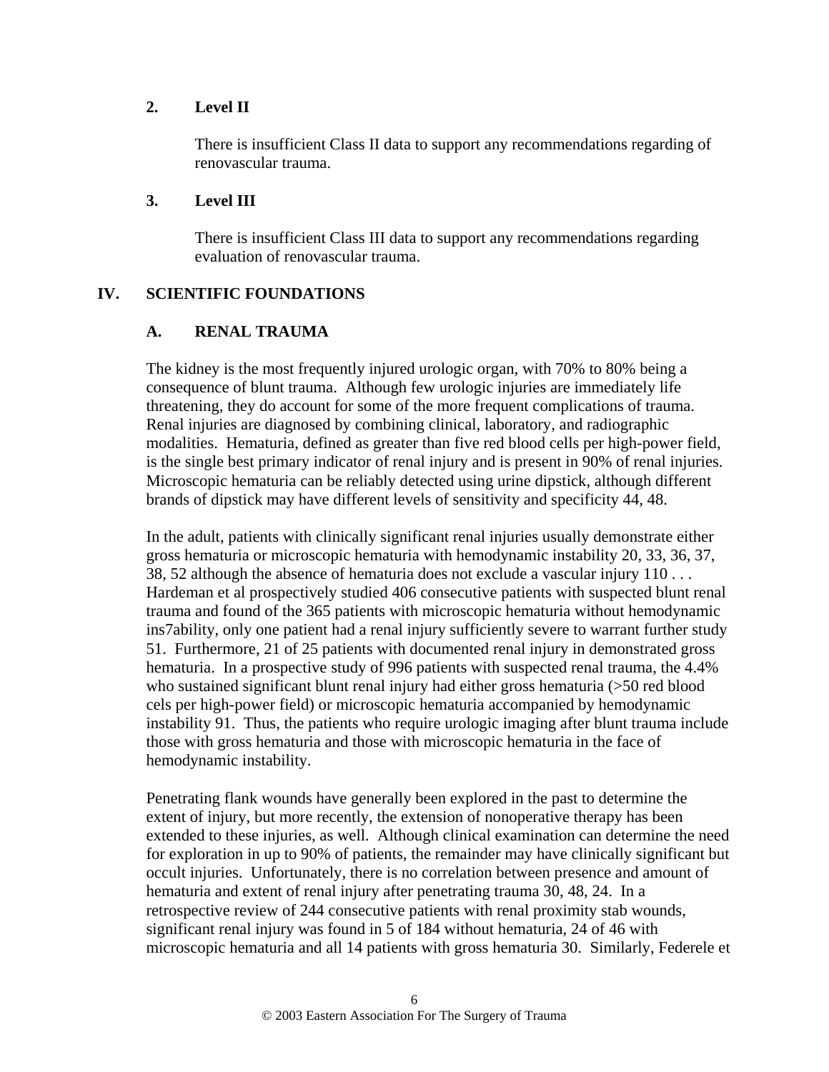### 2. Level II

There is insufficient Class II data to support any recommendations regarding of renovascular trauma.

### 3. Level III

There is insufficient Class III data to support any recommendations regarding evaluation of renovascular trauma.

## IV. SCIENTIFIC FOUNDATIONS

### A. RENAL TRAUMA

The kidney is the most frequently injured urologic organ, with 70% to 80% being a consequence of blunt trauma. Although few urologic injuries are immediately life threatening, they do account for some of the more frequent complications of trauma. Renal injuries are diagnosed by combining clinical, laboratory, and radiographic modalities. Hematuria, defined as greater than five red blood cells per high-power field, is the single best primary indicator of renal injury and is present in 90% of renal injuries. Microscopic hematuria can be reliably detected using urine dipstick, although different brands of dipstick may have different levels of sensitivity and specificity 44, 48.

In the adult, patients with clinically significant renal injuries usually demonstrate either gross hematuria or microscopic hematuria with hemodynamic instability 20, 33, 36, 37, 38, 52 although the absence of hematuria does not exclude a vascular injury 110 . . . Hardeman et al prospectively studied 406 consecutive patients with suspected blunt renal trauma and found of the 365 patients with microscopic hematuria without hemodynamic ins7ability, only one patient had a renal injury sufficiently severe to warrant further study 51. Furthermore, 21 of 25 patients with documented renal injury in demonstrated gross hematuria. In a prospective study of 996 patients with suspected renal trauma, the 4.4% who sustained significant blunt renal injury had either gross hematuria (>50 red blood cells per high-power field) or microscopic hematuria accompanied by hemodynamic instability 91. Thus, the patients who require urologic imaging after blunt trauma include those with gross hematuria and those with microscopic hematuria in the face of hemodynamic instability.

Penetrating flank wounds have generally been explored in the past to determine the extent of injury, but more recently, the extension of nonoperative therapy has been extended to these injuries, as well. Although clinical examination can determine the need for exploration in up to 90% of patients, the remainder may have clinically significant but occult injuries. Unfortunately, there is no correlation between presence and amount of hematuria and extent of renal injury after penetrating trauma 30, 48, 24. In a retrospective review of 244 consecutive patients with renal proximity stab wounds, significant renal injury was found in 5 of 184 without hematuria, 24 of 46 with microscopic hematuria and all 14 patients with gross hematuria 30. Similarly, Federele et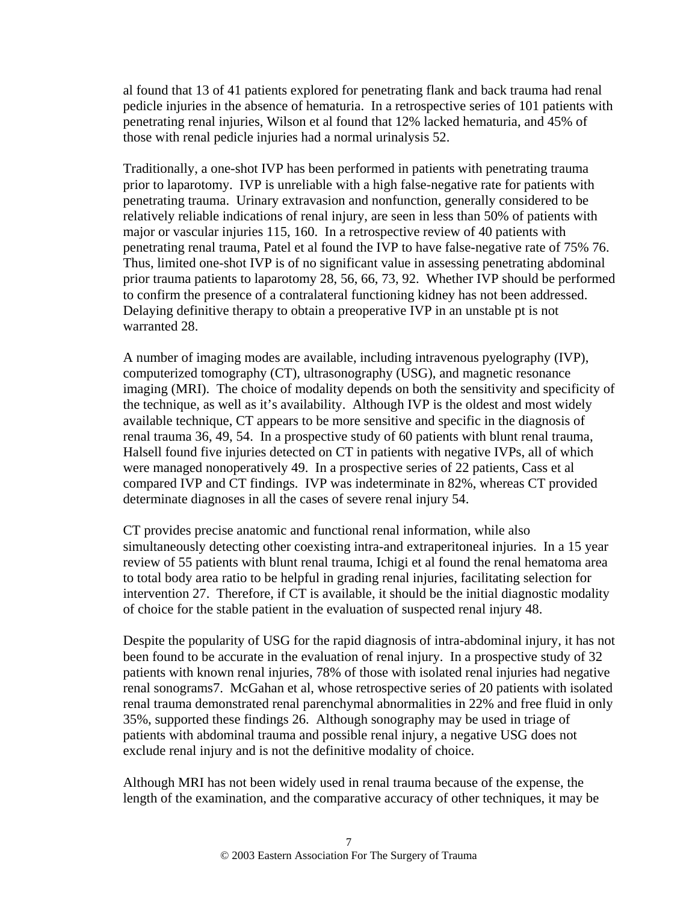al found that 13 of 41 patients explored for penetrating flank and back trauma had renal pedicle injuries in the absence of hematuria. In a retrospective series of 101 patients with penetrating renal injuries, Wilson et al found that 12% lacked hematuria, and 45% of those with renal pedicle injuries had a normal urinalysis 52.

Traditionally, a one-shot IVP has been performed in patients with penetrating trauma prior to laparotomy. IVP is unreliable with a high false-negative rate for patients with penetrating trauma. Urinary extravasion and nonfunction, generally considered to be relatively reliable indications of renal injury, are seen in less than 50% of patients with major or vascular injuries 115, 160. In a retrospective review of 40 patients with penetrating renal trauma, Patel et al found the IVP to have false-negative rate of 75% 76. Thus, limited one-shot IVP is of no significant value in assessing penetrating abdominal prior trauma patients to laparotomy 28, 56, 66, 73, 92. Whether IVP should be performed to confirm the presence of a contralateral functioning kidney has not been addressed. Delaying definitive therapy to obtain a preoperative IVP in an unstable pt is not warranted 28.

A number of imaging modes are available, including intravenous pyelography (IVP), computerized tomography (CT), ultrasonography (USG), and magnetic resonance imaging (MRI). The choice of modality depends on both the sensitivity and specificity of the technique, as well as it's availability. Although IVP is the oldest and most widely available technique, CT appears to be more sensitive and specific in the diagnosis of renal trauma 36, 49, 54. In a prospective study of 60 patients with blunt renal trauma, Halsell found five injuries detected on CT in patients with negative IVPs, all of which were managed nonoperatively 49. In a prospective series of 22 patients, Cass et al compared IVP and CT findings. IVP was indeterminate in 82%, whereas CT provided determinate diagnoses in all the cases of severe renal injury 54.

CT provides precise anatomic and functional renal information, while also simultaneously detecting other coexisting intra-and extraperitoneal injuries. In a 15 year review of 55 patients with blunt renal trauma, Ichigi et al found the renal hematoma area to total body area ratio to be helpful in grading renal injuries, facilitating selection for intervention 27. Therefore, if CT is available, it should be the initial diagnostic modality of choice for the stable patient in the evaluation of suspected renal injury 48.

Despite the popularity of USG for the rapid diagnosis of intra-abdominal injury, it has not been found to be accurate in the evaluation of renal injury. In a prospective study of 32 patients with known renal injuries, 78% of those with isolated renal injuries had negative renal sonograms7. McGahan et al, whose retrospective series of 20 patients with isolated renal trauma demonstrated renal parenchymal abnormalities in 22% and free fluid in only 35%, supported these findings 26. Although sonography may be used in triage of patients with abdominal trauma and possible renal injury, a negative USG does not exclude renal injury and is not the definitive modality of choice.

Although MRI has not been widely used in renal trauma because of the expense, the length of the examination, and the comparative accuracy of other techniques, it may be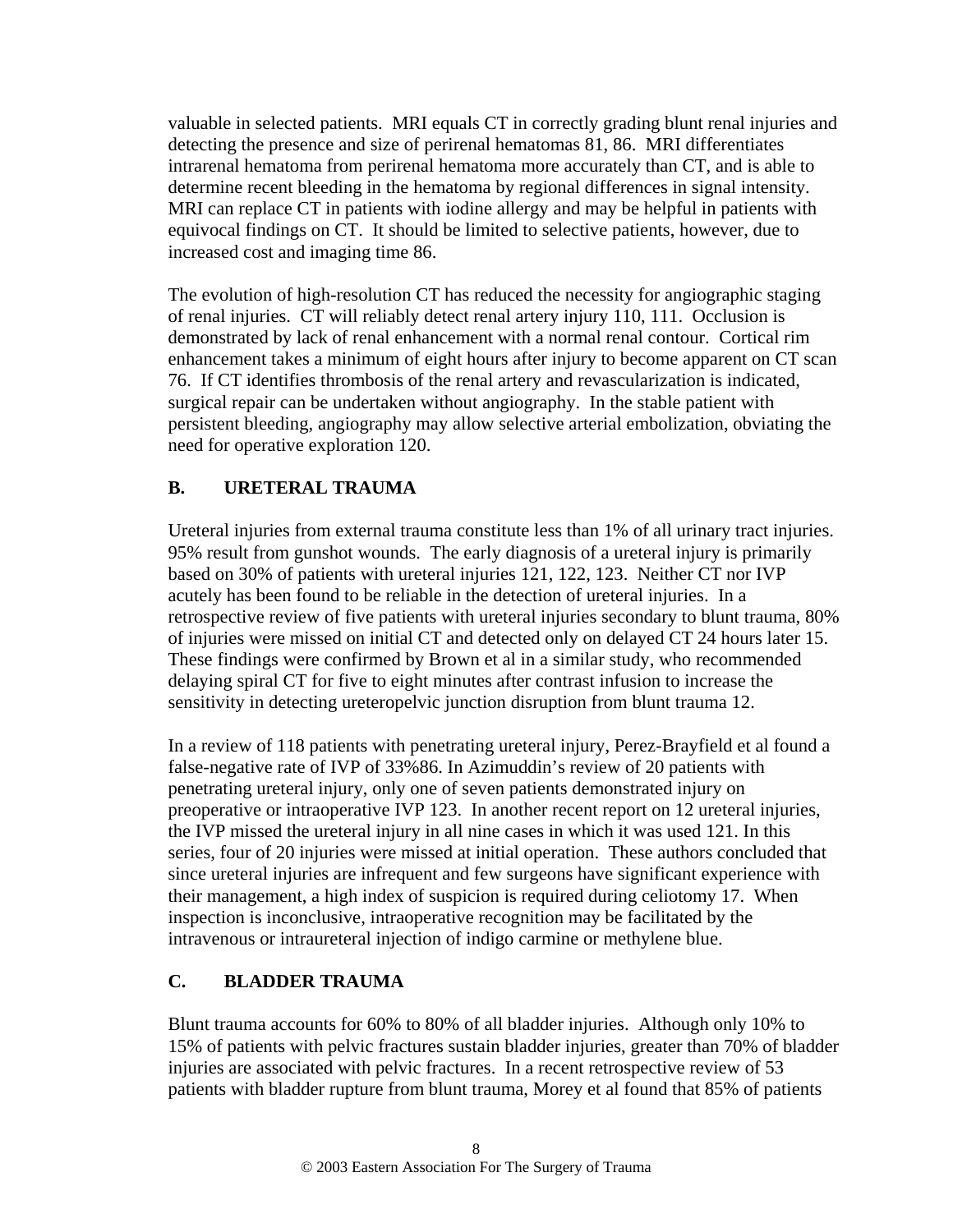valuable in selected patients. MRI equals CT in correctly grading blunt renal injuries and detecting the presence and size of perirenal hematomas 81, 86. MRI differentiates intrarenal hematoma from perirenal hematoma more accurately than CT, and is able to determine recent bleeding in the hematoma by regional differences in signal intensity. MRI can replace CT in patients with iodine allergy and may be helpful in patients with equivocal findings on CT. It should be limited to selective patients, however, due to increased cost and imaging time 86.

The evolution of high-resolution CT has reduced the necessity for angiographic staging of renal injuries. CT will reliably detect renal artery injury 110, 111. Occlusion is demonstrated by lack of renal enhancement with a normal renal contour. Cortical rim enhancement takes a minimum of eight hours after injury to become apparent on CT scan 76. If CT identifies thrombosis of the renal artery and revascularization is indicated, surgical repair can be undertaken without angiography. In the stable patient with persistent bleeding, angiography may allow selective arterial embolization, obviating the need for operative exploration 120.

## B. URETERAL TRAUMA

Ureteral injuries from external trauma constitute less than 1% of all urinary tract injuries. 95% result from gunshot wounds. The early diagnosis of a ureteral injury is primarily based on 30% of patients with ureteral injuries 121, 122, 123. Neither CT nor IVP acutely has been found to be reliable in the detection of ureteral injuries. In a retrospective review of five patients with ureteral injuries secondary to blunt trauma, 80% of injuries were missed on initial CT and detected only on delayed CT 24 hours later 15. These findings were confirmed by Brown et al in a similar study, who recommended delaying spiral CT for five to eight minutes after contrast infusion to increase the sensitivity in detecting ureteropelvic junction disruption from blunt trauma 12.

In a review of 118 patients with penetrating ureteral injury, Perez-Brayfield et al found a false-negative rate of IVP of 33%86. In Azimuddin's review of 20 patients with penetrating ureteral injury, only one of seven patients demonstrated injury on preoperative or intraoperative IVP 123. In another recent report on 12 ureteral injuries, the IVP missed the ureteral injury in all nine cases in which it was used 121. In this series, four of 20 injuries were missed at initial operation. These authors concluded that since ureteral injuries are infrequent and few surgeons have significant experience with their management, a high index of suspicion is required during celiotomy 17. When inspection is inconclusive, intraoperative recognition may be facilitated by the intravenous or intraureteral injection of indigo carmine or methylene blue.

## C. BLADDER TRAUMA

Blunt trauma accounts for 60% to 80% of all bladder injuries. Although only 10% to 15% of patients with pelvic fractures sustain bladder injuries, greater than 70% of bladder injuries are associated with pelvic fractures. In a recent retrospective review of 53 patients with bladder rupture from blunt trauma, Morey et al found that 85% of patients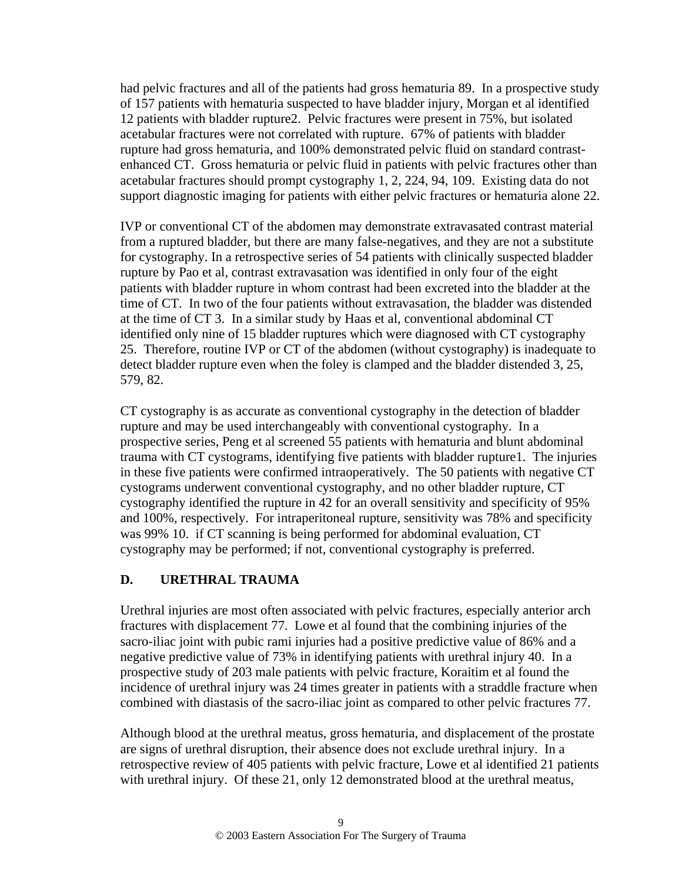had pelvic fractures and all of the patients had gross hematuria 89. In a prospective study of 157 patients with hematuria suspected to have bladder injury, Morgan et al identified 12 patients with bladder rupture2. Pelvic fractures were present in 75%, but isolated acetabular fractures were not correlated with rupture. 67% of patients with bladder rupture had gross hematuria, and 100% demonstrated pelvic fluid on standard contrast-enhanced CT. Gross hematuria or pelvic fluid in patients with pelvic fractures other than acetabular fractures should prompt cystography 1, 2, 224, 94, 109. Existing data do not support diagnostic imaging for patients with either pelvic fractures or hematuria alone 22.

IVP or conventional CT of the abdomen may demonstrate extravasated contrast material from a ruptured bladder, but there are many false-negatives, and they are not a substitute for cystography. In a retrospective series of 54 patients with clinically suspected bladder rupture by Pao et al, contrast extravasation was identified in only four of the eight patients with bladder rupture in whom contrast had been excreted into the bladder at the time of CT. In two of the four patients without extravasation, the bladder was distended at the time of CT 3. In a similar study by Haas et al, conventional abdominal CT identified only nine of 15 bladder ruptures which were diagnosed with CT cystography 25. Therefore, routine IVP or CT of the abdomen (without cystography) is inadequate to detect bladder rupture even when the foley is clamped and the bladder distended 3, 25, 579, 82.

CT cystography is as accurate as conventional cystography in the detection of bladder rupture and may be used interchangeably with conventional cystography. In a prospective series, Peng et al screened 55 patients with hematuria and blunt abdominal trauma with CT cystograms, identifying five patients with bladder rupture1. The injuries in these five patients were confirmed intraoperatively. The 50 patients with negative CT cystograms underwent conventional cystography, and no other bladder rupture, CT cystography identified the rupture in 42 for an overall sensitivity and specificity of 95% and 100%, respectively. For intraperitoneal rupture, sensitivity was 78% and specificity was 99% 10. if CT scanning is being performed for abdominal evaluation, CT cystography may be performed; if not, conventional cystography is preferred.

## D. URETHRAL TRAUMA

Urethral injuries are most often associated with pelvic fractures, especially anterior arch fractures with displacement 77. Lowe et al found that the combining injuries of the sacro-iliac joint with pubic rami injuries had a positive predictive value of 86% and a negative predictive value of 73% in identifying patients with urethral injury 40. In a prospective study of 203 male patients with pelvic fracture, Koraitim et al found the incidence of urethral injury was 24 times greater in patients with a straddle fracture when combined with diastasis of the sacro-iliac joint as compared to other pelvic fractures 77.

Although blood at the urethral meatus, gross hematuria, and displacement of the prostate are signs of urethral disruption, their absence does not exclude urethral injury. In a retrospective review of 405 patients with pelvic fracture, Lowe et al identified 21 patients with urethral injury. Of these 21, only 12 demonstrated blood at the urethral meatus,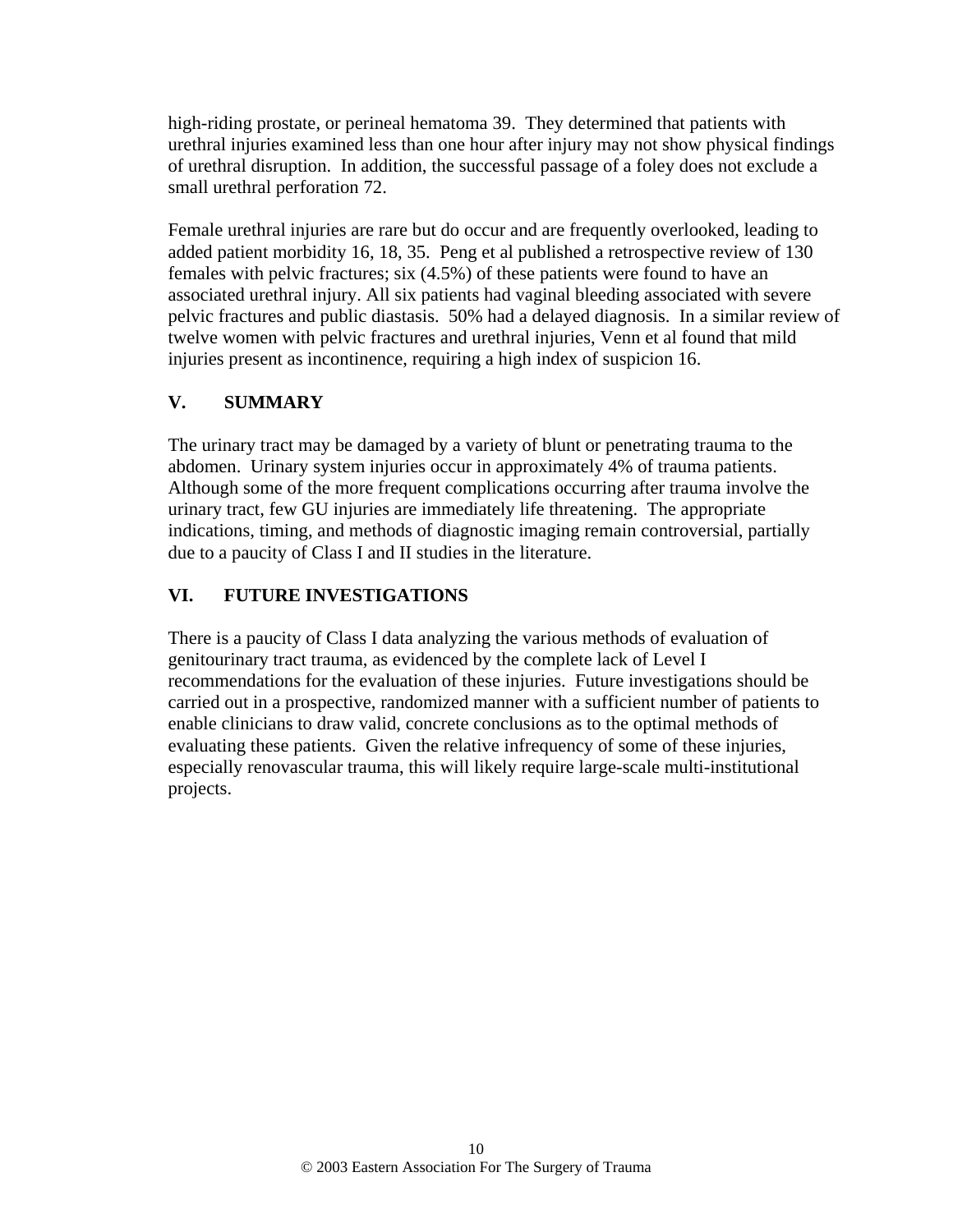high-riding prostate, or perineal hematoma 39. They determined that patients with urethral injuries examined less than one hour after injury may not show physical findings of urethral disruption. In addition, the successful passage of a foley does not exclude a small urethral perforation 72.

Female urethral injuries are rare but do occur and are frequently overlooked, leading to added patient morbidity 16, 18, 35. Peng et al published a retrospective review of 130 females with pelvic fractures; six (4.5%) of these patients were found to have an associated urethral injury. All six patients had vaginal bleeding associated with severe pelvic fractures and public diastasis. 50% had a delayed diagnosis. In a similar review of twelve women with pelvic fractures and urethral injuries, Venn et al found that mild injuries present as incontinence, requiring a high index of suspicion 16.

## V. SUMMARY

The urinary tract may be damaged by a variety of blunt or penetrating trauma to the abdomen. Urinary system injuries occur in approximately 4% of trauma patients. Although some of the more frequent complications occurring after trauma involve the urinary tract, few GU injuries are immediately life threatening. The appropriate indications, timing, and methods of diagnostic imaging remain controversial, partially due to a paucity of Class I and II studies in the literature.

## VI. FUTURE INVESTIGATIONS

There is a paucity of Class I data analyzing the various methods of evaluation of genitourinary tract trauma, as evidenced by the complete lack of Level I recommendations for the evaluation of these injuries. Future investigations should be carried out in a prospective, randomized manner with a sufficient number of patients to enable clinicians to draw valid, concrete conclusions as to the optimal methods of evaluating these patients. Given the relative infrequency of some of these injuries, especially renovascular trauma, this will likely require large-scale multi-institutional projects.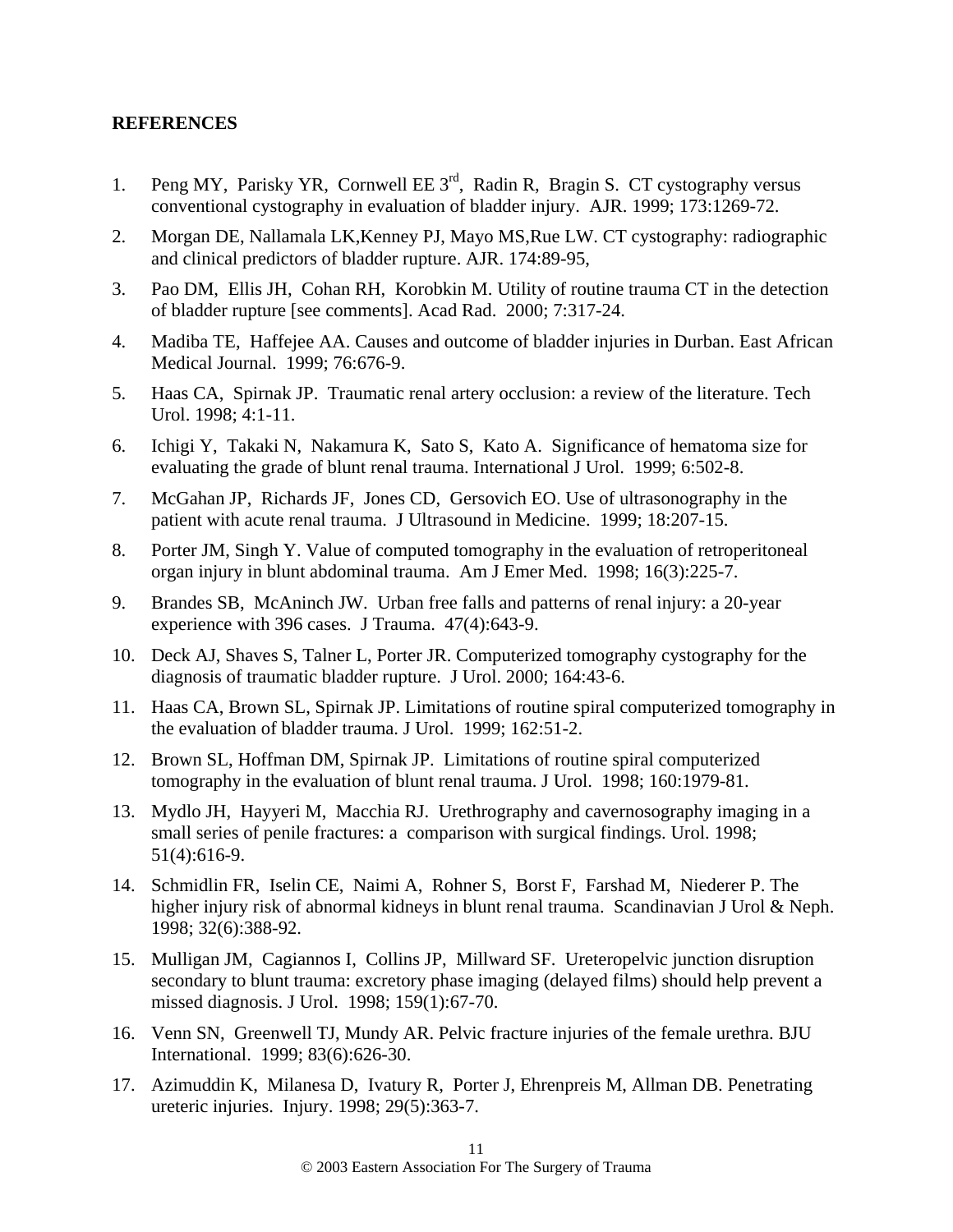**REFERENCES**

1. Peng MY, Parisky YR, Cornwell EE 3rd, Radin R, Bragin S. CT cystography versus conventional cystography in evaluation of bladder injury. AJR. 1999; 173:1269-72.
2. Morgan DE, Nallamala LK,Kenney PJ, Mayo MS,Rue LW. CT cystography: radiographic and clinical predictors of bladder rupture. AJR. 174:89-95,
3. Pao DM, Ellis JH, Cohan RH, Korobkin M. Utility of routine trauma CT in the detection of bladder rupture [see comments]. Acad Rad. 2000; 7:317-24.
4. Madiba TE, Haffejee AA. Causes and outcome of bladder injuries in Durban. East African Medical Journal. 1999; 76:676-9.
5. Haas CA, Spirnak JP. Traumatic renal artery occlusion: a review of the literature. Tech Urol. 1998; 4:1-11.
6. Ichigi Y, Takaki N, Nakamura K, Sato S, Kato A. Significance of hematoma size for evaluating the grade of blunt renal trauma. International J Urol. 1999; 6:502-8.
7. McGahan JP, Richards JF, Jones CD, Gersovich EO. Use of ultrasonography in the patient with acute renal trauma. J Ultrasound in Medicine. 1999; 18:207-15.
8. Porter JM, Singh Y. Value of computed tomography in the evaluation of retroperitoneal organ injury in blunt abdominal trauma. Am J Emer Med. 1998; 16(3):225-7.
9. Brandes SB, McAninch JW. Urban free falls and patterns of renal injury: a 20-year experience with 396 cases. J Trauma. 47(4):643-9.
10. Deck AJ, Shaves S, Talner L, Porter JR. Computerized tomography cystography for the diagnosis of traumatic bladder rupture. J Urol. 2000; 164:43-6.
11. Haas CA, Brown SL, Spirnak JP. Limitations of routine spiral computerized tomography in the evaluation of bladder trauma. J Urol. 1999; 162:51-2.
12. Brown SL, Hoffman DM, Spirnak JP. Limitations of routine spiral computerized tomography in the evaluation of blunt renal trauma. J Urol. 1998; 160:1979-81.
13. Mydlo JH, Hayyeri M, Macchia RJ. Urethrography and cavernosography imaging in a small series of penile fractures: a comparison with surgical findings. Urol. 1998; 51(4):616-9.
14. Schmidlin FR, Iselin CE, Naimi A, Rohner S, Borst F, Farshad M, Niederer P. The higher injury risk of abnormal kidneys in blunt renal trauma. Scandinavian J Urol & Neph. 1998; 32(6):388-92.
15. Mulligan JM, Cagiannos I, Collins JP, Millward SF. Ureteropelvic junction disruption secondary to blunt trauma: excretory phase imaging (delayed films) should help prevent a missed diagnosis. J Urol. 1998; 159(1):67-70.
16. Venn SN, Greenwell TJ, Mundy AR. Pelvic fracture injuries of the female urethra. BJU International. 1999; 83(6):626-30.
17. Azimuddin K, Milanesa D, Ivatury R, Porter J, Ehrenpreis M, Allman DB. Penetrating ureteric injuries. Injury. 1998; 29(5):363-7.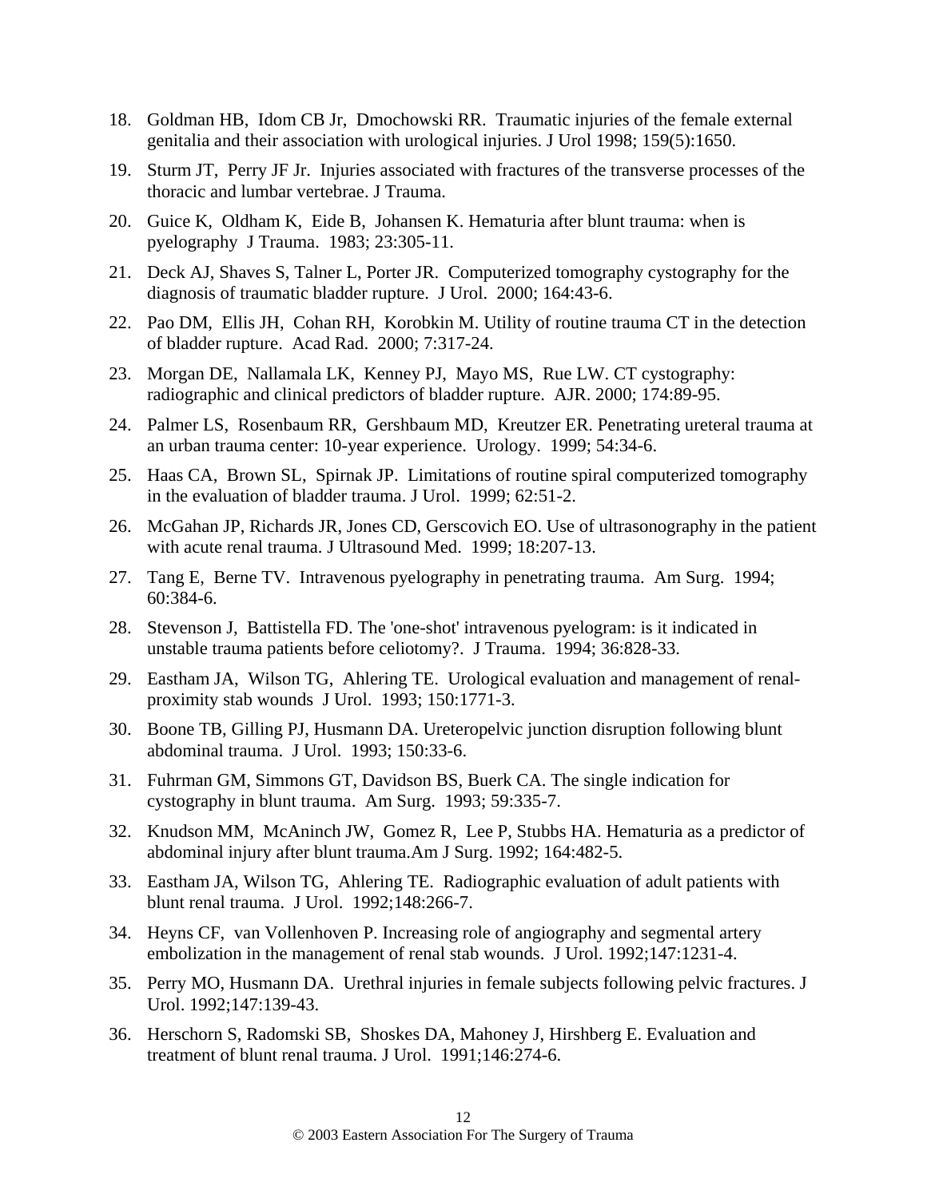18. Goldman HB, Idom CB Jr, Dmochowski RR. Traumatic injuries of the female external genitalia and their association with urological injuries. J Urol 1998; 159(5):1650.

19. Sturm JT, Perry JF Jr. Injuries associated with fractures of the transverse processes of the thoracic and lumbar vertebrae. J Trauma.

20. Guice K, Oldham K, Eide B, Johansen K. Hematuria after blunt trauma: when is pyelography J Trauma. 1983; 23:305-11.

21. Deck AJ, Shaves S, Talner L, Porter JR. Computerized tomography cystography for the diagnosis of traumatic bladder rupture. J Urol. 2000; 164:43-6.

22. Pao DM, Ellis JH, Cohan RH, Korobkin M. Utility of routine trauma CT in the detection of bladder rupture. Acad Rad. 2000; 7:317-24.

23. Morgan DE, Nallamala LK, Kenney PJ, Mayo MS, Rue LW. CT cystography: radiographic and clinical predictors of bladder rupture. AJR. 2000; 174:89-95.

24. Palmer LS, Rosenbaum RR, Gershbaum MD, Kreutzer ER. Penetrating ureteral trauma at an urban trauma center: 10-year experience. Urology. 1999; 54:34-6.

25. Haas CA, Brown SL, Spirnak JP. Limitations of routine spiral computerized tomography in the evaluation of bladder trauma. J Urol. 1999; 62:51-2.

26. McGahan JP, Richards JR, Jones CD, Gerscovich EO. Use of ultrasonography in the patient with acute renal trauma. J Ultrasound Med. 1999; 18:207-13.

27. Tang E, Berne TV. Intravenous pyelography in penetrating trauma. Am Surg. 1994; 60:384-6.

28. Stevenson J, Battistella FD. The 'one-shot' intravenous pyelogram: is it indicated in unstable trauma patients before celiotomy?. J Trauma. 1994; 36:828-33.

29. Eastham JA, Wilson TG, Ahlering TE. Urological evaluation and management of renal-proximity stab wounds J Urol. 1993; 150:1771-3.

30. Boone TB, Gilling PJ, Husmann DA. Ureteropelvic junction disruption following blunt abdominal trauma. J Urol. 1993; 150:33-6.

31. Fuhrman GM, Simmons GT, Davidson BS, Buerk CA. The single indication for cystography in blunt trauma. Am Surg. 1993; 59:335-7.

32. Knudson MM, McAninch JW, Gomez R, Lee P, Stubbs HA. Hematuria as a predictor of abdominal injury after blunt trauma.Am J Surg. 1992; 164:482-5.

33. Eastham JA, Wilson TG, Ahlering TE. Radiographic evaluation of adult patients with blunt renal trauma. J Urol. 1992;148:266-7.

34. Heyns CF, van Vollenhoven P. Increasing role of angiography and segmental artery embolization in the management of renal stab wounds. J Urol. 1992;147:1231-4.

35. Perry MO, Husmann DA. Urethral injuries in female subjects following pelvic fractures. J Urol. 1992;147:139-43.

36. Herschorn S, Radomski SB, Shoskes DA, Mahoney J, Hirshberg E. Evaluation and treatment of blunt renal trauma. J Urol. 1991;146:274-6.

© 2003 Eastern Association For The Surgery of Trauma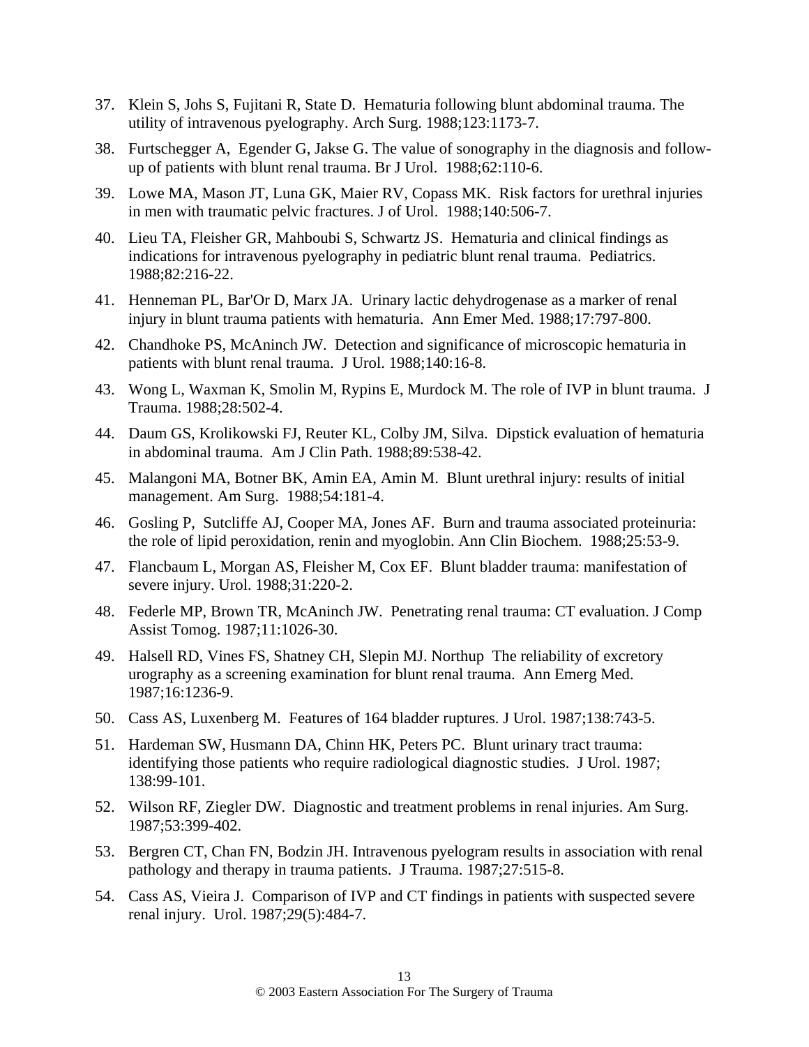37. Klein S, Johs S, Fujitani R, State D. Hematuria following blunt abdominal trauma. The utility of intravenous pyelography. Arch Surg. 1988;123:1173-7.

38. Furtschegger A, Egender G, Jakse G. The value of sonography in the diagnosis and follow-up of patients with blunt renal trauma. Br J Urol. 1988;62:110-6.

39. Lowe MA, Mason JT, Luna GK, Maier RV, Copass MK. Risk factors for urethral injuries in men with traumatic pelvic fractures. J of Urol. 1988;140:506-7.

40. Lieu TA, Fleisher GR, Mahboubi S, Schwartz JS. Hematuria and clinical findings as indications for intravenous pyelography in pediatric blunt renal trauma. Pediatrics. 1988;82:216-22.

41. Henneman PL, Bar'Or D, Marx JA. Urinary lactic dehydrogenase as a marker of renal injury in blunt trauma patients with hematuria. Ann Emer Med. 1988;17:797-800.

42. Chandhoke PS, McAninch JW. Detection and significance of microscopic hematuria in patients with blunt renal trauma. J Urol. 1988;140:16-8.

43. Wong L, Waxman K, Smolin M, Rypins E, Murdock M. The role of IVP in blunt trauma. J Trauma. 1988;28:502-4.

44. Daum GS, Krolikowski FJ, Reuter KL, Colby JM, Silva. Dipstick evaluation of hematuria in abdominal trauma. Am J Clin Path. 1988;89:538-42.

45. Malangoni MA, Botner BK, Amin EA, Amin M. Blunt urethral injury: results of initial management. Am Surg. 1988;54:181-4.

46. Gosling P, Sutcliffe AJ, Cooper MA, Jones AF. Burn and trauma associated proteinuria: the role of lipid peroxidation, renin and myoglobin. Ann Clin Biochem. 1988;25:53-9.

47. Flancbaum L, Morgan AS, Fleisher M, Cox EF. Blunt bladder trauma: manifestation of severe injury. Urol. 1988;31:220-2.

48. Federle MP, Brown TR, McAninch JW. Penetrating renal trauma: CT evaluation. J Comp Assist Tomog. 1987;11:1026-30.

49. Halsell RD, Vines FS, Shatney CH, Slepin MJ. Northup The reliability of excretory urography as a screening examination for blunt renal trauma. Ann Emerg Med. 1987;16:1236-9.

50. Cass AS, Luxenberg M. Features of 164 bladder ruptures. J Urol. 1987;138:743-5.

51. Hardeman SW, Husmann DA, Chinn HK, Peters PC. Blunt urinary tract trauma: identifying those patients who require radiological diagnostic studies. J Urol. 1987; 138:99-101.

52. Wilson RF, Ziegler DW. Diagnostic and treatment problems in renal injuries. Am Surg. 1987;53:399-402.

53. Bergren CT, Chan FN, Bodzin JH. Intravenous pyelogram results in association with renal pathology and therapy in trauma patients. J Trauma. 1987;27:515-8.

54. Cass AS, Vieira J. Comparison of IVP and CT findings in patients with suspected severe renal injury. Urol. 1987;29(5):484-7.

© 2003 Eastern Association For The Surgery of Trauma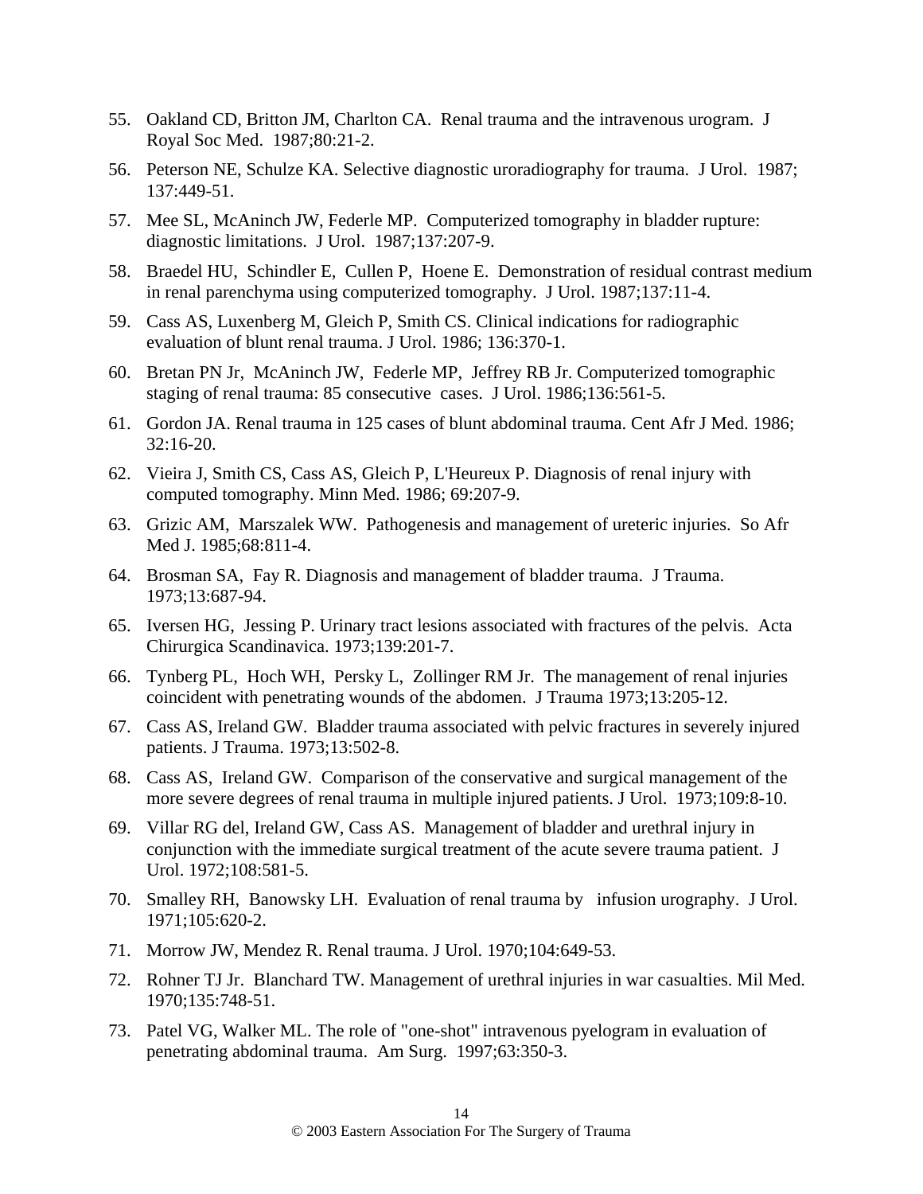55. Oakland CD, Britton JM, Charlton CA. Renal trauma and the intravenous urogram. J Royal Soc Med. 1987;80:21-2.

56. Peterson NE, Schulze KA. Selective diagnostic uroradiography for trauma. J Urol. 1987; 137:449-51.

57. Mee SL, McAninch JW, Federle MP. Computerized tomography in bladder rupture: diagnostic limitations. J Urol. 1987;137:207-9.

58. Braedel HU, Schindler E, Cullen P, Hoene E. Demonstration of residual contrast medium in renal parenchyma using computerized tomography. J Urol. 1987;137:11-4.

59. Cass AS, Luxenberg M, Gleich P, Smith CS. Clinical indications for radiographic evaluation of blunt renal trauma. J Urol. 1986; 136:370-1.

60. Bretan PN Jr, McAninch JW, Federle MP, Jeffrey RB Jr. Computerized tomographic staging of renal trauma: 85 consecutive cases. J Urol. 1986;136:561-5.

61. Gordon JA. Renal trauma in 125 cases of blunt abdominal trauma. Cent Afr J Med. 1986; 32:16-20.

62. Vieira J, Smith CS, Cass AS, Gleich P, L'Heureux P. Diagnosis of renal injury with computed tomography. Minn Med. 1986; 69:207-9.

63. Grizic AM, Marszalek WW. Pathogenesis and management of ureteric injuries. So Afr Med J. 1985;68:811-4.

64. Brosman SA, Fay R. Diagnosis and management of bladder trauma. J Trauma. 1973;13:687-94.

65. Iversen HG, Jessing P. Urinary tract lesions associated with fractures of the pelvis. Acta Chirurgica Scandinavica. 1973;139:201-7.

66. Tynberg PL, Hoch WH, Persky L, Zollinger RM Jr. The management of renal injuries coincident with penetrating wounds of the abdomen. J Trauma 1973;13:205-12.

67. Cass AS, Ireland GW. Bladder trauma associated with pelvic fractures in severely injured patients. J Trauma. 1973;13:502-8.

68. Cass AS, Ireland GW. Comparison of the conservative and surgical management of the more severe degrees of renal trauma in multiple injured patients. J Urol. 1973;109:8-10.

69. Villar RG del, Ireland GW, Cass AS. Management of bladder and urethral injury in conjunction with the immediate surgical treatment of the acute severe trauma patient. J Urol. 1972;108:581-5.

70. Smalley RH, Banowsky LH. Evaluation of renal trauma by infusion urography. J Urol. 1971;105:620-2.

71. Morrow JW, Mendez R. Renal trauma. J Urol. 1970;104:649-53.

72. Rohner TJ Jr. Blanchard TW. Management of urethral injuries in war casualties. Mil Med. 1970;135:748-51.

73. Patel VG, Walker ML. The role of "one-shot" intravenous pyelogram in evaluation of penetrating abdominal trauma. Am Surg. 1997;63:350-3.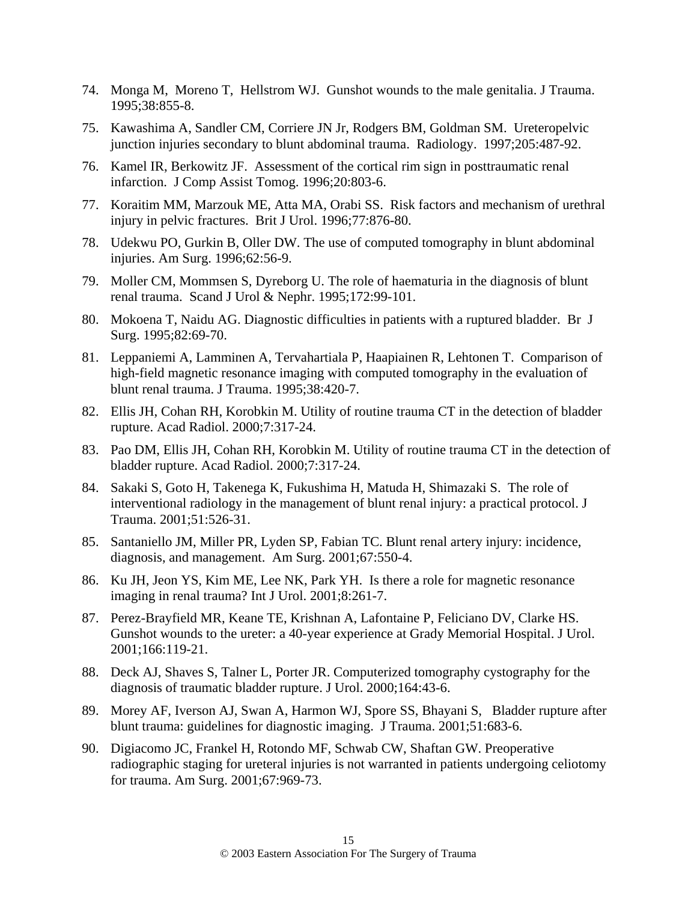74. Monga M, Moreno T, Hellstrom WJ. Gunshot wounds to the male genitalia. J Trauma. 1995;38:855-8.
75. Kawashima A, Sandler CM, Corriere JN Jr, Rodgers BM, Goldman SM. Ureteropelvic junction injuries secondary to blunt abdominal trauma. Radiology. 1997;205:487-92.
76. Kamel IR, Berkowitz JF. Assessment of the cortical rim sign in posttraumatic renal infarction. J Comp Assist Tomog. 1996;20:803-6.
77. Koraitim MM, Marzouk ME, Atta MA, Orabi SS. Risk factors and mechanism of urethral injury in pelvic fractures. Brit J Urol. 1996;77:876-80.
78. Udekwu PO, Gurkin B, Oller DW. The use of computed tomography in blunt abdominal injuries. Am Surg. 1996;62:56-9.
79. Moller CM, Mommsen S, Dyreborg U. The role of haematuria in the diagnosis of blunt renal trauma. Scand J Urol & Nephr. 1995;172:99-101.
80. Mokoena T, Naidu AG. Diagnostic difficulties in patients with a ruptured bladder. Br J Surg. 1995;82:69-70.
81. Leppaniemi A, Lamminen A, Tervahartiala P, Haapiainen R, Lehtonen T. Comparison of high-field magnetic resonance imaging with computed tomography in the evaluation of blunt renal trauma. J Trauma. 1995;38:420-7.
82. Ellis JH, Cohan RH, Korobkin M. Utility of routine trauma CT in the detection of bladder rupture. Acad Radiol. 2000;7:317-24.
83. Pao DM, Ellis JH, Cohan RH, Korobkin M. Utility of routine trauma CT in the detection of bladder rupture. Acad Radiol. 2000;7:317-24.
84. Sakaki S, Goto H, Takenega K, Fukushima H, Matuda H, Shimazaki S. The role of interventional radiology in the management of blunt renal injury: a practical protocol. J Trauma. 2001;51:526-31.
85. Santaniello JM, Miller PR, Lyden SP, Fabian TC. Blunt renal artery injury: incidence, diagnosis, and management. Am Surg. 2001;67:550-4.
86. Ku JH, Jeon YS, Kim ME, Lee NK, Park YH. Is there a role for magnetic resonance imaging in renal trauma? Int J Urol. 2001;8:261-7.
87. Perez-Brayfield MR, Keane TE, Krishnan A, Lafontaine P, Feliciano DV, Clarke HS. Gunshot wounds to the ureter: a 40-year experience at Grady Memorial Hospital. J Urol. 2001;166:119-21.
88. Deck AJ, Shaves S, Talner L, Porter JR. Computerized tomography cystography for the diagnosis of traumatic bladder rupture. J Urol. 2000;164:43-6.
89. Morey AF, Iverson AJ, Swan A, Harmon WJ, Spore SS, Bhayani S, Bladder rupture after blunt trauma: guidelines for diagnostic imaging. J Trauma. 2001;51:683-6.
90. Digiacomo JC, Frankel H, Rotondo MF, Schwab CW, Shaftan GW. Preoperative radiographic staging for ureteral injuries is not warranted in patients undergoing celiotomy for trauma. Am Surg. 2001;67:969-73.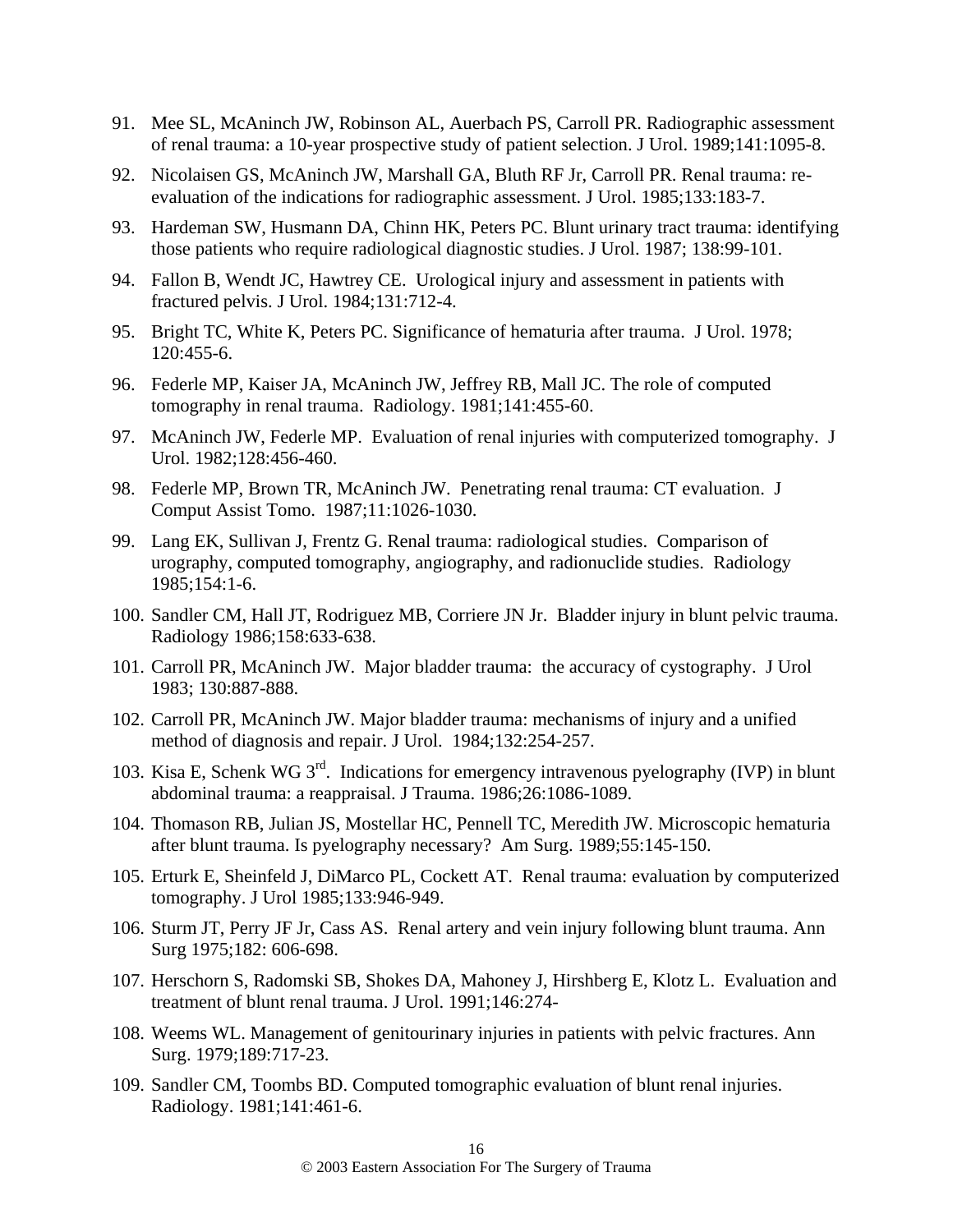91. Mee SL, McAninch JW, Robinson AL, Auerbach PS, Carroll PR. Radiographic assessment of renal trauma: a 10-year prospective study of patient selection. J Urol. 1989;141:1095-8.

92. Nicolaisen GS, McAninch JW, Marshall GA, Bluth RF Jr, Carroll PR. Renal trauma: re-evaluation of the indications for radiographic assessment. J Urol. 1985;133:183-7.

93. Hardeman SW, Husmann DA, Chinn HK, Peters PC. Blunt urinary tract trauma: identifying those patients who require radiological diagnostic studies. J Urol. 1987; 138:99-101.

94. Fallon B, Wendt JC, Hawtrey CE. Urological injury and assessment in patients with fractured pelvis. J Urol. 1984;131:712-4.

95. Bright TC, White K, Peters PC. Significance of hematuria after trauma. J Urol. 1978; 120:455-6.

96. Federle MP, Kaiser JA, McAninch JW, Jeffrey RB, Mall JC. The role of computed tomography in renal trauma. Radiology. 1981;141:455-60.

97. McAninch JW, Federle MP. Evaluation of renal injuries with computerized tomography. J Urol. 1982;128:456-460.

98. Federle MP, Brown TR, McAninch JW. Penetrating renal trauma: CT evaluation. J Comput Assist Tomo. 1987;11:1026-1030.

99. Lang EK, Sullivan J, Frentz G. Renal trauma: radiological studies. Comparison of urography, computed tomography, angiography, and radionuclide studies. Radiology 1985;154:1-6.

100. Sandler CM, Hall JT, Rodriguez MB, Corriere JN Jr. Bladder injury in blunt pelvic trauma. Radiology 1986;158:633-638.

101. Carroll PR, McAninch JW. Major bladder trauma: the accuracy of cystography. J Urol 1983; 130:887-888.

102. Carroll PR, McAninch JW. Major bladder trauma: mechanisms of injury and a unified method of diagnosis and repair. J Urol. 1984;132:254-257.

103. Kisa E, Schenk WG 3rd. Indications for emergency intravenous pyelography (IVP) in blunt abdominal trauma: a reappraisal. J Trauma. 1986;26:1086-1089.

104. Thomason RB, Julian JS, Mostellar HC, Pennell TC, Meredith JW. Microscopic hematuria after blunt trauma. Is pyelography necessary? Am Surg. 1989;55:145-150.

105. Erturk E, Sheinfeld J, DiMarco PL, Cockett AT. Renal trauma: evaluation by computerized tomography. J Urol 1985;133:946-949.

106. Sturm JT, Perry JF Jr, Cass AS. Renal artery and vein injury following blunt trauma. Ann Surg 1975;182: 606-698.

107. Herschorn S, Radomski SB, Shokes DA, Mahoney J, Hirshberg E, Klotz L. Evaluation and treatment of blunt renal trauma. J Urol. 1991;146:274-

108. Weems WL. Management of genitourinary injuries in patients with pelvic fractures. Ann Surg. 1979;189:717-23.

109. Sandler CM, Toombs BD. Computed tomographic evaluation of blunt renal injuries. Radiology. 1981;141:461-6.

© 2003 Eastern Association For The Surgery of Trauma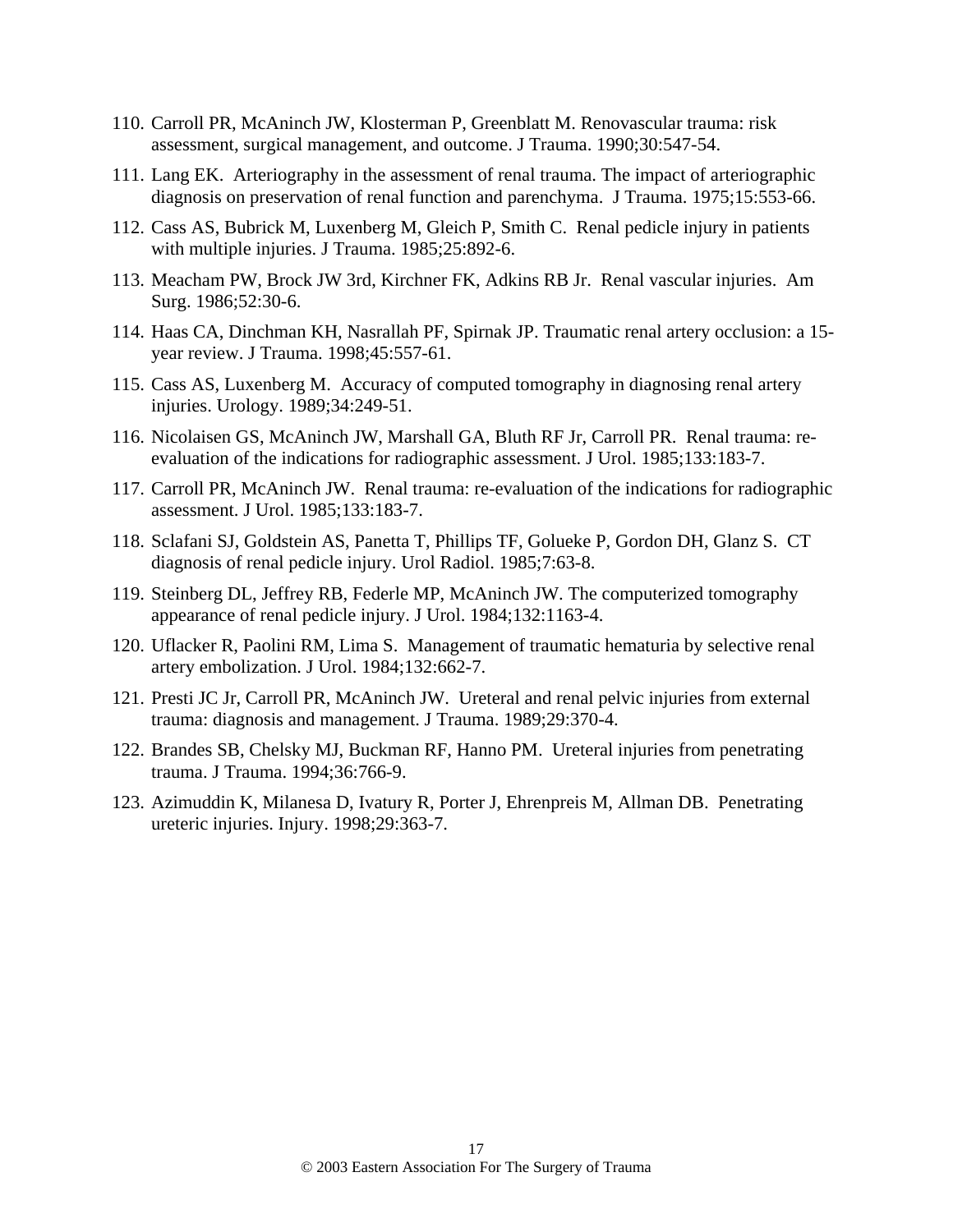110. Carroll PR, McAninch JW, Klosterman P, Greenblatt M. Renovascular trauma: risk assessment, surgical management, and outcome. J Trauma. 1990;30:547-54.
111. Lang EK. Arteriography in the assessment of renal trauma. The impact of arteriographic diagnosis on preservation of renal function and parenchyma. J Trauma. 1975;15:553-66.
112. Cass AS, Bubrick M, Luxenberg M, Gleich P, Smith C. Renal pedicle injury in patients with multiple injuries. J Trauma. 1985;25:892-6.
113. Meacham PW, Brock JW 3rd, Kirchner FK, Adkins RB Jr. Renal vascular injuries. Am Surg. 1986;52:30-6.
114. Haas CA, Dinchman KH, Nasrallah PF, Spirnak JP. Traumatic renal artery occlusion: a 15-year review. J Trauma. 1998;45:557-61.
115. Cass AS, Luxenberg M. Accuracy of computed tomography in diagnosing renal artery injuries. Urology. 1989;34:249-51.
116. Nicolaisen GS, McAninch JW, Marshall GA, Bluth RF Jr, Carroll PR. Renal trauma: re-evaluation of the indications for radiographic assessment. J Urol. 1985;133:183-7.
117. Carroll PR, McAninch JW. Renal trauma: re-evaluation of the indications for radiographic assessment. J Urol. 1985;133:183-7.
118. Sclafani SJ, Goldstein AS, Panetta T, Phillips TF, Golueke P, Gordon DH, Glanz S. CT diagnosis of renal pedicle injury. Urol Radiol. 1985;7:63-8.
119. Steinberg DL, Jeffrey RB, Federle MP, McAninch JW. The computerized tomography appearance of renal pedicle injury. J Urol. 1984;132:1163-4.
120. Uflacker R, Paolini RM, Lima S. Management of traumatic hematuria by selective renal artery embolization. J Urol. 1984;132:662-7.
121. Presti JC Jr, Carroll PR, McAninch JW. Ureteral and renal pelvic injuries from external trauma: diagnosis and management. J Trauma. 1989;29:370-4.
122. Brandes SB, Chelsky MJ, Buckman RF, Hanno PM. Ureteral injuries from penetrating trauma. J Trauma. 1994;36:766-9.
123. Azimuddin K, Milanesa D, Ivatury R, Porter J, Ehrenpreis M, Allman DB. Penetrating ureteric injuries. Injury. 1998;29:363-7.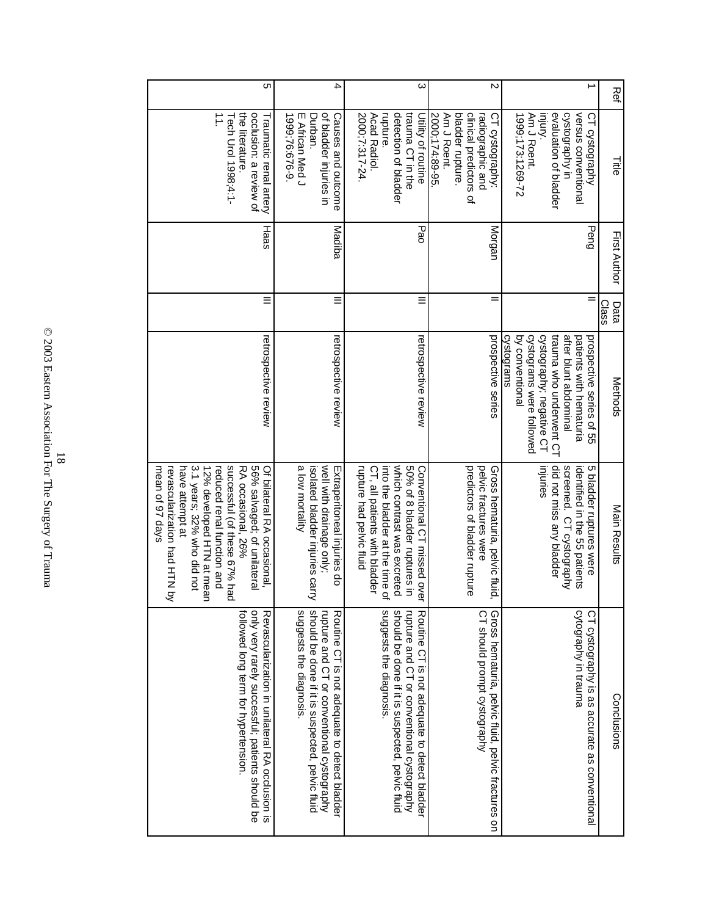| Ref | Title | First Author | Data Class | Methods | Main Results | Conclusions |
|---|---|---|---|---|---|---|
| 1 | CT cystography versus conventional cystography in evaluation of bladder injury. Am J Roent. 1999;173:1269-72 | Peng | II | prospective series of 55 patients with hematuria after blunt abdominal trauma who underwent CT cystography, negative CT cystograms were followed by conventional cystograms | 5 bladder ruptures were identified in the 55 patients screened. CT cystography did not miss any bladder injuries | CT cystography is as accurate as conventional cystography in trauma |
| 2 | CT cystography: radiographic and clinical predictors of bladder rupture. Am J Roent. 2000;174:89-95. | Morgan | II | prospective series | Gross hematuria, pelvic fluid, pelvic fractures were predictors of bladder rupture | Gross hematuria, pelvic fluid, pelvic fractures on CT should prompt cystography |
| 3 | Utility of routine trauma CT in the detection of bladder rupture. Acad Radiol. 2000;7:317-24. | Pao | III | retrospective review | Conventional CT missed over 50% of 8 bladder ruptures in which contrast was excreted into the bladder at the time of CT, all patients with bladder rupture had pelvic fluid | Routine CT is not adequate to detect bladder rupture and CT or conventional cystography should be done if it is suspected, pelvic fluid suggests the diagnosis. |
| 4 | Causes and outcome of bladder injuries in Durban. E African Med J 1999;76:676-9. | Madiba | III | retrospective review | Extraperitoneal injuries do well with drainage only; isolated bladder injuries carry a low mortality | Routine CT is not adequate to detect bladder rupture and CT or conventional cystography should be done if it is suspected, pelvic fluid suggests the diagnosis. |
| 5 | Traumatic renal artery occlusion: a review of the literature. Tech Urol 1998;4:1-11. | Haas | III | retrospective review | Of bilateral RA occasional, 56% salvaged; of unilateral RA occasional, 26% successful (of these 67% had reduced renal function and 12% developed HTN at mean 3.1 years; 32% who did not have attempt at revascularization had HTN by mean of 97 days | Revascularization in unilateral RA occlusion is only very rarely successful; patients should be followed long term for hypertension. |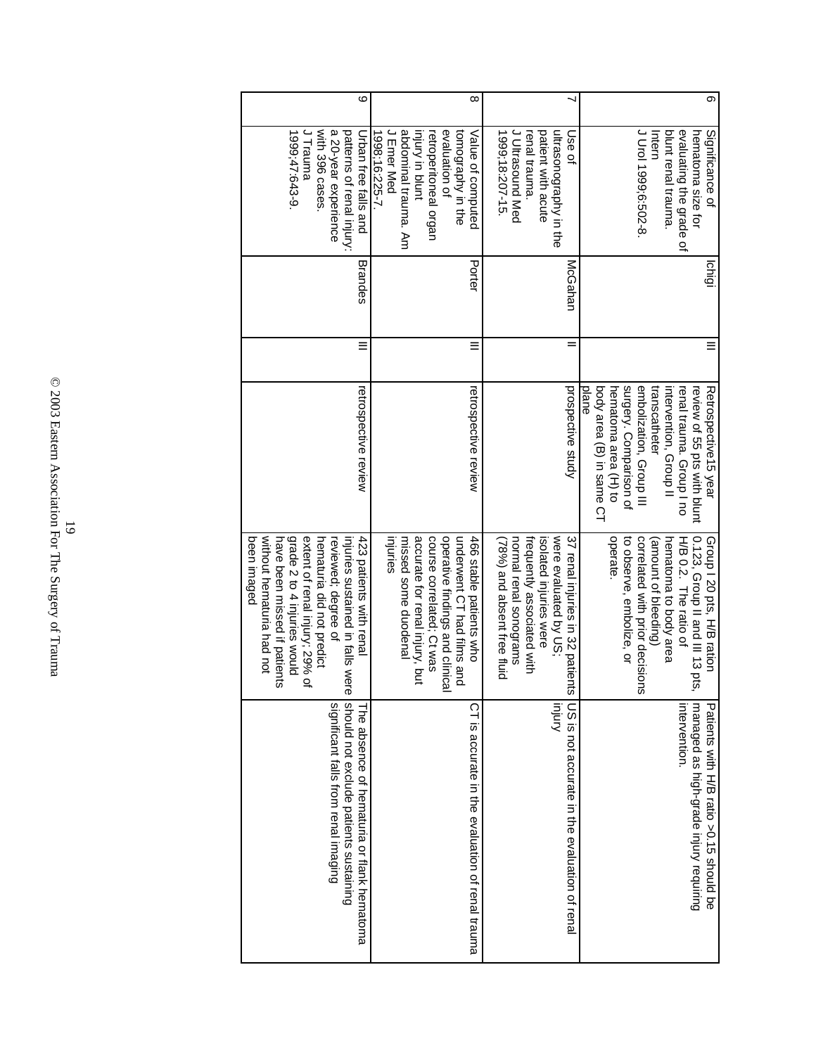| | | | | | | |
|---|---|---|---|---|---|---|
| 6 | Significance of hematoma size for evaluating the grade of blunt renal trauma. Intern J Urol 1999;6:502-8. | Ichigi | III | Retrospective15 year review of 55 pts with blunt renal trauma. Group I no intervention, Group II transcatheter embolization, Group III surgery. Comparison of hematoma area (H) to body area (B) in same CT plane | Group I 20 pts, H/B ration 0.123, Group II and III 13 pts, H/B 0.2. The ratio of hematoma to body area (amount of bleeding) correlated with prior decisions to observe, embolize, or operate. | Patients with H/B ratio >0.15 should be managed as high-grade injury requiring intervention. |
| 7 | Use of ultrasonography in the patient with acute renal trauma. J Ultrasound Med 1999;18:207-15. | McGahan | II | prospective study | 37 renal injuries in 32 patients were evaluated by US; isolated injuries were frequently associated with normal renal sonograms (78%) and absent free fluid | US is not accurate in the evaluation of renal injury |
| 8 | Value of computed tomography in the evaluation of retroperitoneal organ injury in blunt abdominal trauma. Am J Emer Med 1998;16:225-7. | Porter | III | retrospective review | 466 stable patients who underwent CT had films and operative findings and clinical course correlated; Ct was accurate for renal injury, but missed some duodenal injuries | CT is accurate in the evaluation of renal trauma |
| 9 | Urban free falls and patterns of renal injury: a 20-year experience with 396 cases. J Trauma 1999;47:643-9. | Brandes | III | retrospective review | 423 patients with renal injuries sustained in falls were reviewed; degree of hematuria did not predict extent of renal injury; 29% of grade 2 to 4 injuries would have been missed if patients without hematuria had not been imaged | The absence of hematuria or flank hematoma should not exclude patients sustaining significant falls from renal imaging |

© 2003 Eastern Association For The Surgery of Trauma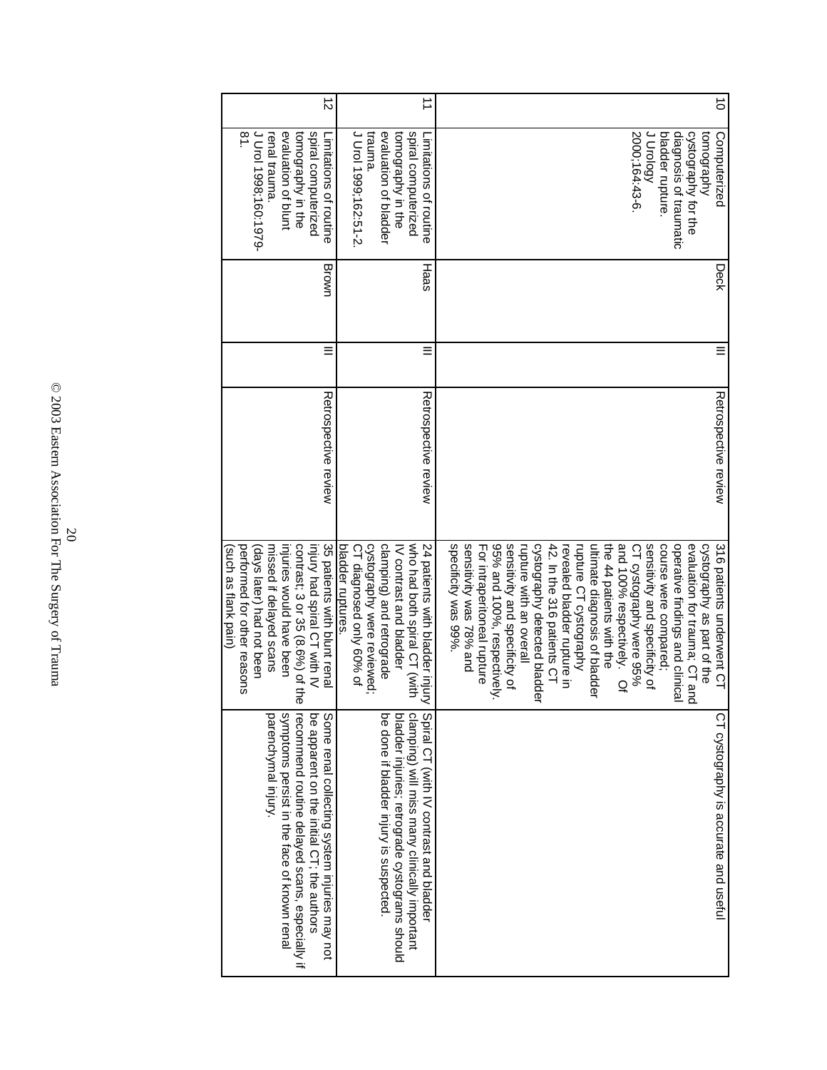| 10 | Computerized tomography cystography for the diagnosis of traumatic bladder rupture. J Urology 2000;164:43-6. | Deck | III | Retrospective review | 316 patients underwent CT cystography as part of the evaluation for trauma. CT and operative findings and clinical course were compared; sensitivity and specificity of CT cystography were 95% and 100% respectively. Of the 44 patients with the ultimate diagnosis of bladder rupture CT cystography revealed bladder rupture in 42. In the 316 patients CT cystography detected bladder rupture with an overall sensitivity and specificity of 95% and 100%, respectively. For intraperitoneal rupture sensitivity was 78% and specificity was 99%. | CT cystography is accurate and useful |
|---|---|---|---|---|---|---|
| 11 | Limitations of routine spiral computerized tomography in the evaluation of bladder trauma. J Urol 1999;162:51-2. | Haas | III | Retrospective review | 24 patients with bladder injury who had both spiral CT (with IV contrast and bladder clamping) and retrograde cystography were reviewed; CT diagnosed only 60% of bladder ruptures. | Spiral CT (with IV contrast and bladder clamping) will miss many clinically important bladder injuries; retrograde cystograms should be done if bladder injury is suspected. |
| 12 | Limitations of routine spiral computerized tomography in the evaluation of blunt renal trauma. J Urol 1998;160:1979-81. | Brown | III | Retrospective review | 35 patients with blunt renal injury had spiral CT with IV contrast; 3 or 35 (8.6%) of the injuries would have been missed if delayed scans (days later) had not been performed for other reasons (such as flank pain) | Some renal collecting system injuries may not be apparent on the initial CT; the authors recommend routine delayed scans, especially if symptoms persist in the face of known renal parenchymal injury. |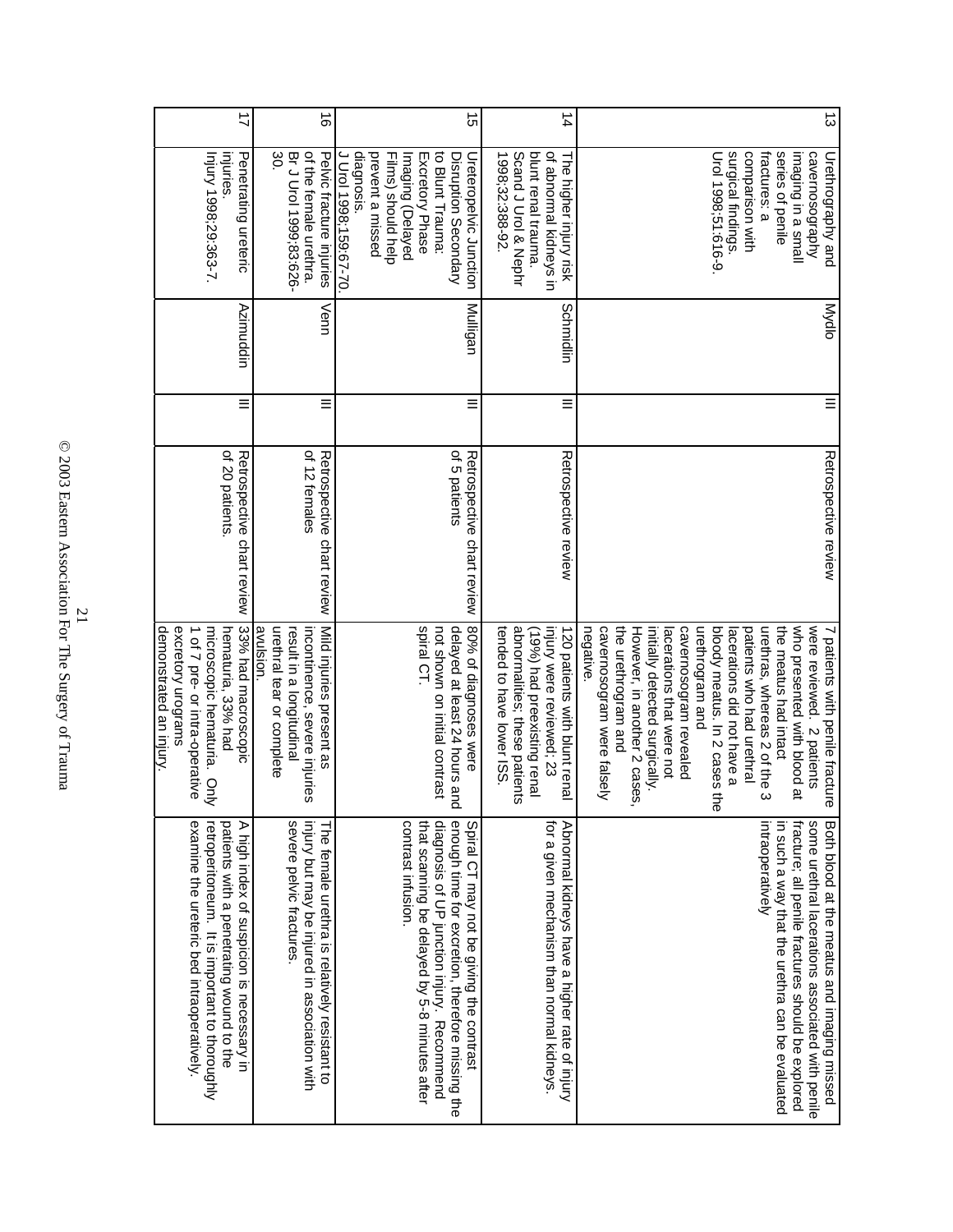| | | | | | | |
|---|---|---|---|---|---|---|
| 13 | Urethrography and cavernosography imaging in a small series of penile fractures: a comparison with surgical findings. Urol 1998;51:616-9. | Mydlo | III | Retrospective review | 7 patients with penile fracture were reviewed. 2 patients who presented with blood at the meatus had intact urethras, whereas 2 of the 3 patients who had urethral lacerations did not have a bloody meatus. In 2 cases the urethrogram and cavernosogram revealed lacerations that were not initially detected surgically. However, in another 2 cases, the urethrogram and cavernosogram were falsely negative. | Both blood at the meatus and imaging missed some urethral lacerations associated with penile fracture; all penile fractures should be explored in such a way that the urethra can be evaluated intraoperatively |
| 14 | The higher injury risk of abnormal kidneys in blunt renal trauma. Scand J Urol & Nephr 1998;32:388-92. | Schmidlin | III | Retrospective review | 120 patients with blunt renal injury were reviewed; 23 (19%) had preexisting renal abnormalities; these patients tended to have lower ISS. | Abnormal kidneys have a higher rate of injury for a given mechanism than normal kidneys. |
| 15 | Ureteropelvic Junction Disruption Secondary to Blunt Trauma: Excretory Phase Imaging (Delayed Films) should help prevent a missed diagnosis. J Urol 1998;159:67-70. | Mulligan | III | Retrospective chart review of 5 patients | 80% of diagnoses were delayed at least 24 hours and not shown on initial contrast spiral CT. | Spiral CT may not be giving the contrast enough time for excretion, therefore missing the diagnosis of UP junction injury. Recommend that scanning be delayed by 5-8 minutes after contrast infusion. |
| 16 | Pelvic fracture injuries of the female urethra. Br J Urol 1999;83:626-30. | Venn | III | Retrospective chart review of 12 females | Mild injuries present as incontinence, severe injuries result in a longitudinal urethral tear or complete avulsion. | The female urethra is relatively resistant to injury but may be injured in association with severe pelvic fractures. |
| 17 | Penetrating ureteric injuries. Injury 1998;29:363-7. | Azimuddin | III | Retrospective chart review of 20 patients. | 33% had macroscopic hematuria, 33% had microscopic hematuria. Only 1 of 7 pre- or intra-operative excretory urograms demonstrated an injury. | A high index of suspicion is necessary in patients with a penetrating wound to the retroperitoneum. It is important to thoroughly examine the ureteric bed intraoperatively. |

© 2003 Eastern Association For The Surgery of Trauma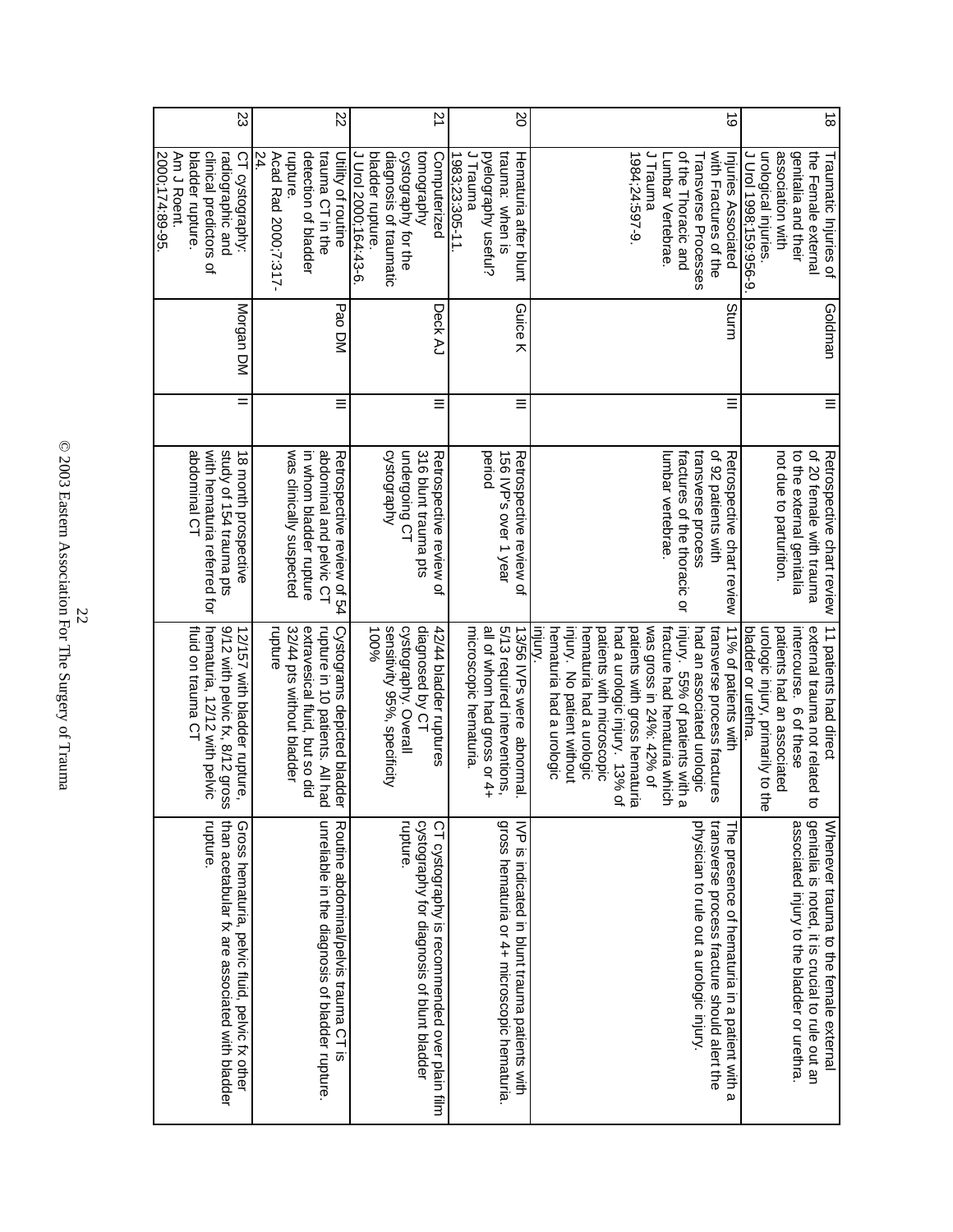| 18 | Traumatic Injuries of the Female external genitalia and their association with urological injuries. J Urol 1998;159:956-9. | Goldman | III | Retrospective chart review of 20 female with trauma to the external genitalia not due to parturition. | 11 patients had direct external trauma not related to intercourse. 6 of these patients had an associated urologic injury, primarily to the bladder or urethra. | Whenever trauma to the female external genitalia is noted, it is crucial to rule out an associated injury to the bladder or urethra. |
|---|---|---|---|---|---|---|
| 19 | Injuries Associated with Fractures of the Transverse Processes of the Thoracic and Lumbar Vertebrae. J Trauma 1984;24:597-9. | Sturm | III | Retrospective chart review of 92 patients with transverse process fractures of the thoracic or lumbar vertebrae. | 11% of patients with transverse process fractures had an associated urologic injury. 55% of patients with a fracture had hematuria which was gross in 24%; 42% of patients with gross hematuria had a urologic injury. 13% of patients with microscopic hematuria had a urologic injury. No patient without hematuria had a urologic injury. | The presence of hematuria in a patient with a transverse process fracture should alert the physician to rule out a urologic injury. |
| 20 | Hematuria after blunt trauma: when is pyelography useful? J Trauma 1983;23:305-11. | Guice K | III | Retrospective review of 156 IVP's over 1 year period | 13/56 IVPs were abnormal. 5/13 required interventions, all of whom had gross or 4+ microscopic hematuria. | IVP is indicated in blunt trauma patients with gross hematuria or 4+ microscopic hematuria. |
| 21 | Computerized tomography cystography for the diagnosis of traumatic bladder rupture. J Urol 2000;164:43-6. | Deck AJ | III | Retrospective review of 316 blunt trauma pts undergoing CT cystography | 42/44 bladder ruptures diagnosed by CT cystography. Overall sensitivity 95%, specificity 100% | CT cystography is recommended over plain film cystography for diagnosis of blunt bladder rupture. |
| 22 | Utility of routine trauma CT in the detection of bladder rupture. Acad Rad 2000;7:317-24. | Pao DM | III | Retrospective review of 54 abdominal and pelvic CT in whom bladder rupture was clinically suspected | Cystograms depicted bladder rupture in 10 patients. All had extravesical fluid, but so did 32/44 pts without bladder rupture | Routine abdominal/pelvis trauma CT is unreliable in the diagnosis of bladder rupture. |
| 23 | CT cystography: radiographic and clinical predictors of bladder rupture. Am J Roent. 2000;174:89-95. | Morgan DM | II | 18 month prospective study of 154 trauma pts with hematuria referred for abdominal CT | 12/157 with bladder rupture, 9/12 with pelvic fx, 8/12 gross hematuria, 12/12 with pelvic fluid on trauma CT | Gross hematuria, pelvic fluid, pelvic fx other than acetabular fx are associated with bladder rupture. |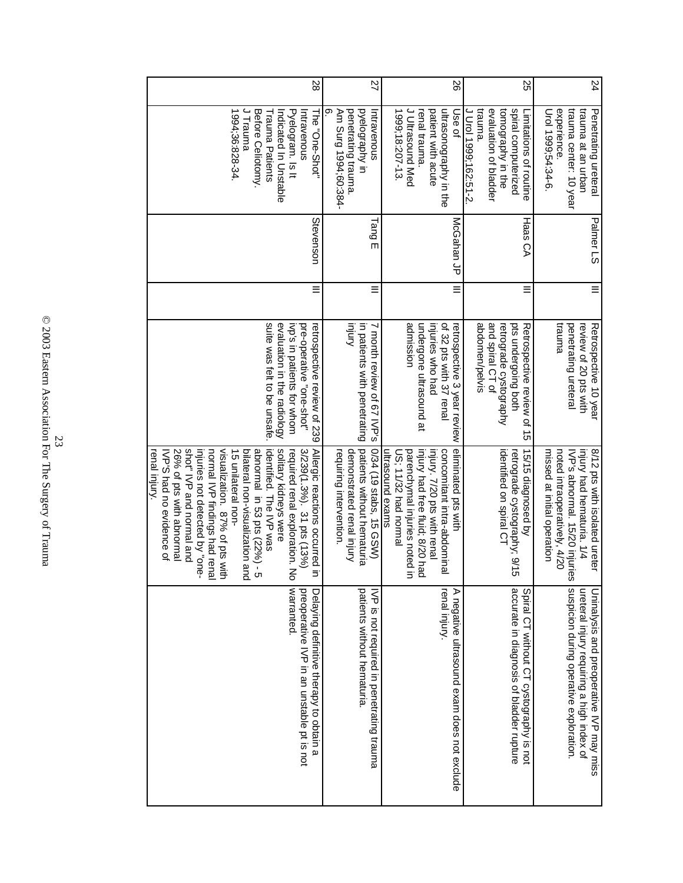| | | | | | | |
|---|---|---|---|---|---|---|
| 24 | Penetrating ureteral trauma at an urban trauma center: 10 year experience. Urol 1999;54:34-6. | Palmer LS | III | Retrospective 10 year review of 20 pts with penetrating ureteral trauma | 8/12 pts with isolated ureter injury had hematuria. 1/4 IVP's abnormal. 15/20 injuries noted intraoperatively, 4/20 missed at initial operation | Urinalysis and preoperative IVP may miss ureteral injury requiring a high index of suspicion during operative exploration. |
| 25 | Limitations of routine spiral computerized tomography in the evaluation of bladder trauma. J Urol 1999;162:51-2. | Haas CA | III | Retrospective review of 15 pts undergoing both retrograde cystography and spiral CT of abdomen/pelvis | 15/15 diagnosed by retrograde cystography; 9/15 identified on spiral CT | Spiral CT without CT cystography is not accurate in diagnosis of bladder rupture |
| 26 | Use of ultrasonography in the patient with acute renal trauma. J Ultrasound Med 1999;18:207-13. | McGahan JP | III | retrospective 3 year review of 32 pts with 37 renal injuries who had undergone ultrasound at admission | eliminated pts with concomitant intra-abdominal injury. 7/20 pts with renal injury had free fluid; 8/20 had parenchymal injuries noted in US; 11/32 had normal ultrasound exams | A negative ultrasound exam does not exclude renal injury. |
| 27 | Intravenous pyelography in penetrating trauma. Am Surg 1994;60:384-6. | Tang E | III | 7 month review of 67 IVP's in patients with penetrating injury | 0/34 (19 stabs, 15 GSW) patients without hematuria demonstrated renal injury requiring intervention. | IVP is not required in penetrating trauma patients without hematuria. |
| 28 | The "One-Shot" Intravenous Pyelogram. Is It Indicated In Unstable Trauma Patients Before Celiotomy. J Trauma 1994;36:828-34. | Stevenson | III | retrospective review of 239 pre-operative "one-shot" ivp's in patients for whom evaluation in the radiology suite was felt to be unsafe. | Allergic reactions occurred in 3/239(1.3%). 31 pts (13%) required renal exploration. No solitary kidneys were identified. The IVP was abnormal in 53 pts (22%) - 5 bilateral non-visualization and 15 unilateral non-visualization. 87% of pts with normal IVP findings had renal injuries not detected by "one-shot" IVP and normal and 26% of pts with abnormal IVP'S had no evidence of renal injury. | Delaying definitive therapy to obtain a preoperative IVP in an unstable pt is not warranted. |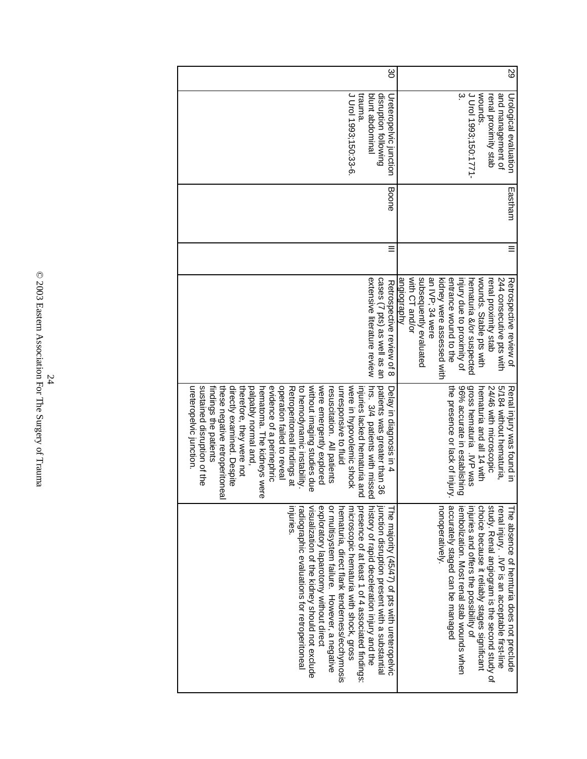| | | | | | | |
|---|---|---|---|---|---|---|
| 29 | Urological evaluation and management of renal proximity stab wounds. J Urol 1993;150:1771-3. | Eastham | III | Retrospective review of 244 consecutive pts with renal proximity stab wounds. Stable pts with hematuria &/or suspected injury due to proximity of entrance wound to the kidney were assessed with an IVP; 34 were subsequently evaluated with CT and/or angiography | Renal injury was found in 5/184 without hematuria, 24/46 with microscopic hematuria and all 14 with gross hematuria. IVP was 96% accurate in establishing the presence or lack of injury. | The absence of hemturia does not preclude renal injury. IVP is an acceptable first-line study. Renal angiogram is the second study of choice because it reliably stages significant injuries and offers the possibility of iembolization. Most renal stab wounds when accurately staged can be managed nonoperatively. |
| 30 | Ureteropelvic junction disruption following blunt abdominal trauma. J Urol 1993;150:33-6. | Boone | III | Retrospective review of 8 cases (7 pts) as well as an extensive literature review | Delay in diagnosis in 4 patients was greater than 36 hrs. 3/4 patients with missed injuries lacked hematuria and were in hypovolemic shock unresponsive to fluid resuscitation. All patients were emergently explored without imaging studies due to hemodynamic instability. Retroperitoneal findings at operation failed to reveal evidence of a perinephric hematoma. The kidneys were palpably normal and, therefore, they were not directly examined. Despite these negative retroperitoneal findings the patients sustained disruption of the ureteropelvic junction. | The majority (45/47) of pts with ureteropelvic junction disruption present with a substantial history of rapid deceleration injury and the presence of at least 1 of 4 associated findings: microscopic hematuria with shock, gross hematuria, direct flank tenderness/ecchymosis or multisystem failure. However, a negative exploratory laparotomy without direct visualization of the kidney should not exclude radiographic evaluations for retroperitoneal injuries. |

© 2003 Eastern Association For The Surgery of Trauma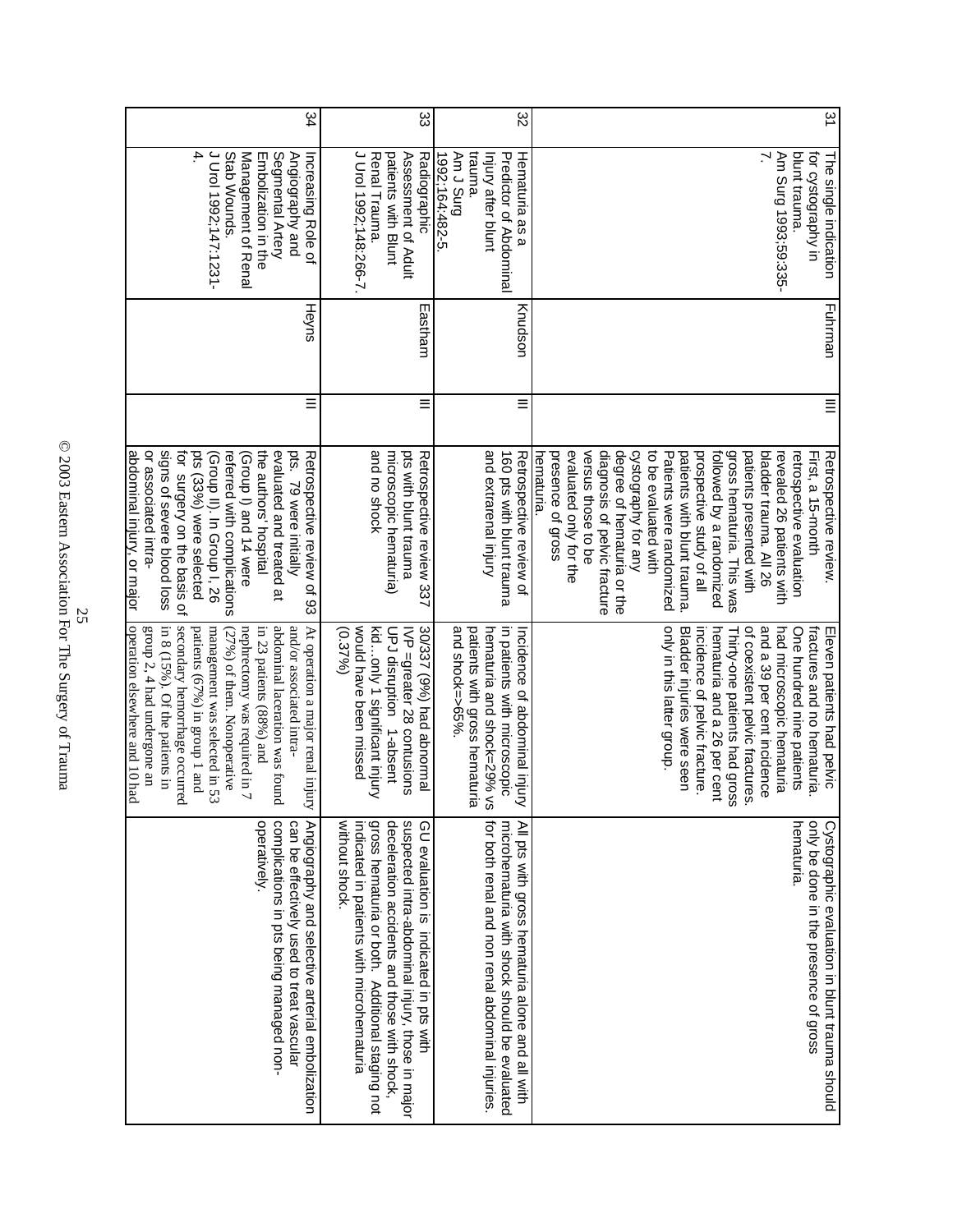| 31 | The single indication for cystography in blunt trauma. Am Surg 1993;59:335-7. | Fuhrman | III | Retrospective review. First, a 15-month retrospective evaluation revealed 26 patients with bladder trauma. All 26 patients presented with gross hematuria. This was followed by a randomized prospective study of all patients with blunt trauma. Patients were randomized to be evaluated with cystography for any degree of hematuria or the diagnosis of pelvic fracture versus those to be evaluated only for the presence of gross hematuria. | Eleven patients had pelvic fractures and no hematuria. One hundred nine patients had microscopic hematuria and a 39 per cent incidence of coexistent pelvic fractures. Thirty-one patients had gross hematuria and a 26 per cent incidence of pelvic fracture. Bladder injuries were seen only in this latter group. | Cystographic evaluation in blunt trauma should only be done in the presence of gross hematuria. |
|---|---|---|---|---|---|---|
| 32 | Hematuria as a Predictor of Abdominal Injury after blunt trauma. Am J Surg 1992;164:482-5. | Knudson | III | Retrospective review of 160 pts with blunt trauma and extrarenal injury | Incidence of abdominal injury in patients with microscopic hematuria and shock=29% vs patients with gross hematuria and shock=>65%. | All pts with gross hematuria alone and all with microhematuria with shock should be evaluated for both renal and non renal abdominal injuries. |
| 33 | Radiographic Assessment of Adult patients with Blunt Renal Trauma. J Urol 1992;148:266-7. | Eastham | III | Retrospective review 337 pts with blunt trauma microscopic hematuria) and no shock | 30/337 (9%) had abnormal IVP =greater 28 contusions UPJ disruption 1-absent kid…only 1 significant injury would have been missed (0.37%) | GU evaluation is indicated in pts with suspected intra-abdominal injury, those in major deceleration accidents and those with shock, gross hematuria or both. Additional staging not indicated in patients with microhematuria without shock. |
| 34 | Increasing Role of Angiography and Segmental Artery Embolization in the Management of Renal Stab Wounds. J Urol 1992;147:1231-4. | Heyns | III | Retrospective review of 93 pts. 79 were initially evaluated and treated at the authors' hospital (Group I) and 14 were referred with complications (Group II). In Group I, 26 pts (33%) were selected for surgery on the basis of signs of severe blood loss or associated intra-abdominal injury, or major | At operation a major renal injury and/or associated intra-abdominal laceration was found in 23 patients (88%) and nephrectomy was required in 7 (27%) of them. Nonoperative management was selected in 53 patients (67%) in group 1 and secondary hemorrhage occurred in 8 (15%). Of the patients in group 2, 4 had undergone an operation elsewhere and 10 had | Angiography and selective arterial embolization can be effectively used to treat vascular complications in pts being managed non-operatively. |

© 2003 Eastern Association For The Surgery of Trauma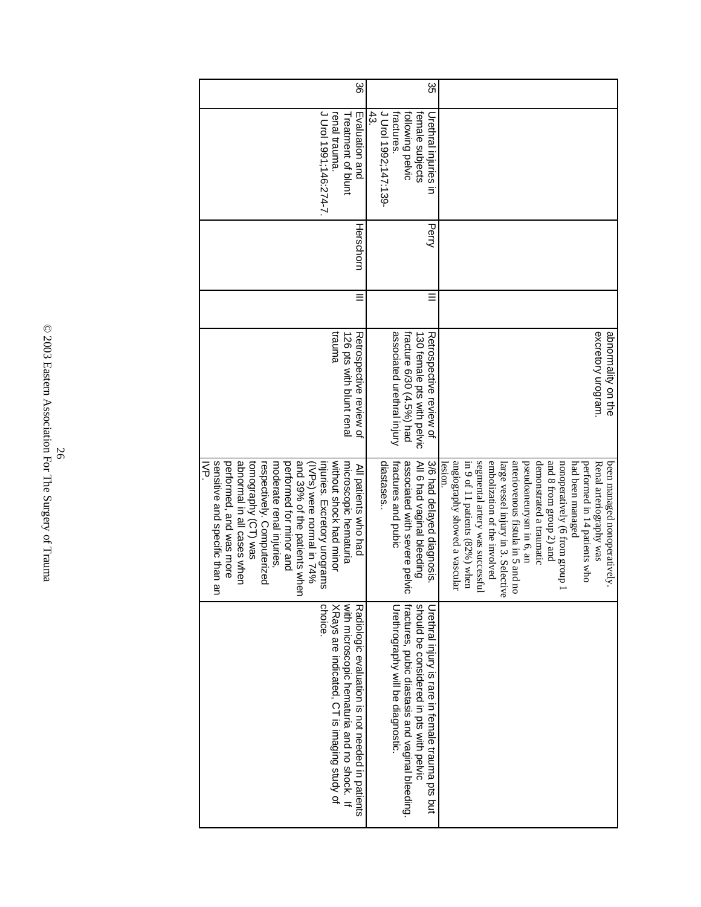| | | | | | | |
|---|---|---|---|---|---|---|
| | | | | abnormality on the excretory urogram. | been managed nonoperatively. Renal arteriography was performed in 14 patients who had been managed nonoperatively (6 from group 1 and 8 from group 2) and demonstrated a traumatic pseudoaneurysm in 6, an arteriovenous fistula in 5 and no large vessel injury in 3. Selective embolization of the involved segmental artery was successful in 9 of 11 patients (82%) when angiography showed a vascular lesion. | |
| 35 | Urethral injuries in female subjects following pelvic fractures. J Urol 1992;147:139-43. | Perry | III | Retrospective review of 130 female pts with pelvic fracture 6/30 (4.5%) had associated urethral injury | 3/6 had delayed diagnosis. All 6 had vaginal bleeding associated with severe pelvic fractures and pubic diastases.. | Urethral injury is rare in female trauma pts but should be considered in pts with pelvic fractures, pubic diastasis and vaginal bleeding. Urethrography will be diagnostic. |
| 36 | Evaluation and Treatment of blunt renal trauma. J Urol 1991;146:274-7. | Herschorn | III | Retrospective review of 126 pts with blunt renal trauma | All patients who had microscopic hematuria without shock had minor injuries. Excretory urograms (IVPs) were normal in 74% and 39% of the patients when performed for minor and moderate renal injuries, respectively. Computerized tomography (CT) was abnormal in all cases when performed, and was more sensitive and specific than an IVP. | Radiologic evaluation is not needed in patients with microscopic hematuria and no shock. If XRays are indicated, CT is imaging study of choice. |

© 2003 Eastern Association For The Surgery of Trauma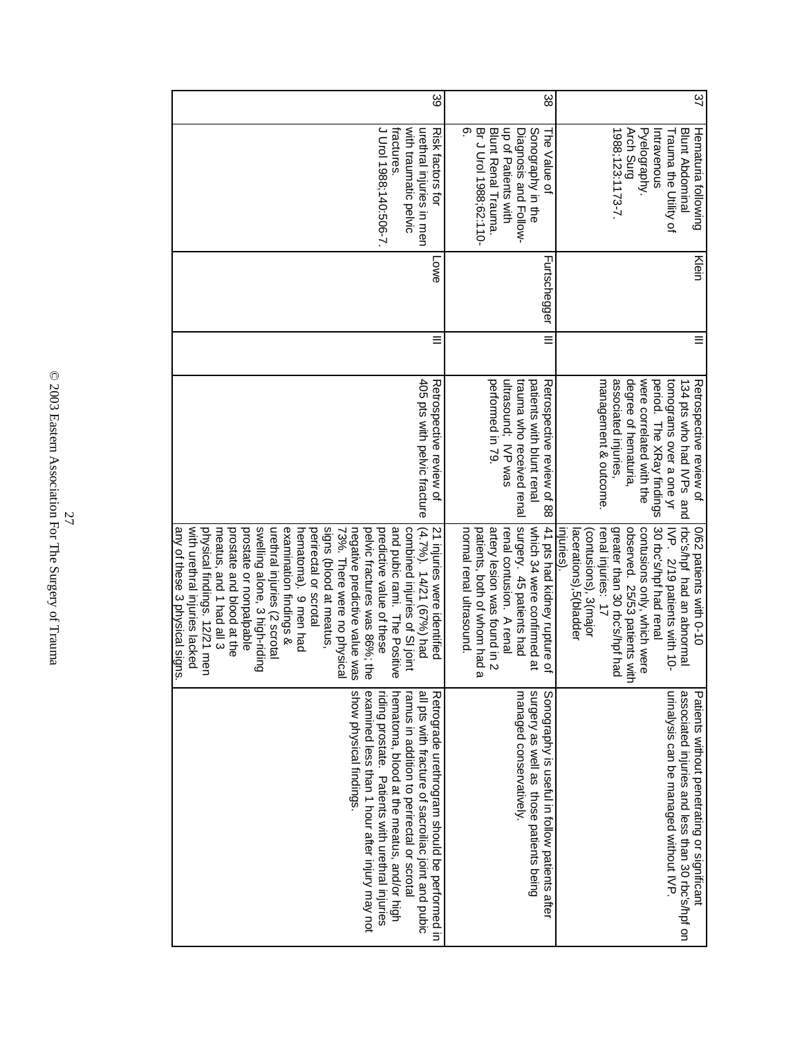| | | | | | | |
|---|---|---|---|---|---|---|
| 37 | Hematuria following Blunt Abdominal Trauma the Utility of Intravenous Pyelography. Arch Surg 1988;123:1173-7. | Klein | III | Retrospective review of 134 pts who had IVPs and tomograms over a one yr period. The XRay findings were correlated with the degree of hematuria, associated injuries, management & outcome. | 0/62 patients with 0-10 rbc's/hpf had an abnormal IVP. 2/19 patients with 10-30 rbc's/hpf had renal contusions only, which were observed. 25/53 patients with greater than 30 rbcs/hpf had renal injuries: 17 (contusions), 3(major lacerations),5(bladder injuries). | Patients without penetrating or significant associated injuries and less than 30 rbc's/hpf on urinalysis can be managed without IVP. |
| 38 | The Value of Sonography in the Diagnosis and Follow-up of Patients with Blunt Renal Trauma. Br J Urol 1988;62:110-6. | Furtschegger | III | Retrospective review of 88 patients with blunt renal trauma who received renal ultrasound. IVP was performed in 79. | 41 pts had kidney rupture of which 34 were confirmed at surgery. 45 patients had renal contusion. A renal artery lesion was found in 2 patients, both of whom had a normal renal ultrasound. | Sonography is useful in follow patients after surgery as well as those patients being managed conservatively. |
| 39 | Risk factors for urethral injuries in men with traumatic pelvic fractures. J Urol 1988;140:506-7. | Lowe | III | Retrospective review of 405 pts with pelvic fracture | 21 injuries were identified (4.7%). 14/21 (67%) had combined injuries of SI joint and pubic rami. The Positive predictive value of these pelvic fractures was 86%; the negative predictive value was 73%. There were no physical signs (blood at meatus, perirectal or scrotal hematoma). 9 men had examination findings & urethral injuries (2 scrotal swelling alone, 3 high-riding prostate or nonpalpable prostate and blood at the meatus, and 1 had all 3 physical findings. 12/21 men with urethral injuries lacked any of these 3 physical signs. | Retrograde urethrogram should be performed in all pts with fracture of sacroiliac joint and pubic ramus in addition to perirectal or scrotal hematoma, blood at the meatus, and/or high riding prostate. Patients with urethral injuries examined less than 1 hour after injury may not show physical findings. |

© 2003 Eastern Association For The Surgery of Trauma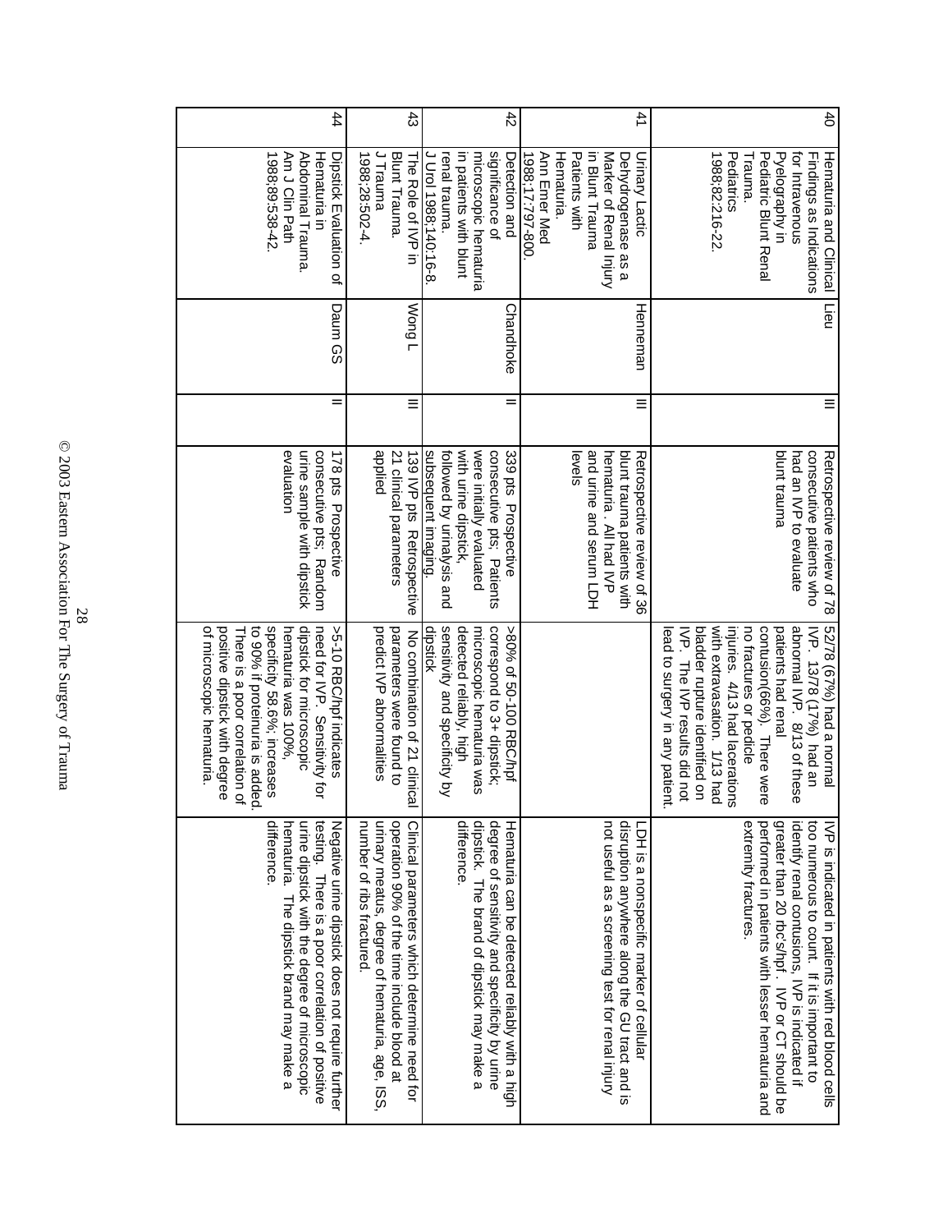| | | | | | | |
|---|---|---|---|---|---|---|
| 40 | Hematuria and Clinical Findings as Indications for Intravenous Pyelography in Pediatric Blunt Renal Trauma. Pediatrics 1988;82:216-22. | Lieu | III | Retrospective review of 78 consecutive patients who had an IVP to evaluate blunt trauma | 52/78 (67%) had a normal IVP. 13/78 (17%) had an abnormal IVP. 8/13 of these patients had renal contusion(66%). There were no fractures or pedicle injuries. 4/13 had lacerations with extravasation. 1/13 had bladder rupture identified on IVP. The IVP results did not lead to surgery in any patient. | IVP is indicated in patients with red blood cells too numerous to count. If it is important to identify renal contusions, IVP is indicated if greater than 20 rbc's/hpf. IVP or CT should be performed in patients with lesser hematuria and extremity fractures. |
| 41 | Urinary Lactic Dehydrogenase as a Marker of Renal Injury in Blunt Trauma Patients with Hematuria. Ann Emer Med 1988;17:797-800. | Henneman | III | Retrospective review of 36 blunt trauma patients with hematuria. All had IVP and urine and serum LDH levels | | LDH is a nonspecific marker of cellular disruption anywhere along the GU tract and is not useful as a screening test for renal injury |
| 42 | Detection and significance of microscopic hematuria in patients with blunt renal trauma. J Urol 1988;140:16-8. | Chandhoke | II | 339 pts Prospective consecutive pts; Patients were initially evaluated with urine dipstick, followed by urinalysis and subsequent imaging. | >80% of 50-100 RBC/hpf correspond to 3+ dipstick; microscopic hematuria was detected reliably, high sensitivity and specificity by dipstick | Hematuria can be detected reliably with a high degree of sensitivity and specificity by urine dipstick. The brand of dipstick may make a difference. |
| 43 | The Role of IVP in Blunt Trauma. J Trauma 1988;28:502-4. | Wong L | III | 139 IVP pts Retrospective 21 clinical parameters applied | No combination of 21 clinical parameters were found to predict IVP abnormalities | Clinical parameters which determine need for operation 90% of the time include blood at urinary meatus, degree of hematuria, age, ISS, number of ribs fractured. |
| 44 | Dipstick Evaluation of Hematuria in Abdominal Trauma. Am J Clin Path 1988;89:538-42. | Daum GS | II | 178 pts Prospective consecutive pts; Random urine sample with dipstick evaluation | >5-10 RBC/hpf indicates need for IVP. Sensitivity for dipstick for microscopic hematuria was 100%, specificity 58.6%; increases to 90% if proteinuria is added. There is a poor correlation of positive dipstick with degree of microscopic hematuria. | Negative urine dipstick does not require further testing. There is a poor correlation of positive urine dipstick with the degree of microscopic hematuria. The dipstick brand may make a difference. |

© 2003 Eastern Association For The Surgery of Trauma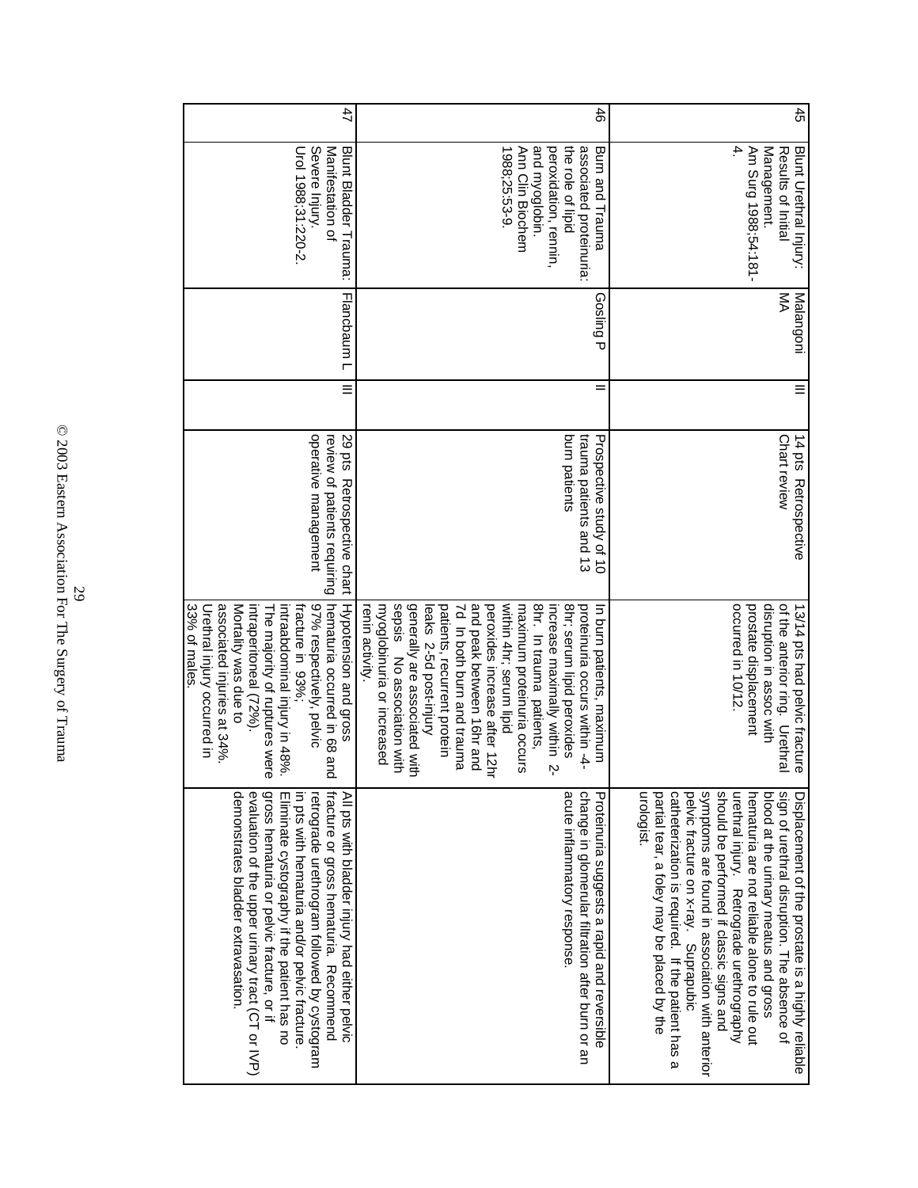| | | | | | | |
|---|---|---|---|---|---|---|
| 45 | Blunt Urethral Injury: Results of Initial Management. Am Surg 1988;54:181-4. | Malangoni MA | III | 14 pts Retrospective Chart review | 13/14 pts had pelvic fracture of the anterior ring. Urethral disruption in assoc with prostate displacement occurred in 10/12. | Displacement of the prostate is a highly reliable sign of urethral disruption. The absence of blood at the urinary meatus and gross hematuria are not reliable alone to rule out urethral injury. Retrograde urethrography should be performed if classic signs and symptoms are found in association with anterior pelvic fracture on x-ray. Suprapubic catheterization is required. If the patient has a partial tear, a foley may be placed by the urologist. |
| 46 | Burn and Trauma associated proteinuria: the role of lipid peroxidation, rennin, and myoglobin. Ann Clin Biochem 1988;25:53-9. | Gosling P | II | Prospective study of 10 trauma patients and 13 burn patients | In burn patients, maximum proteinuria occurs within -4-8hr; serum lipid peroxides increase maximally within 2-8hr. In trauma patients, maximum proteinuria occurs within 4hr; serum lipid peroxides increase after 12hr and peak between 16hr and 7d. In both burn and trauma patients, recurrent protein leaks 2-5d post-injury generally are associated with sepsis. No association with myoglobinuria or increased renin activity. | Proteinuria suggests a rapid and reversible change in glomerular filtration after burn or an acute inflammatory response. |
| 47 | Blunt Bladder Trauma: Manifestation of Severe Injury. Urol 1988;31:220-2. | Flancbaum L | III | 29 pts Retrospective chart review of patients requiring operative management | Hypotension and gross hematuria occurred in 68 and 97% respectively, pelvic fracture in 93%; intraabdominal injury in 48%. The majority of ruptures were intraperitoneal (72%). Mortality was due to associated injuries at 34%. Urethral injury occurred in 33% of males. | All pts with bladder injury had either pelvic fracture or gross hematuria. Recommend retrograde urethrogram followed by cystogram in pts with hematuria and/or pelvic fracture. Eliminate cystography if the patient has no gross hematuria or pelvic fracture, or if evaluation of the upper urinary tract (CT or IVP) demonstrates bladder extravasation. |

© 2003 Eastern Association For The Surgery of Trauma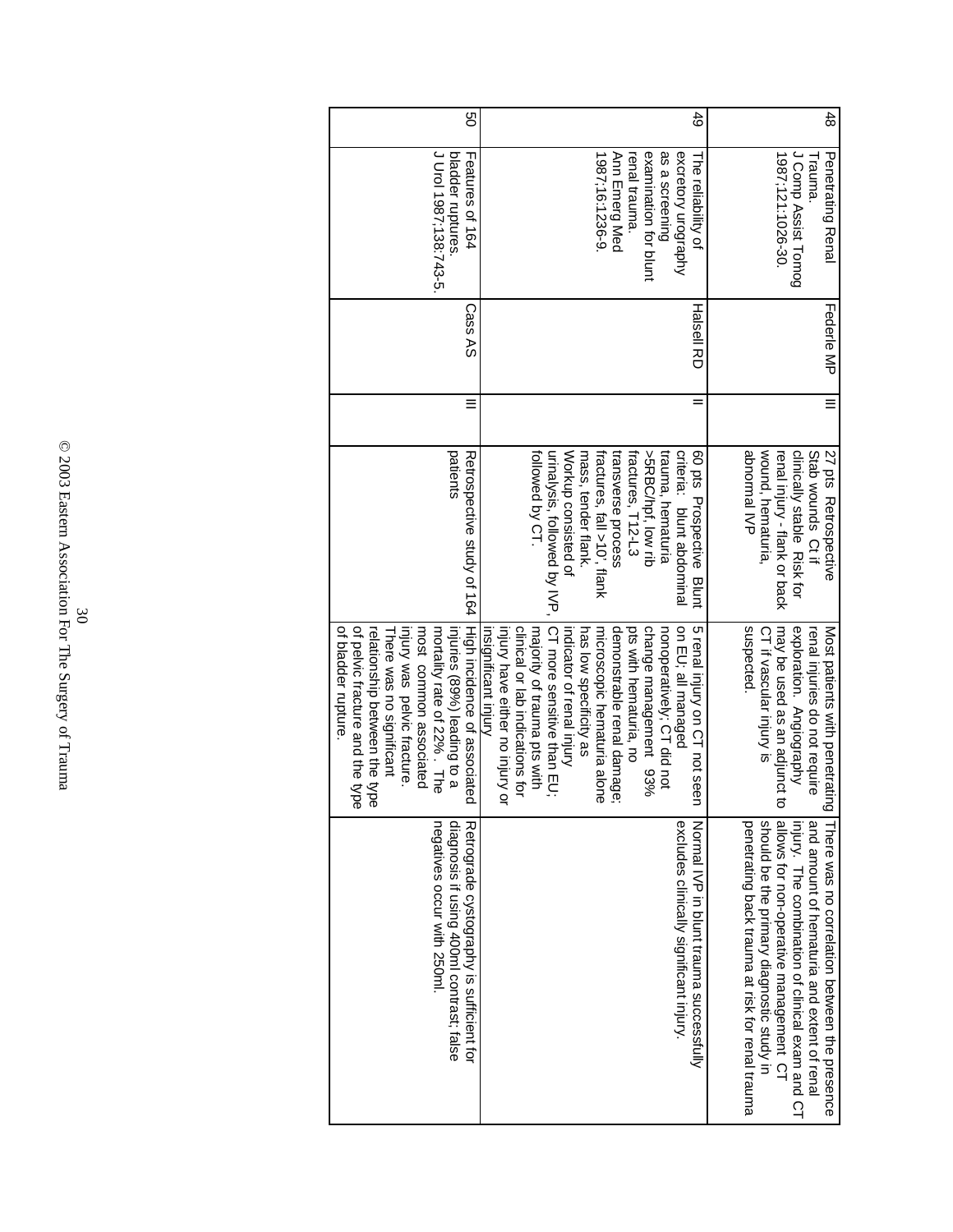| | | | | | | |
|---|---|---|---|---|---|---|
| 48 | Penetrating Renal Trauma. J Comp Assist Tomog 1987;121:1026-30. | Federle MP | III | 27 pts Retrospective Stab wounds CT if clinically stable Risk for renal injury - flank or back wound, hematuria, abnormal IVP | Most patients with penetrating renal injuries do not require exploration. Angiography may be used as an adjunct to CT if vascular injury is suspected. | There was no correlation between the presence and amount of hematuria and extent of renal injury. The combination of clinical exam and CT allows for non-operative management. CT should be the primary diagnostic study in penetrating back trauma at risk for renal trauma |
| 49 | The reliability of excretory urography as a screening examination for blunt renal trauma. Ann Emerg Med 1987;16:1236-9. | Halsell RD | II | 60 pts Prospective Blunt criteria: blunt abdominal trauma, hematuria >5RBC/hpf, low rib fractures, T12-L3 transverse process fractures, fall >10', flank mass, tender flank. Workup consisted of urinalysis, followed by IVP, followed by CT. | 5 renal injury on CT not seen on EU; all managed nonoperatively; CT did not change management 93% pts with hematuria, no demonstrable renal damage; microscopic hematuria alone has low specificity as indicator of renal injury CT more sensitive than EU; majority of trauma pts with clinical or lab indications for injury have either no injury or insignificant injury | Normal IVP in blunt trauma successfully excludes clinically significant injury. |
| 50 | Features of 164 bladder ruptures. J Urol 1987;138:743-5. | Cass AS | III | Retrospective study of 164 patients | High incidence of associated injuries (89%) leading to a mortality rate of 22%. The most common associated injury was pelvic fracture. There was no significant relationship between the type of pelvic fracture and the type of bladder rupture. | Retrograde cystography is sufficient for diagnosis if using 400ml contrast; false negatives occur with 250ml. |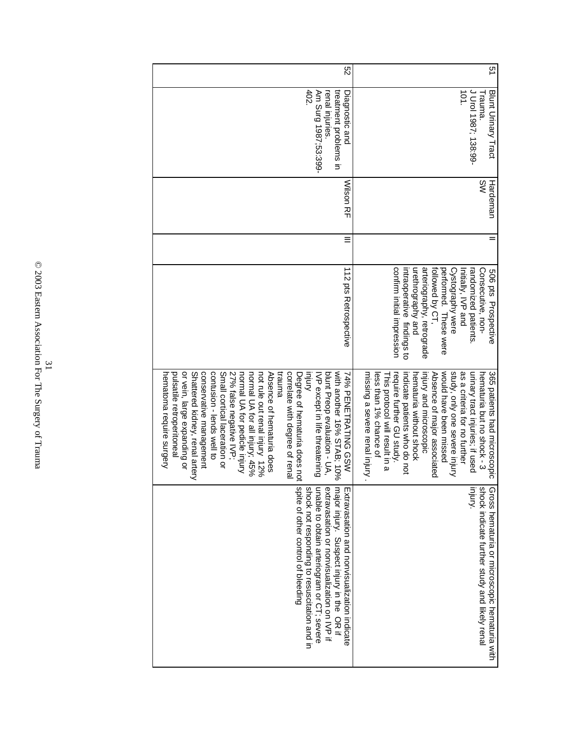| | | | | | | |
|---|---|---|---|---|---|---|
| 51 | Blunt Urinary Tract Trauma. J Urol 1987; 138:99-101. | Hardeman SW | II | 506 pts Prospective Consecutive, non-randomized patients. Initially, IVP and Cystography were performed. These were followed by CT, arteriography, retrograde urethrography and intraoperative findings to confirm initial impression | 365 patients had microscopic hematuria but no shock - 3 urinary tract injuries; if used as a criteria for no further study, only one severe injury would have been missed Absence of major associated injury and microscopic hematuria without shock indicate patients who do not require further GU study. This protocol will result in a less than 1% chance of missing a severe renal injury. | Gross hematuria or microscopic hematuria with shock indicate further study and likely renal injury. |
| 52 | Diagnostic and treatment problems in renal injuries. Am Surg 1987;53:399-402. | Wilson RF | III | 112 pts Retrospective | 74% PENETRATING GSW with another 16% STAB; 10% blunt Preop evaluation - UA, IVP except in life threatening injury Degree of hematuria does not correlate with degree of renal trauma Absence of hematuria does not rule out renal injury 12% normal UA for all injury, 45% normal UA for pedicle injury 27% false negative IVP; Small cortical laceration or contusion - lends well to conservative management Shattered kidney, renal artery or vein, large expanding or pulsatile retroperitoneal hematoma require surgery | Extravasation and nonvisualization indicate major injury. Suspect injury in the OR if extravasation or nonvisualization on IVP if unable to obtain arteriogram or CT; severe shock not responding to resuscitation and in spite of other control of bleeding |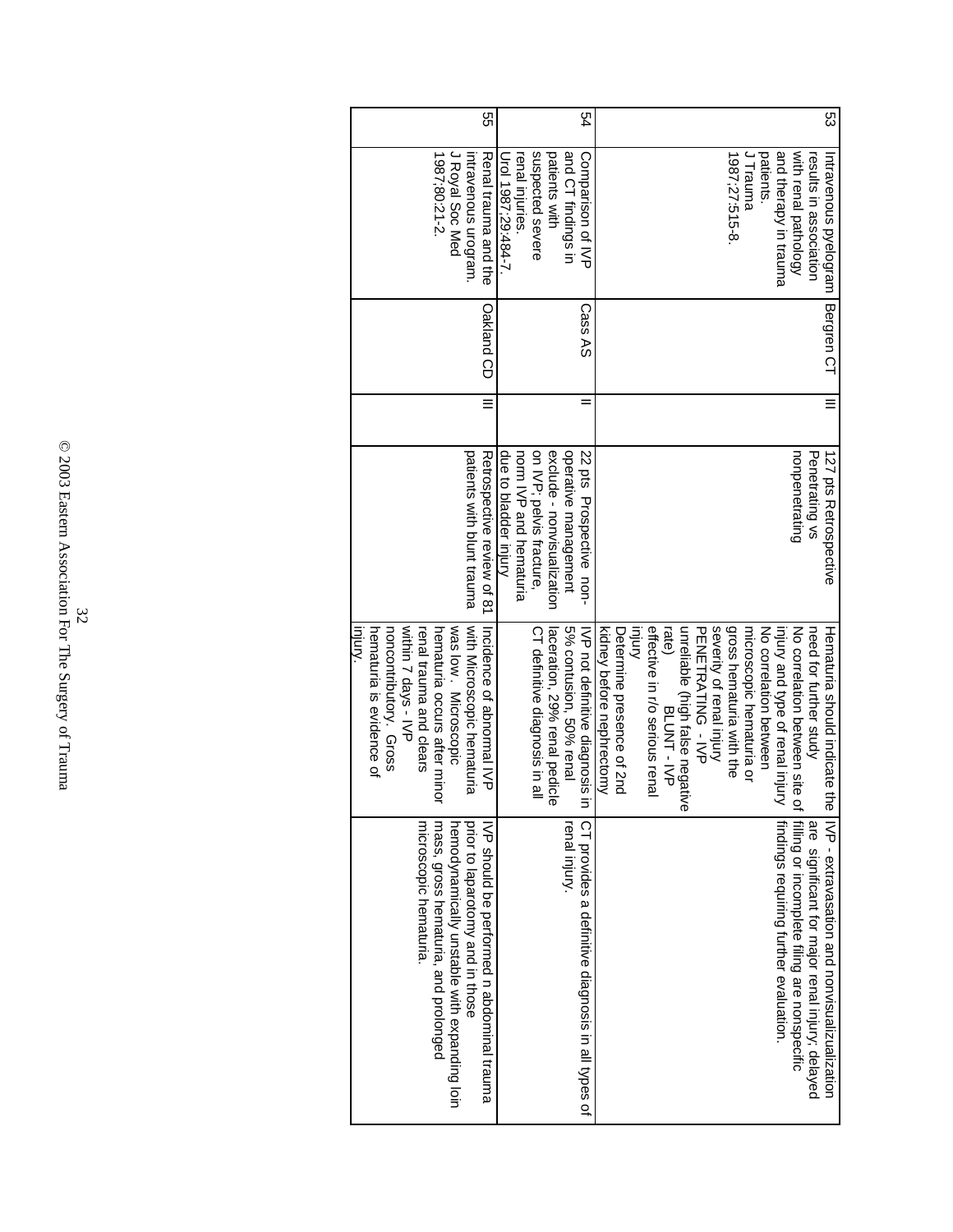| 53 | Intravenous pyelogram results in association with renal pathology and therapy in trauma patients. J Trauma 1987;27:515-8. | Bergren CT | III | 127 pts Retrospective Penetrating vs nonpenetrating | Hematuria should indicate the need for further study No correlation between site of injury and type of renal injury No correlation between microscopic hematuria or gross hematuria with the severity of renal injury PENETRATING - IVP unreliable (high false negative rate) BLUNT - IVP effective in r/o serious renal injury Determine presence of 2nd kidney before nephrectomy | IVP - extravasation and nonvisualizualization are significant for major renal injury, delayed filling or incomplete filing are nonspecific findings requiring further evaluation. |
|---|---|---|---|---|---|---|
| 54 | Comparison of IVP and CT findings in patients with suspected severe renal injuries. Urol 1987;29:484-7. | Cass AS | II | 22 pts Prospective non-operative management exclude - nonvisualization on IVP, pelvis fracture, norm IVP and hematuria due to bladder injury | IVP not definitive diagnosis in 5% contusion, 50% renal laceration, 29% renal pedicle CT definitive diagnosis in all | CT provides a definitive diagnosis in all types of renal injury. |
| 55 | Renal trauma and the intravenous urogram. J Royal Soc Med 1987;80:21-2. | Oakland CD | III | Retrospective review of 81 patients with blunt trauma | Incidence of abnormal IVP with Microscopic hematuria was low . Microscopic hematuria occurs after minor renal trauma and clears within 7 days - IVP noncontributory. Gross hematuria is evidence of injury. | IVP should be performed n abdominal trauma prior to laparotomy and in those hemodynamically unstable with expanding loin mass, gross hematuria, and prolonged microscopic hematuria. |

© 2003 Eastern Association For The Surgery of Trauma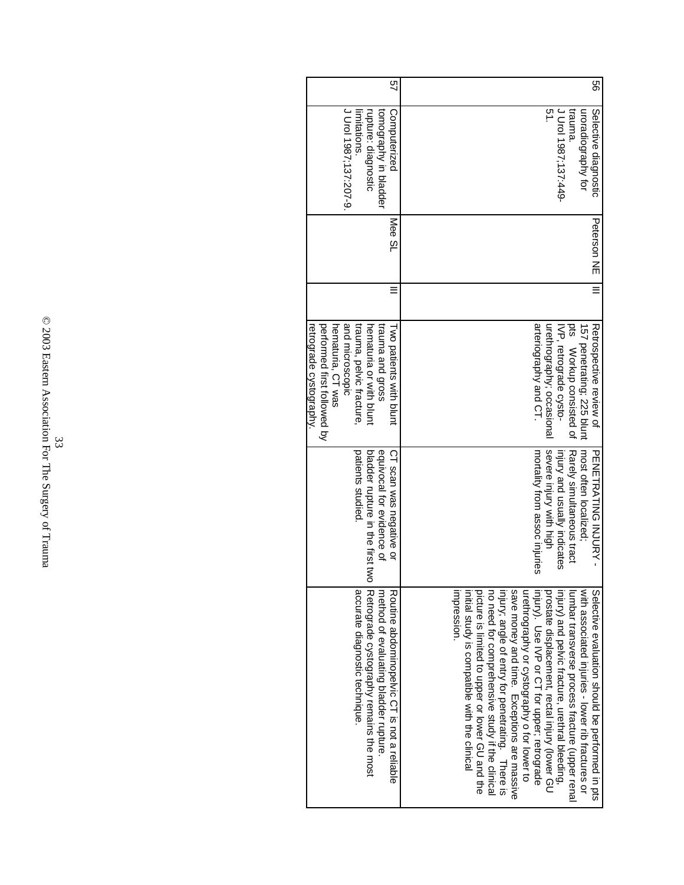| 56 | Selective diagnostic uroradiography for trauma. J Urol 1987;137:449-51. | Peterson NE | III | Retrospective review of 157 penetrating; 225 blunt pts Workup consisted of IVP, retrograde cysto-urethrography; occasional arteriography and CT. | PENETRATING INJURY - most often localized; Rarely simultaneous tract injury and usually indicates severe injury with high mortality from assoc injuries | Selective evaluation should be performed in pts with associated injuries - lower rib fractures or lumbar transverse process fracture (upper renal injury) and pelvic fracture, urethral bleeding, prostate displacement, rectal injury (lower GU injury). Use IVP or CT for upper; retrograde urethrography or cystography o for lower to save money and time. Exceptions are massive injury, angle of entry for penetrating. There is no need for comprehensive study if the clinical picture is limited to upper or lower GU and the initial study is compatible with the clinical impression. |
|---|---|---|---|---|---|---|
| 57 | Computerized tomography in bladder rupture: diagnostic limitations. J Urol 1987;137:207-9. | Mee SL | III | Two patients with blunt trauma and gross hematuria or with blunt trauma, pelvic fracture, and microscopic hematuria, CT was performed first followed by retrograde cystography. | CT scan was negative or equivocal for evidence of bladder rupture in the first two patients studied. | Routine abdominopelvic CT is not a reliable method of evaluating bladder rupture. Retrograde cystography remains the most accurate diagnostic technique. |

© 2003 Eastern Association For The Surgery of Trauma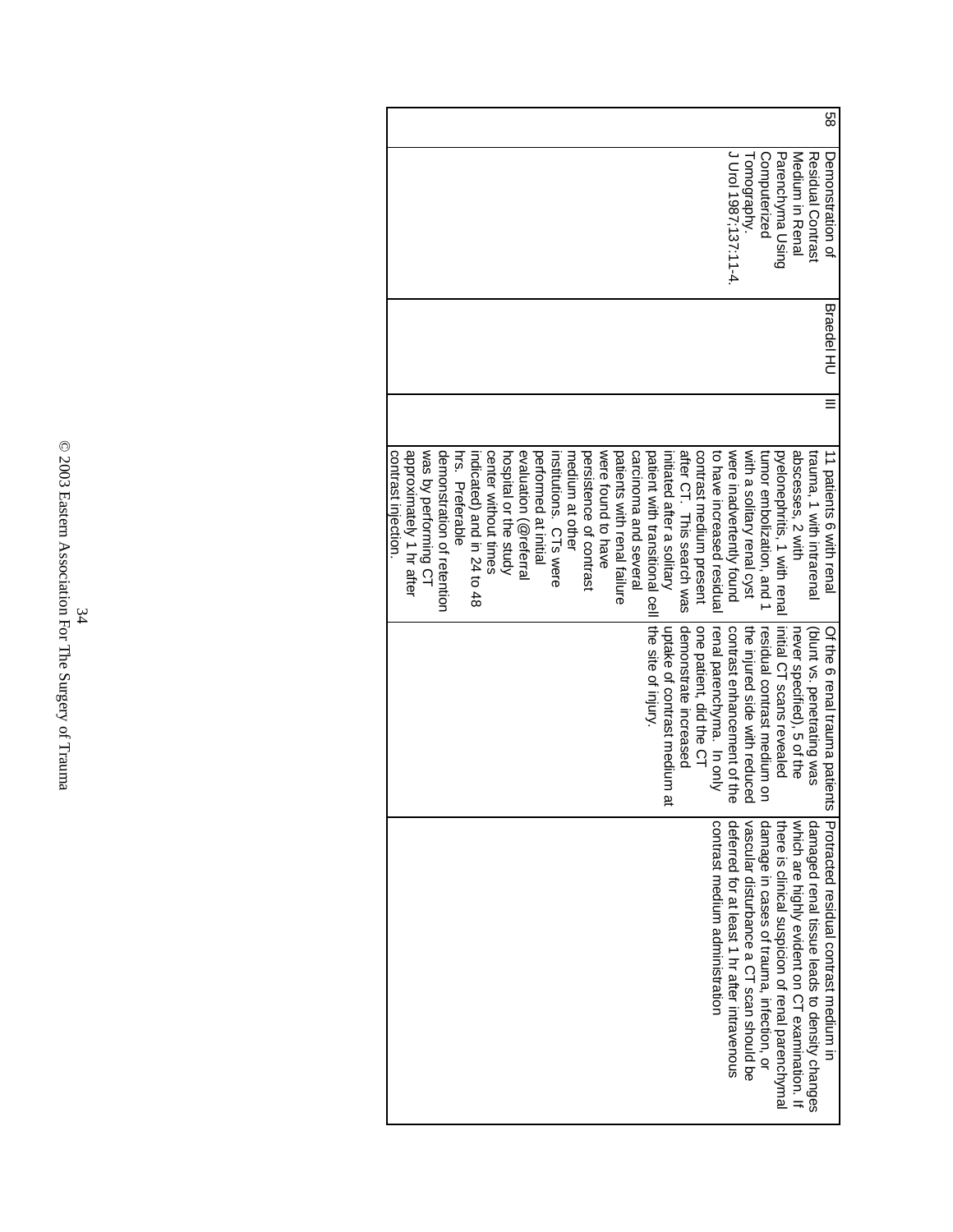| 58 | Demonstration of Residual Contrast Medium in Renal Parenchyma Using Computerized Tomography. J Urol 1987;137:11-4. | Braedel HU | III | 11 patients 6 with renal trauma, 1 with intrarenal abscesses, 2 with pyelonephritis, 1 with renal tumor embolization, and 1 with a solitary renal cyst were inadvertently found to have increased residual contrast medium present after CT. This search was initiated after a solitary patient with transitional cell carcinoma and several patients with renal failure were found to have persistence of contrast medium at other institutions. CTs were performed at initial evaluation (@referral hospital or the study center without times indicated) and in 24 to 48 hrs. Preferable demonstration of retention was by performing CT approximately 1 hr after contrast injection. | Of the 6 renal trauma patients (blunt vs. penetrating was never specified), 5 of the initial CT scans revealed residual contrast medium on the injured side with reduced contrast enhancement of the renal parenchyma. In only one patient, did the CT demonstrate increased uptake of contrast medium at the site of injury. | Protracted residual contrast medium in damaged renal tissue leads to density changes which are highly evident on CT examination. If there is clinical suspicion of renal parenchymal damage in cases of trauma, infection, or vascular disturbance a CT scan should be deferred for at least 1 hr after intravenous contrast medium administration |
|---|---|---|---|---|---|---|

© 2003 Eastern Association For The Surgery of Trauma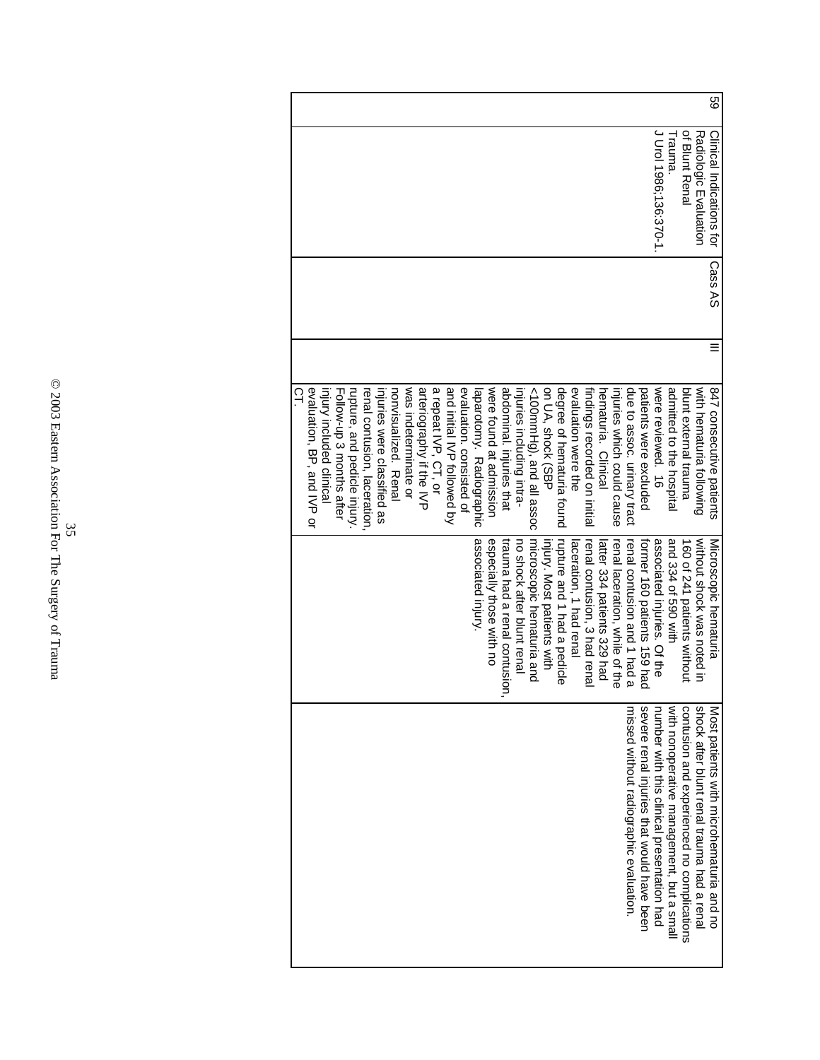| 59 | Clinical Indications for Radiologic Evaluation of Blunt Renal Trauma. J Urol 1986;136:370-1. | Cass AS | III | 847 consecutive patients with hematuria following blunt external trauma admitted to the hospital were reviewed. 16 patients were excluded due to assoc. urinary tract injuries which could cause hematuria. Clinical findings recorded on initial evaluation were the degree of hematuria found on UA, shock (SBP <100mmHg), and all assoc injuries including intra-abdominal. injuries that were found at admission laparotomy. Radiographic evaluation. consisted of and initial IVP followed by a repeat IVP, CT, or arteriography if the IVP was indeterminate or nonvisualized. Renal injuries were classified as renal contusion, laceration, rupture, and pedicle injury. Follow-up 3 months after injury included clinical evaluation, BP, and IVP or CT. | Microscopic hematuria without shock was noted in 160 of 241 patients without and 334 of 590 with associated injuries. Of the former 160 patients 159 had renal contusion and 1 had a renal laceration, while of the latter 334 patients 329 had renal contusion, 3 had renal laceration, 1 had renal rupture and 1 had a pedicle injury. Most patients with microscopic hematuria and no shock after blunt renal trauma had a renal contusion, especially those with no associated injury. | Most patients with microhematuria and no shock after blunt renal trauma had a renal contusion and experienced no complications with nonoperative management, but a small number with this clinical presentation had severe renal injuries that would have been missed without radiographic evaluation. |
|---|---|---|---|---|---|---|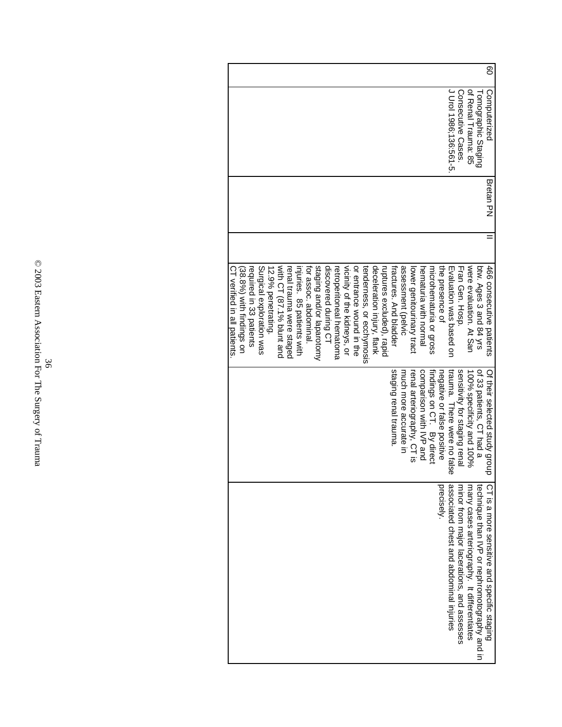| | | | | | |
|---|---|---|---|---|---|
| 60 | Computerized Tomographic Staging of Renal Trauma: 85 Consecutive Cases. J Urol 1986;136:561-5. | Bretan PN | II | 466 consecutive patients btw. Ages 3 and 84 yrs were evaluation. At San Fran Gen. Hosp. Evaluation was based on the presence of microhematuria or gross hematuria with normal lower genitourinary tract assessment (pelvic fractures. And bladder ruptures excluded), rapid deceleration injury, flank tenderness, or ecchymosis or entrance wound in the vicinity of the kidneys, or retroperitoneal hematoma discovered during CT staging and/or laparotomy for assoc. abdominal. injuries. 85 patients with renal trauma were staged with CT (87.1% blunt and 12.9% penetrating. Surgical exploration was required in 33 patients (38.8%) with findings on CT verified in all patients. | Of their selected study group of 33 patients, CT had a 100% specificity and 100% sensitivity for staging renal trauma. There were no false negative or false positive findings on CT. By direct comparison with IVP and renal arteriography, CT is much more accurate in staging renal trauma. | CT is a more sensitive and specific staging technique than IVP or nephromotography and in many cases arteriography. It differentiates minor from major lacerations, and assesses associated chest and abdominal injuries precisely. |

© 2003 Eastern Association For The Surgery of Trauma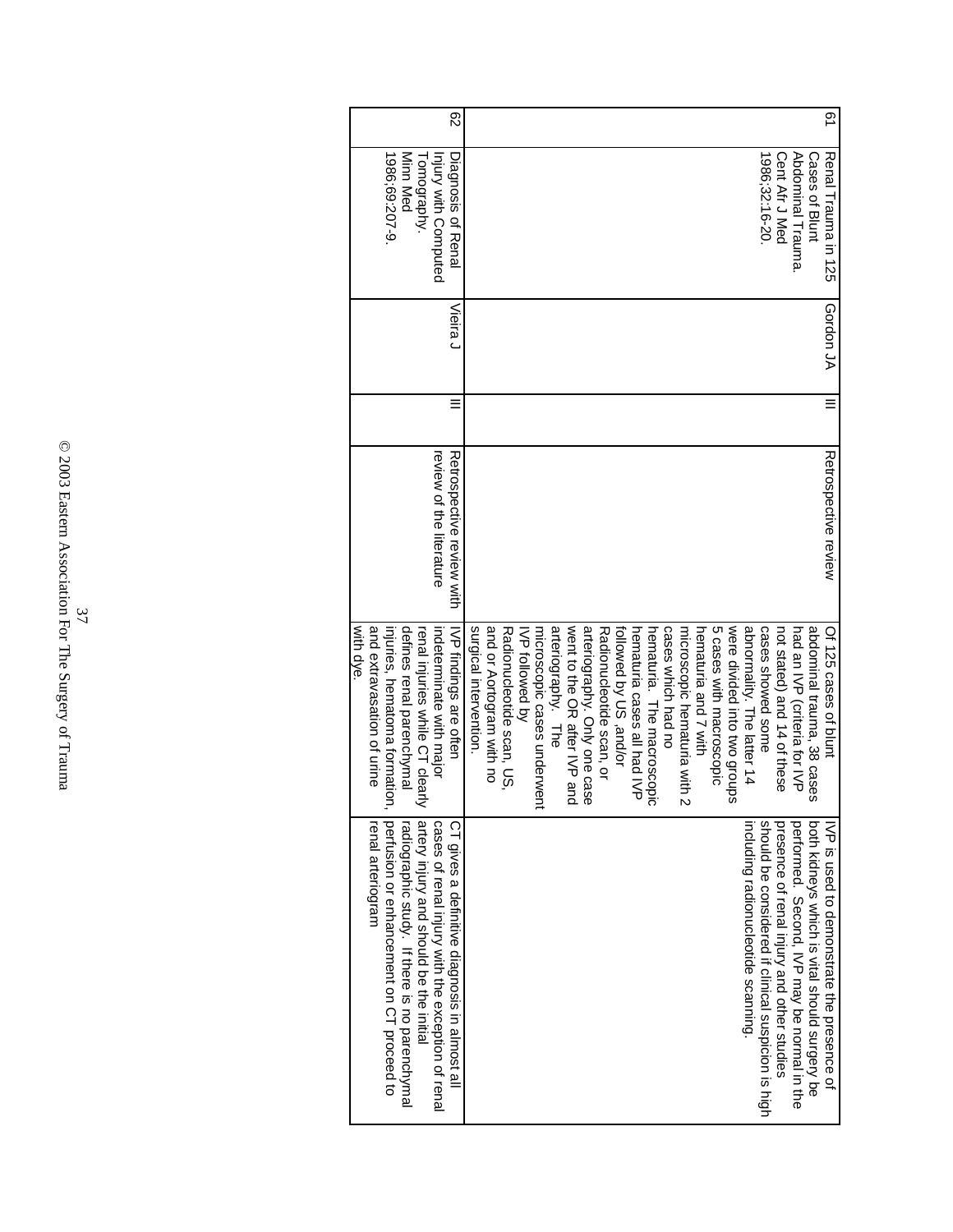| | | | | | | |
|---|---|---|---|---|---|---|
| 61 | Renal Trauma in 125 Cases of Blunt Abdominal Trauma. Cent Afr J Med 1986;32:16-20. | Gordon JA | III | Retrospective review | Of 125 cases of blunt abdominal trauma, 38 cases had an IVP (criteria for IVP not stated) and 14 of these cases showed some abnormality. The latter 14 were divided into two groups 5 cases with macroscopic hematuria and 7 with microscopic hematuria with 2 cases which had no hematuria. The macroscopic hematuria cases all had IVP followed by US ,and/or Radionucleotide scan, or arteriography. Only one case went to the OR after IVP and arteriography. The microscopic cases underwent IVP followed by Radionucleotide scan, US, and or Aortogram with no surgical intervention. | IVP is used to demonstrate the presence of both kidneys which is vital should surgery be performed. Second, IVP may be normal in the presence of renal injury and other studies should be considered if clinical suspicion is high including radionucleotide scanning. |
| 62 | Diagnosis of Renal Injury with Computed Tomography. Minn Med 1986;69:207-9. | Vieira J | III | Retrospective review with review of the literature | IVP findings are often indeterminate with major renal injuries while CT clearly defines renal parenchymal injuries, hematoma formation, and extravasation of urine with dye. | CT gives a definitive diagnosis in almost all cases of renal injury with the exception of renal artery injury and should be the initial radiographic study. If there is no parenchymal perfusion or enhancement on CT proceed to renal arteriogram |

© 2003 Eastern Association For The Surgery of Trauma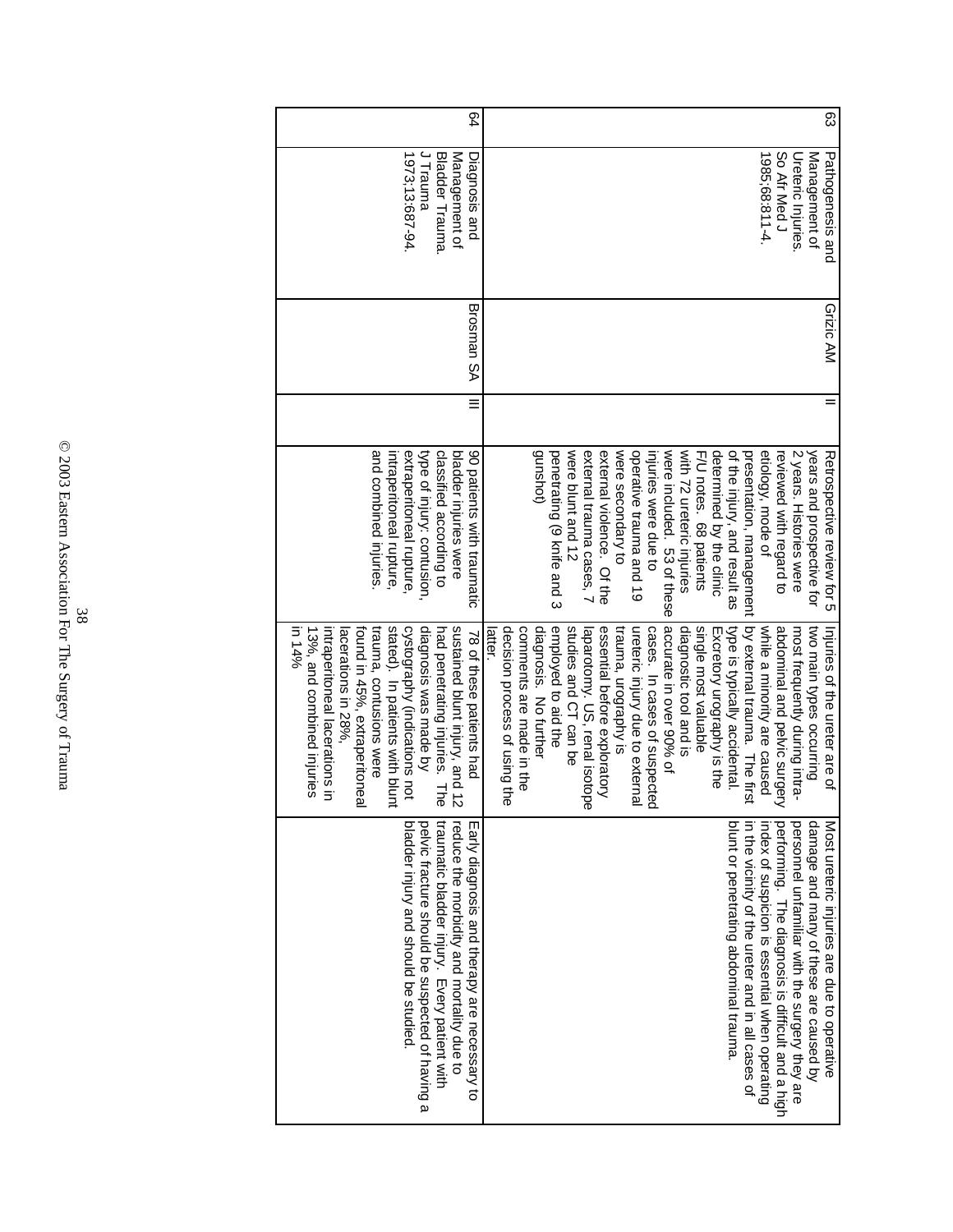| | | | | | | |
|---|---|---|---|---|---|---|
| 63 | Pathogenesis and Management of Ureteric Injuries. So Afr Med J 1985;68:811-4. | Grizic AM | II | Retrospective review for 5 years and prospective for 2 years. Histories were reviewed with regard to etiology, mode of presentation, management of the injury, and result as determined by the clinic F/U notes. 68 patients with 72 ureteric injuries were included. 53 of these injuries were due to operative trauma and 19 were secondary to external violence. Of the external trauma cases, 7 were blunt and 12 penetrating (9 knife and 3 gunshot) | Injuries of the ureter are of two main types occurring most frequently during intra-abdominal and pelvic surgery while a minority are caused by external trauma. The first type is typically accidental. Excretory urography is the single most valuable diagnostic tool and is accurate in over 90% of cases. In cases of suspected ureteric injury due to external trauma, urography is essential before exploratory laparotomy. US, renal isotope studies and CT can be employed to aid the diagnosis. No further comments are made in the decision process of using the latter. | Most ureteric injuries are due to operative damage and many of these are caused by personnel unfamiliar with the surgery they are performing. The diagnosis is difficult and a high index of suspicion is essential when operating in the vicinity of the ureter and in all cases of blunt or penetrating abdominal trauma. |
| 64 | Diagnosis and Management of Bladder Trauma. J Trauma 1973;13:687-94. | Brosman SA | III | 90 patients with traumatic bladder injuries were classified according to type of injury: contusion, extraperitoneal rupture, intraperitoneal rupture, and combined injuries. | 78 of these patients had sustained blunt injury, and 12 had penetrating injuries. The diagnosis was made by cystography (indications not stated). In patients with blunt trauma, contusions were found in 45%, extraperitoneal lacerations in 28%, intraperitoneal lacerations in 13%, and combined injuries in 14% | Early diagnosis and therapy are necessary to reduce the morbidity and mortality due to traumatic bladder injury. Every patient with pelvic fracture should be suspected of having a bladder injury and should be studied. |

© 2003 Eastern Association For The Surgery of Trauma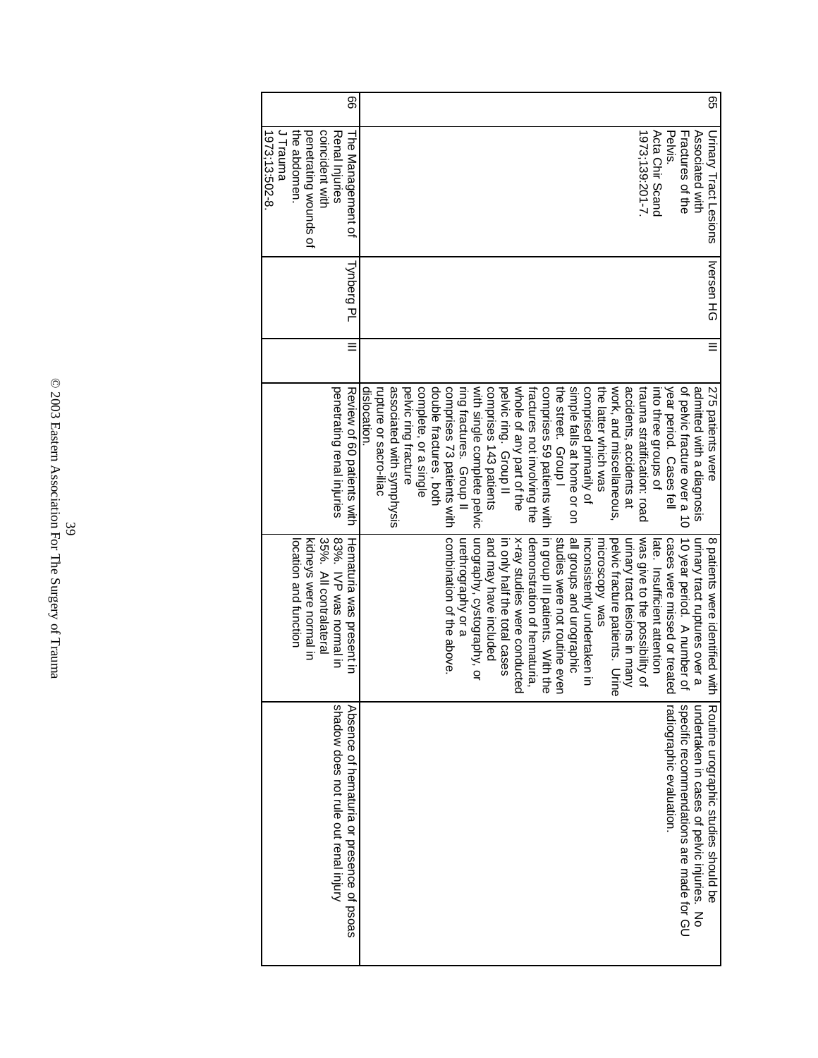| | | | | | | |
|---|---|---|---|---|---|---|
| 65 | Urinary Tract Lesions Associated with Fractures of the Pelvis. Acta Chir Scand 1973;139:201-7. | Iversen HG | III | 275 patients were admitted with a diagnosis of pelvic fracture over a 10 year period. Cases fell into three groups of trauma stratification: road accidents, accidents at work, and miscellaneous, the latter which was comprised primarily of simple falls at home or on the street. Group I comprises 59 patients with fractures not involving the whole of any part of the pelvic ring. Group II comprises 143 patients with single complete pelvic ring fractures. Group II comprises 73 patients with double fractures, both complete, or a single pelvic ring fracture associated with symphysis rupture or sacro-iliac dislocation. | 8 patients were identified with urinary tract ruptures over a 10 year period. A number of cases were missed or treated late. Insufficient attention was give to the possibility of urinary tract lesions in many pelvic fracture patients. Urine microscopy was inconsistently undertaken in all groups and urographic studies were not routine even in group III patients. With the demonstration of hematuria, x-ray studies were conducted in only half the total cases and may have included urography, cystography, or urethrography or a combination of the above. | Routine urographic studies should be undertaken in cases of pelvic injuries. No specific recommendations are made for GU radiographic evaluation. |
| 66 | The Management of Renal Injuries coincident with penetrating wounds of the abdomen. J Trauma 1973;13:502-8. | Tynberg PL | III | Review of 60 patients with penetrating renal injuries | Hematuria was present in 83%. IVP was normal in 35%. All contralateral kidneys were normal in location and function | Absence of hematuria or presence of psoas shadow does not rule out renal injury |

© 2003 Eastern Association For The Surgery of Trauma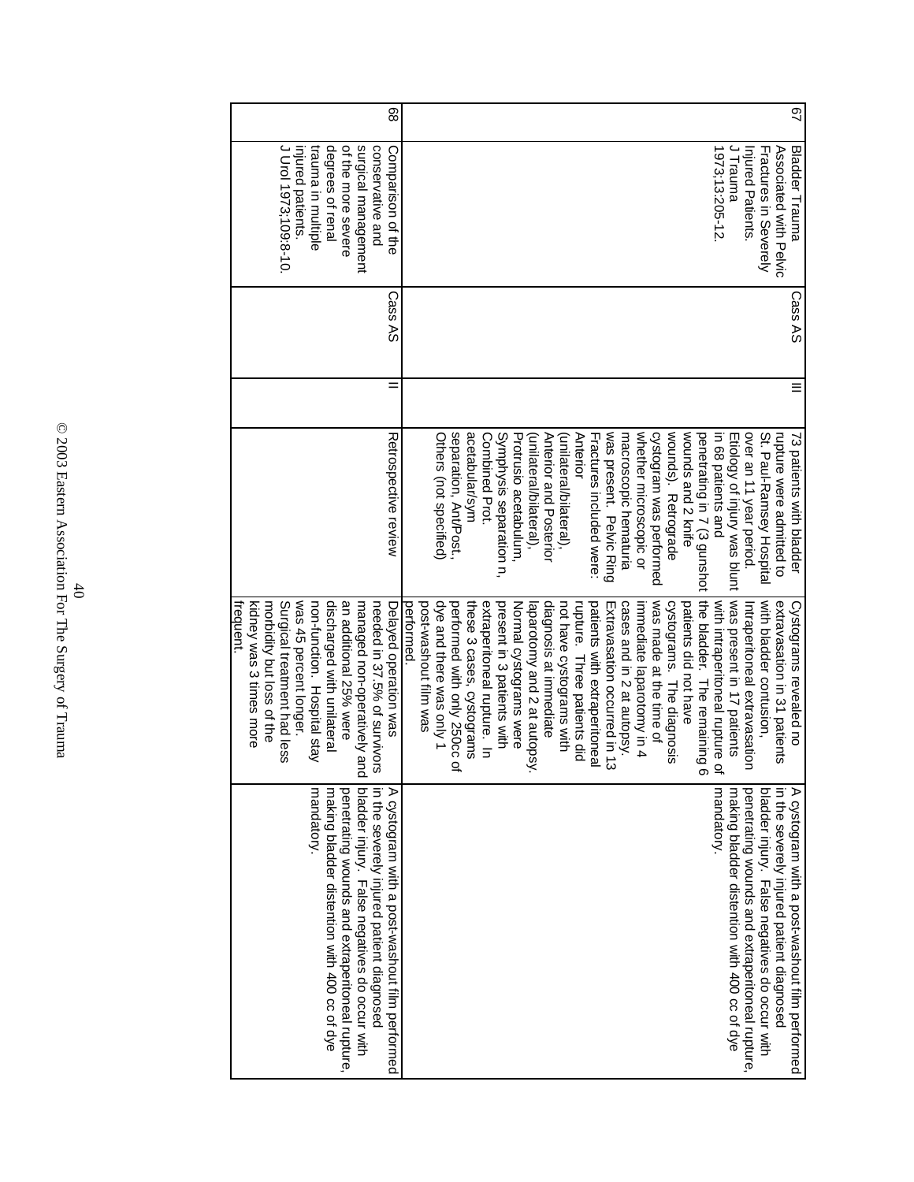| | | | | | |
|---|---|---|---|---|---|
| 67 | Bladder Trauma Associated with Pelvic Fractures in Severely Injured Patients. J Trauma 1973;13:205-12. | Cass AS | III | 73 patients with bladder rupture were admitted to St. Paul-Ramsey Hospital over an 11 year period. Etiology of injury was blunt in 68 patients and penetrating in 7 (3 gunshot wounds and 2 knife wounds). Retrograde cystogram was performed whether microscopic or macroscopic hematuria was present. Pelvic Ring Fractures included were: Anterior (unilateral/bilateral), Anterior and Posterior (unilateral/bilateral), Protrusio acetabulum, Symphysis separation n, Combined Prot. acetabular/sym separation, Ant/Post, Others (not specified) | Cystograms revealed no extravasation in 31 patients with bladder contusion. Intraperitoneal extravasation was present in 17 patients with intraperitoneal rupture of the bladder. The remaining 6 patients did not have cystograms. The diagnosis was made at the time of immediate laparotomy in 4 cases and in 2 at autopsy. Extravasation occurred in 13 patients with extraperitoneal rupture. Three patients did not have cystograms with diagnosis at immediate laparotomy and 2 at autopsy. Normal cystograms were present in 3 patients with extraperitoneal rupture. In these 3 cases, cystograms performed with only 250cc of dye and there was only 1 post-washout film was performed. | A cystogram with a post-washout film performed in the severely injured patient diagnosed bladder injury. False negatives do occur with penetrating wounds and extraperitoneal rupture, making bladder distention with 400 cc of dye mandatory. |
| 68 | Comparison of the conservative and surgical management of the more severe degrees of renal trauma in multiple injured patients. J Urol 1973;109:8-10. | Cass AS | II | Retrospective review | Delayed operation was needed in 37.5% of survivors managed non-operatively and an additional 25% were discharged with unilateral non-function. Hospital stay was 45 percent longer. Surgical treatment had less morbidity but loss of the kidney was 3 times more frequent. | A cystogram with a post-washout film performed in the severely injured patient diagnosed bladder injury. False negatives do occur with penetrating wounds and extraperitoneal rupture, making bladder distention with 400 cc of dye mandatory. |

© 2003 Eastern Association For The Surgery of Trauma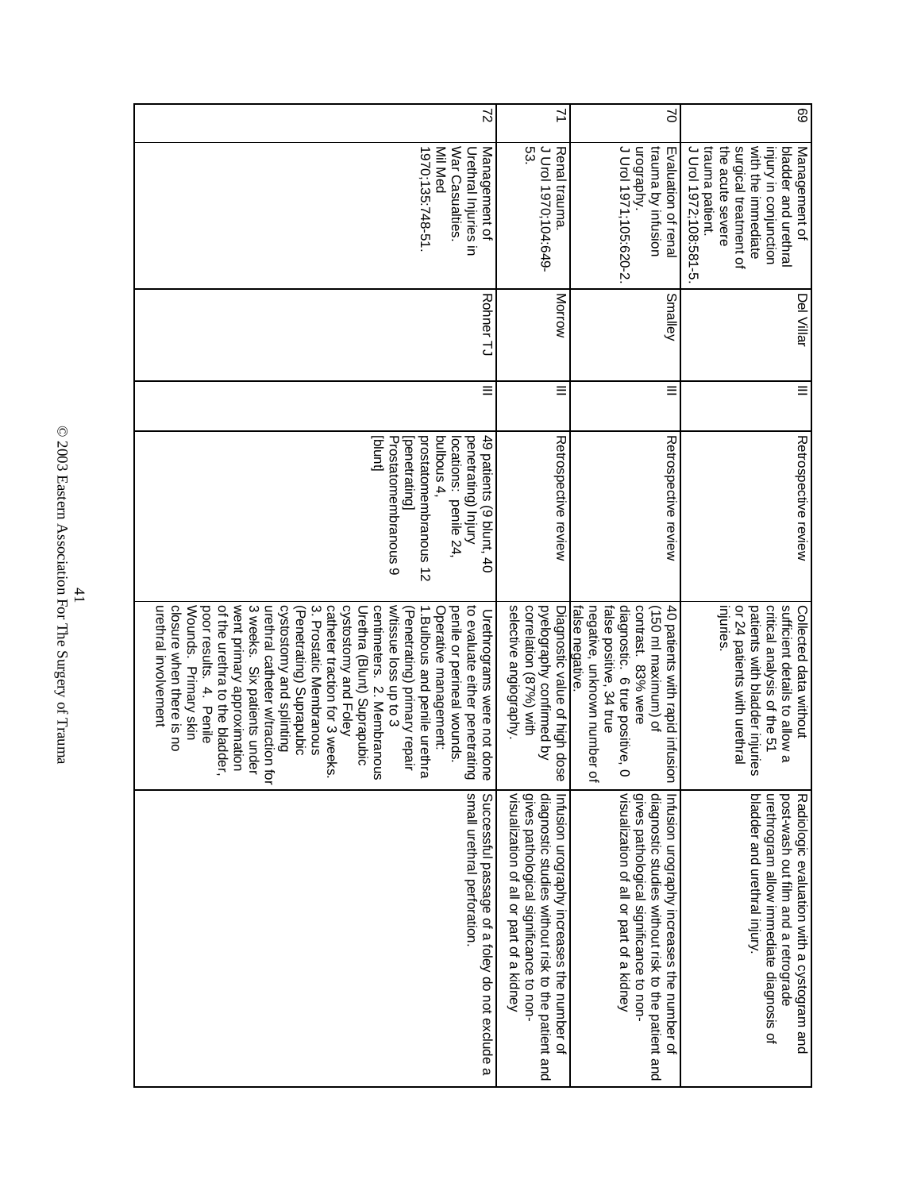| | | | | | | |
|---|---|---|---|---|---|---|
| 69 | Management of bladder and urethral injury in conjunction with the immediate surgical treatment of the acute severe trauma patient. J Urol 1972;108:581-5. | Del Villar | III | Retrospective review | Collected data without sufficient details to allow a critical analysis of the 51 patients with bladder injuries or 24 patients with urethral injuries. | Radiologic evaluation with a cystogram and post-wash out film and a retrograde urethrogram allow immediate diagnosis of bladder and urethral injury. |
| 70 | Evaluation of renal trauma by infusion urography. J Urol 1971;105:620-2. | Smalley | III | Retrospective review | 40 patients with rapid infusion (150 ml maximum) of contrast. 83% were diagnostic. 6 true positive, 0 false positive, 34 true negative, unknown number of false negative. | Infusion urography increases the number of diagnostic studies without risk to the patient and gives pathological significance to non-visualization of all or part of a kidney |
| 71 | Renal trauma. J Urol 1970;104:649-53. | Morrow | III | Retrospective review | Diagnostic value of high dose pyelography confirmed by correlation (87%) with selective angiography. | Infusion urography increases the number of diagnostic studies without risk to the patient and gives pathological significance to non-visualization of all or part of a kidney |
| 72 | Management of Urethral Injuries in War Casualties. Mil Med 1970;135:748-51. | Rohner TJ | III | 49 patients (9 blunt, 40 penetrating) Injury locations: penile 24, bulbous 4, prostatomembranous 12 [penetrating] Prostatomembranous 9 [blunt] | Urethrograms were not done to evaluate either penetrating penile or perineal wounds. Operative management: 1.Bulbous and penile urethra (Penetrating) primary repair w/tissue loss up to 3 centimeters. 2. Membranous Urethra (Blunt) Suprapubic cystostomy and Foley catheter traction for 3 weeks. 3. Prostatic Membranous (Penetrating) Suprapubic cystostomy and splinting urethral catheter w/traction for 3 weeks. Six patients under went primary approximation of the urethra to the bladder, poor results. 4. Penile Wounds. Primary skin closure when there is no urethral involvement | Successful passage of a foley do not exclude a small urethral perforation. |

© 2003 Eastern Association For The Surgery of Trauma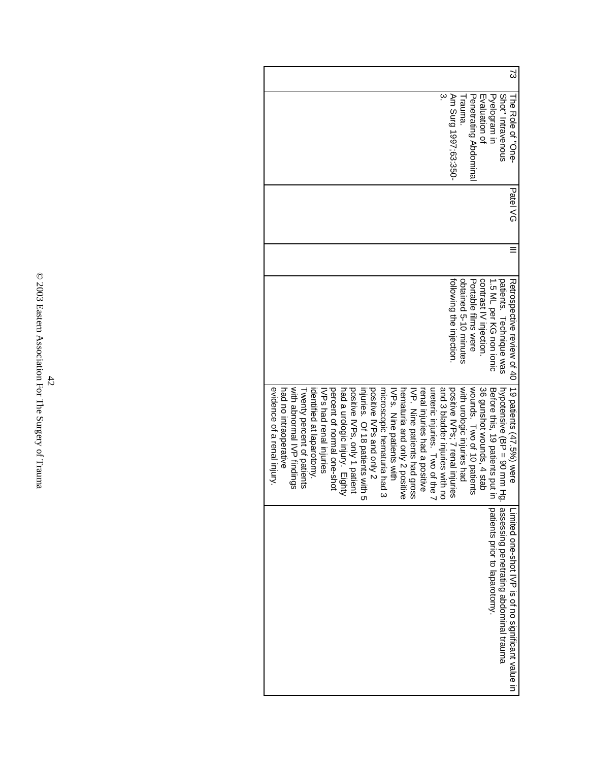| | | | | | | |
|---|---|---|---|---|---|---|
| 73 | The Role of "One-Shot" Intravenous Pyelogram in Evaluation of Penetrating Abdominal Trauma. Am Surg 1997;63:350-3. | Patel VG | III | Retrospective review of 40 patients. Technique was 1.5 ML per KG non ionic contrast IV injection. Portable films were obtained 5-10 minutes following the injection. | 19 patients (47.5%) were hypotensive (BP = 90 mm Hg. Before this, 19 patients put in 36 gunshot wounds, 4 stab wounds. Two of 10 patients with urologic injuries had positive IVPs; 7 renal injuries and 3 bladder injuries with no ureteric injuries. Two of the 7 renal injuries had a positive IVP. Nine patients had gross hematuria and only 2 positive IVPs. Nine patients with microscopic hematuria had 3 positive IVPs and only 2 injuries. Of 18 patients with 5 positive IVPs, only 1 patient had a urologic injury. Eighty percent of normal one-shot IVPs had renal injuries identified at laparotomy. Twenty percent of patients with abnormal IVP findings had no intraoperative evidence of a renal injury. | Limited one-shot IVP is of no significant value in assessing penetrating abdominal trauma patients prior to laparotomy. |

© 2003 Eastern Association For The Surgery of Trauma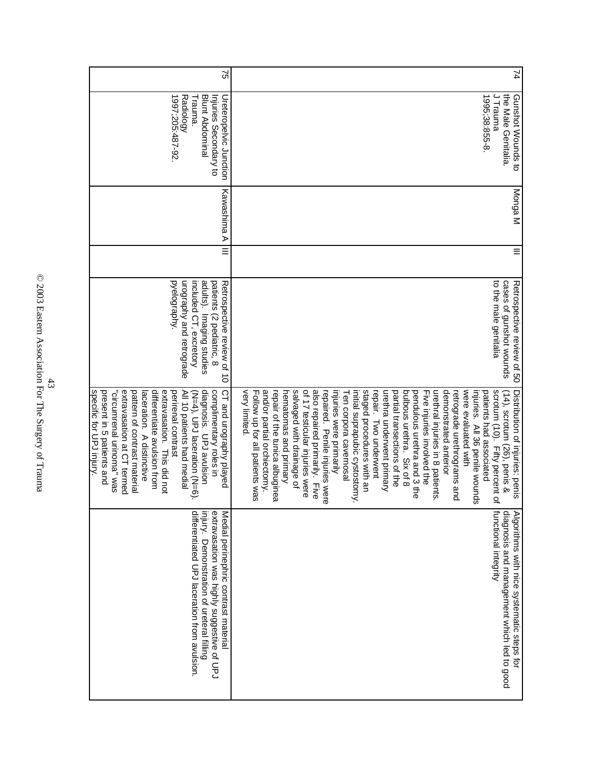| | | | | | | |
|---|---|---|---|---|---|---|
| 74 | Gunshot Wounds to the Male Genitalia. J Trauma 1995;38:855-8. | Monga M | III | Retrospective review of 50 cases of gunshot wounds to the male genitalia | Distribution of injuries: penis (14), scrotum (26), penis & scrotum (10). Fifty percent of patients had associated injuries. All 36 penile wounds were evaluated with retrograde urethrograms and demonstrated anterior urethral injuries in 8 patients. Five injuries involved the pendulous urethra and 3 the bulbous urethra. Six of 8 partial transections of the urethra underwent primary repair. Two underwent staged procedures with an initial suprapubic cystostomy. Ten corpora cavernosal injuries were primarily repaired. Penile injuries were also repaired primarily. Five of 17 testicular injuries were salvaged with drainage of hematomas and primary repair of the tunica albuginea and/or partial orchiectomy. Follow up for all patients was very limited. | Algorithms with nice systematic steps for diagnosis and management which led to good functional integrity |
| 75 | Ureteropelvic Junction Injuries Secondary to Blunt Abdominal Trauma. Radiology 1997;205:487-92. | Kawashima A | III | Retrospective review of 10 patients (2 pediatric, 8 adults). Imaging studies included CT, excretory urography and retrograde pyelography. | CT and urography played complimentary roles in diagnosis. UPJ avulsion (N=4), UPJ laceration (N=6). All 10 patients had medial perirenal contrast extravasation. This did not differentiate avulsion from laceration. A distinctive pattern of contrast material extravasation at CT termed "circumrenal urinoma" was present in 5 patients and specific for UPJ injury. | Medial perinephric contrast material extravasation was highly suggestive of UPJ injury. Demonstration of ureteral filling differentiated UPJ laceration from avulsion. |

© 2003 Eastern Association For The Surgery of Trauma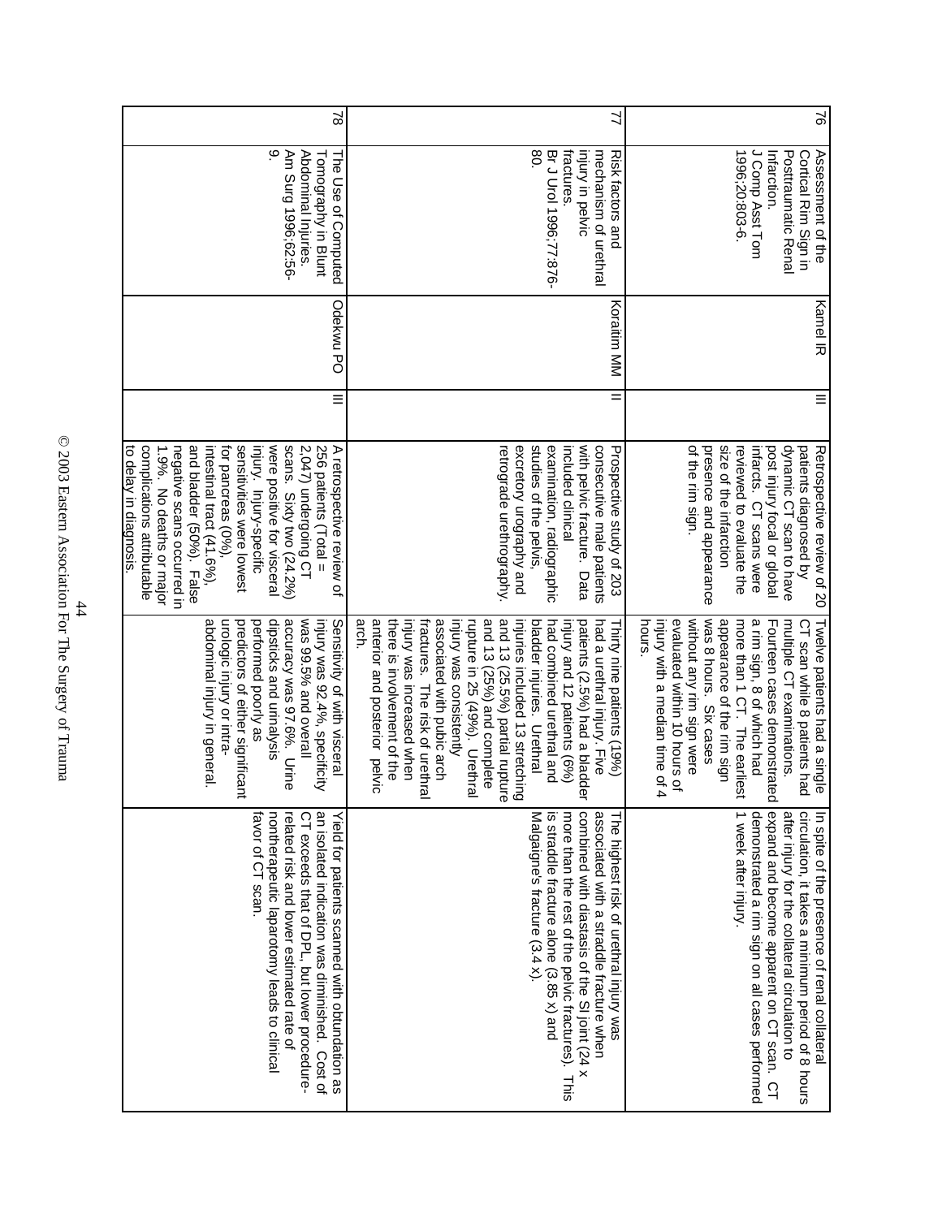| | | | | | | |
|---|---|---|---|---|---|---|
| 76 | Assessment of the Cortical Rim Sign in Posttraumatic Renal Infarction. J Comp Asst Tom 1996;20:803-6. | Kamel IR | III | Retrospective review of 20 patients diagnosed by dynamic CT scan to have post injury focal or global infarcts. CT scans were reviewed to evaluate the size of the infarction presence and appearance of the rim sign. | Twelve patients had a single CT scan while 8 patients had multiple CT examinations. Fourteen cases demonstrated a rim sign, 8 of which had more than 1 CT. The earliest appearance of the rim sign was 8 hours. Six cases without any rim sign were evaluated within 10 hours of injury with a median time of 4 hours. | In spite of the presence of renal collateral circulation, it takes a minimum period of 8 hours after injury for the collateral circulation to expand and become apparent on CT scan. CT demonstrated a rim sign on all cases performed 1 week after injury. |
| 77 | Risk factors and mechanism of urethral injury in pelvic fractures. Br J Urol 1996;77:876-80. | Koraitim MM | II | Prospective study of 203 consecutive male patients with pelvic fracture. Data included clinical examination, radiographic studies of the pelvis, excretory urography and retrograde urethrography. | Thirty nine patients (19%) had a urethral injury. Five patients (2.5%) had a bladder injury and 12 patients (6%) had combined urethral and bladder injuries. Urethral injuries included 13 stretching and 13 (25.5%) partial rupture and 13 (25%) and complete rupture in 25 (49%). Urethral injury was consistently associated with pubic arch fractures. The risk of urethral injury was increased when there is involvement of the anterior and posterior pelvic arch. | The highest risk of urethral injury was associated with a straddle fracture when combined with diastasis of the SI joint (24 x more than the rest of the pelvic fractures). This is straddle fracture alone (3.85 x) and Malgaigne's fracture (3.4 x). |
| 78 | The Use of Computed Tomography in Blunt Abdominal Injuries. Am Surg 1996;62:56-9. | Odekwu PO | III | A retrospective review of 256 patients (Total = 2,047) undergoing CT scans. Sixty two (24.2%) were positive for visceral injury. Injury-specific sensitivities were lowest for pancreas (0%), intestinal tract (41.6%), and bladder (50%). False negative scans occurred in 1.9%. No deaths or major complications attributable to delay in diagnosis. | Sensitivity of with visceral injury was 92.4%, specificity was 99.5% and overall accuracy was 97.6%. Urine dipsticks and urinalysis performed poorly as predictors of either significant urologic injury or intra-abdominal injury in general. | Yield for patients scanned with obtundation as an isolated indication was diminished. Cost of CT exceeds that of DPL, but lower procedure-related risk and lower estimated rate of nontherapeutic laparotomy leads to clinical favor of CT scan. |

© 2003 Eastern Association For The Surgery of Trauma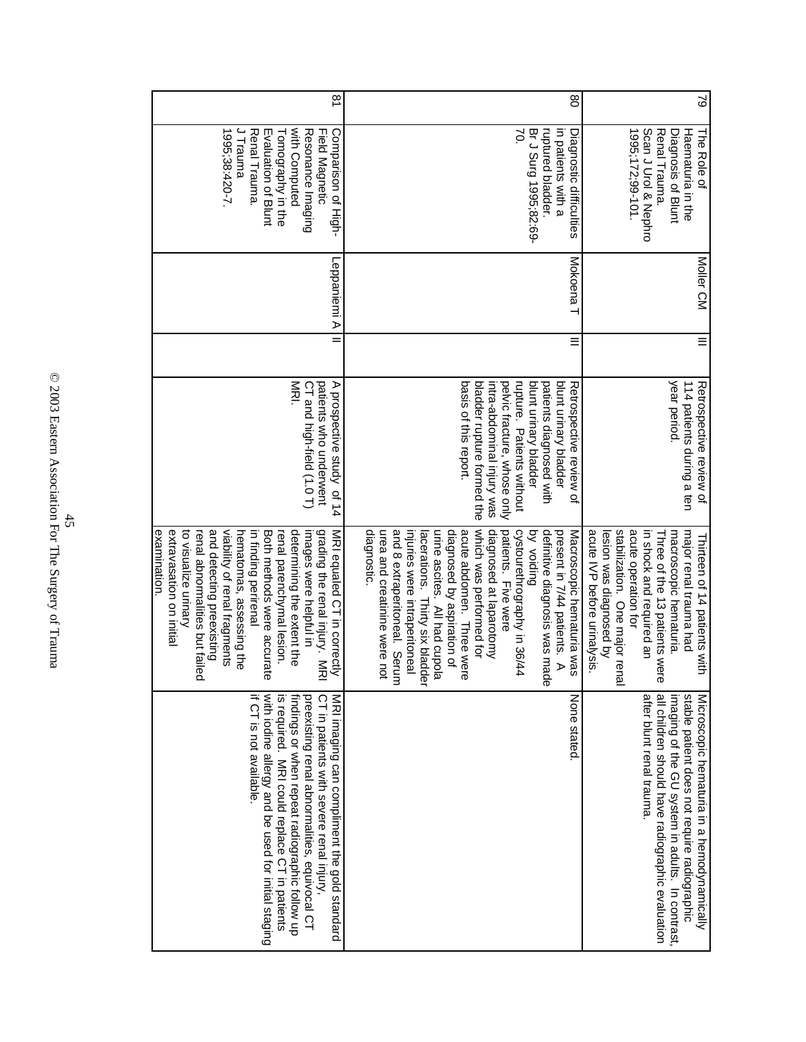| | | | | | | |
|---|---|---|---|---|---|---|
| 79 | The Role of Haematuria in the Diagnosis of Blunt Renal Trauma. Scan J Urol & Nephro 1995;172;99-101. | Moller CM | III | Retrospective review of 114 patients during a ten year period. | Thirteen of 14 patients with major renal trauma had macroscopic hematuria. Three of the 13 patients were in shock and required an acute operation for stabilization. One major renal lesion was diagnosed by acute IVP before urinalysis. | Microscopic hematuria in a hemodynamically stable patient does not require radiographic imaging of the GU system in adults. In contrast, all children should have radiographic evaluation after blunt renal trauma. |
| 80 | Diagnostic difficulties in patients with a ruptured bladder. Br J Surg 1995;82:69-70. | Mokoena T | III | Retrospective review of blunt urinary bladder patients diagnosed with blunt urinary bladder rupture. Patients without pelvic fracture, whose only intra-abdominal injury was bladder rupture formed the basis of this report. | Macroscopic hematuria was present in 7/44 patients. A definitive diagnosis was made by voiding cystourethrography in 36/44 patients. Five were diagnosed at laparotomy which was performed for acute abdomen. Three were diagnosed by aspiration of urine ascites. All had cupola lacerations. Thirty six bladder injuries were intraperitoneal and 8 extraperitoneal. Serum urea and creatinine were not diagnostic. | None stated. |
| 81 | Comparison of High-Field Magnetic Resonance Imaging with Computed Tomography in the Evaluation of Blunt Renal Trauma. J Trauma 1995;38:420-7. | Leppaniemi A | II | A prospective study of 14 patients who underwent CT and high-field (1.0 T) MRI. | MRI equaled CT in correctly grading the renal injury. MRI images were helpful in determining the extent the renal parenchymal lesion. Both methods were accurate in finding perirenal hematomas, assessing the viability of renal fragments and detecting preexisting renal abnormalities but failed to visualize urinary extravasation on initial examination. | MRI imaging can compliment the gold standard CT in patients with severe renal injury, preexisting renal abnormalities, equivocal CT findings or when repeat radiographic follow up is required. MRI could replace CT in patients with iodine allergy and be used for initial staging if CT is not available. |

© 2003 Eastern Association For The Surgery of Trauma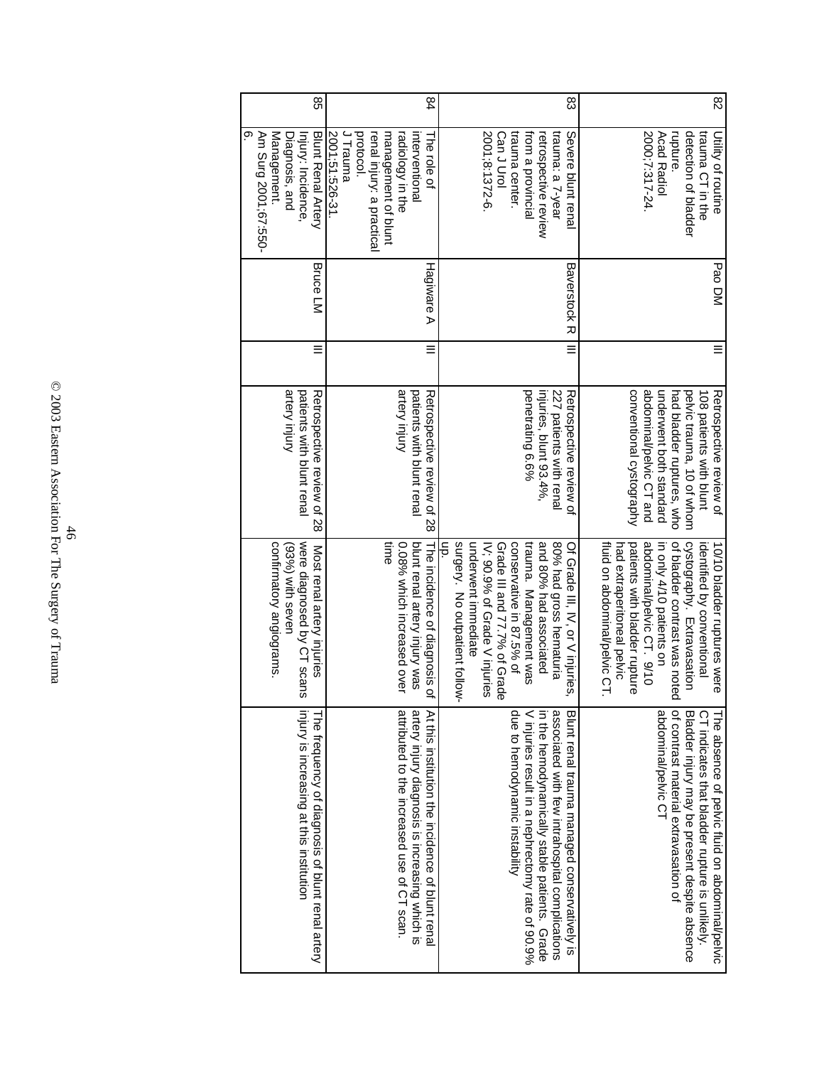| 82 | Utility of routine trauma CT in the detection of bladder rupture. Acad Radiol 2000;7:317-24. | Pao DM | III | Retrospective review of 108 patients with blunt pelvic trauma, 10 of whom had bladder ruptures, who underwent both standard abdominal/pelvic CT and conventional cystography | 10/10 bladder ruptures were identified by conventional cystography. Extravasation of bladder contrast was noted in only 4/10 patients on abdominal/pelvic CT. 9/10 patients with bladder rupture had extraperitoneal pelvic fluid on abdominal/pelvic CT. | The absence of pelvic fluid on abdominal/pelvic CT indicates that bladder rupture is unlikely. Bladder injury may be present despite absence of contrast material extravasation of abdominal/pelvic CT |
|---|---|---|---|---|---|---|
| 83 | Severe blunt renal trauma: a 7-year retrospective review from a provincial trauma center. Can J Urol 2001;8:1372-6. | Baverstock R | III | Retrospective review of 227 patients with renal injuries, blunt 93.4%, penetrating 6.6% | Of Grade III, IV, or V injuries, 80% had gross hematuria and 80% had associated trauma. Management was conservative in 87.5% of Grade III and 77.7% of Grade IV; 90.9% of Grade V injuries underwent immediate surgery. No outpatient follow-up. | Blunt renal trauma managed conservatively is associated with few intrahospital complications in the hemodynamically stable patients. Grade V injuries result in a nephrectomy rate of 90.9% due to hemodynamic instability |
| 84 | The role of interventional radiology in the management of blunt renal injury: a practical protocol. J Trauma 2001;51:526-31. | Hagiware A | III | Retrospective review of 28 patients with blunt renal artery injury | The incidence of diagnosis of blunt renal artery injury was 0.08% which increased over time | At this institution the incidence of blunt renal artery injury diagnosis is increasing which is attributed to the increased use of CT scan. |
| 85 | Blunt Renal Artery Injury: Incidence, Diagnosis, and Management. Am Surg 2001;67:550-6. | Bruce LM | III | Retrospective review of 28 patients with blunt renal artery injury | Most renal artery injuries were diagnosed by CT scans (93%) with seven confirmatory angiograms. | The frequency of diagnosis of blunt renal artery injury is increasing at this institution |

© 2003 Eastern Association For The Surgery of Trauma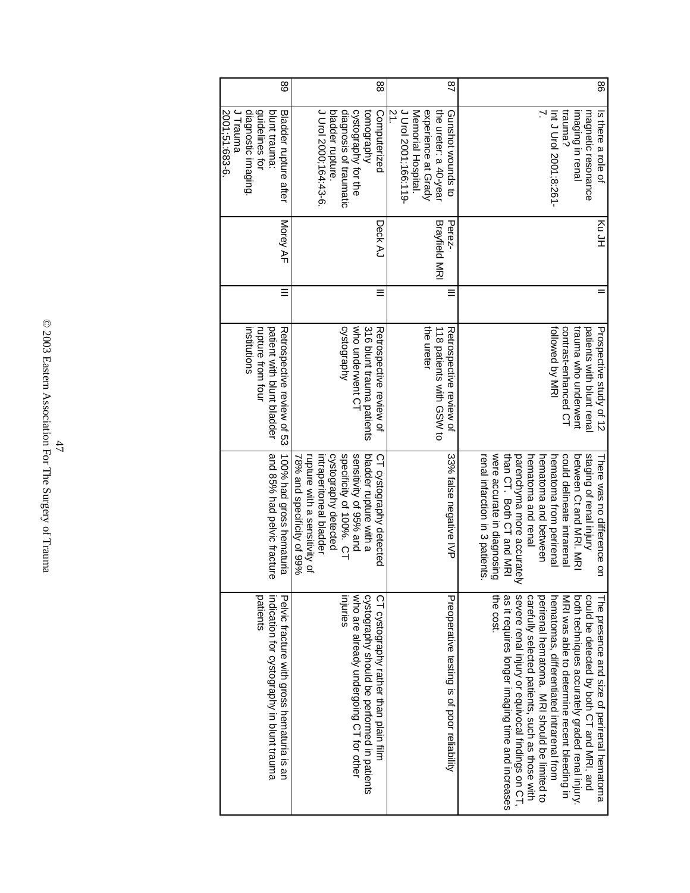| | | | | | | |
|---|---|---|---|---|---|---|
| 86 | Is there a role of magnetic resonance imaging in renal trauma? Int J Urol 2001;8:261-7. | Ku JH | II | Prospective study of 12 patients with blunt renal trauma who underwent contrast-enhanced CT followed by MRI | There was no difference on staging of renal injury between Ct and MRI. MRI could delineate intrarenal hematoma from perirenal hematoma and between hematoma and renal parenchyma more accurately than CT. Both CT and MRI were accurate in diagnosing renal infarction in 3 patients. | The presence and size of perirenal hematoma could be detected by both CT and MRI, and both techniques accurately graded renal injury. MRI was able to determine recent bleeding in hematomas, differentiated intrarenal from perirenal hematoma. MRI should be limited to carefully selected patients, such as those with severe renal injury or equivocal findings on CT, as it requires longer imaging time and increases the cost. |
| 87 | Gunshot wounds to the ureter: a 40-year experience at Grady Memorial Hospital. J Urol 2001;166:119-21. | Perez-Brayfield MRI | III | Retrospective review of 118 patients with GSW to the ureter | 33% false negative IVP | Preoperative testing is of poor reliability |
| 88 | Computerized tomography cystography for the diagnosis of traumatic bladder rupture. J Urol 2000;164:43-6. | Deck AJ | III | Retrospective review of 316 blunt trauma patients who underwent CT cystography | CT cystography detected bladder rupture with a sensitivity of 95% and specificity of 100%. CT cystography detected intraperitoneal bladder rupture with a sensitivity of 78% and specificity of 99% | CT cystography rather than plain film cystography should be performed in patients who are already undergoing CT for other injuries |
| 89 | Bladder rupture after blunt trauma: guidelines for diagnostic imaging. J Trauma 2001;51:683-6. | Morey AF | III | Retrospective review of 53 patient with blunt bladder rupture from four institutions | 100% had gross hematuria and 85% had pelvic fracture | Pelvic fracture with gross hematuria is an indication for cystography in blunt trauma patients |

© 2003 Eastern Association For The Surgery of Trauma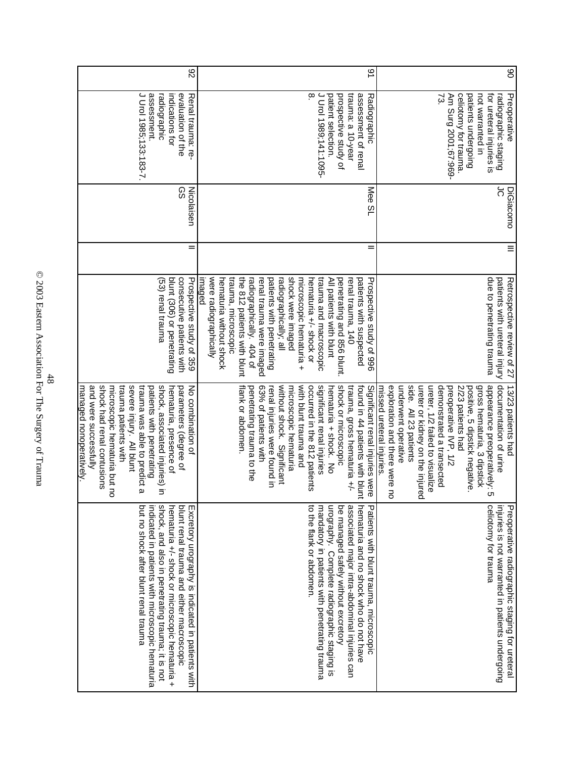| | | | | | |
|---|---|---|---|---|---|
| 90 | Preoperative radiographic staging for ureteral injuries is not warranted in patients undergoing celiotomy for trauma. Am Surg 2001;67:969-73. | DiGiacomo JC | III | Retrospective review of 27 patients with ureteral injury due to penetrating trauma | 13/23 patients had documentation of urine appearance preoperatively; 5 gross hematuria, 3 dipstick positive, 5 dipstick negative. 2/23 patients had preoperative IVP, 1/2 demonstrated a transected ureter, 1/2 failed to visualize ureter or kidney on the injured side. All 23 patients underwent operative exploration and there were no missed ureteral injuries. | Preoperative radiographic staging for ureteral injuries is not warranted in patients undergoing celiotomy for trauma |
| 91 | Radiographic assessment of renal trauma: a 10-year prospective study of patient selection. J Urol 1989;141:1095-8. | Mee SL | II | Prospective study of 996 patients with suspected renal trauma, 140 penetrating and 856 blunt. All patients with blunt trauma and macroscopic hematuria +/- shock or microscopic hematuria + shock were imaged radiographically; all patients with penetrating renal trauma were imaged radiographically. 404 of the 812 patients with blunt trauma, microscopic hematuria without shock were radiographically imaged | Significant renal injuries were found in 44 patients with blunt trauma, gross hematuria +/- shock or microscopic hematuria + shock. No significant renal injuries occurred in the 812 patients with blunt trauma and microscopic hematuria without shock. Significant renal injuries were found in 63% of patients with penetrating trauma to the flank or abdomen. | Patients with blunt trauma, microscopic hematuria and no shock who do not have associated major intra-abdominal injuries can be managed safely without excretory urography. Complete radiographic staging is mandatory in patients with penetrating trauma to the flank or abdomen. |
| 92 | Renal trauma: re-evaluation of the indications for radiographic assessment. J Urol 1985;133:183-7. | Nicolaisen GS | II | Prospective study of 359 consecutive patients with blunt (306) or penetrating (53) renal trauma | No combination of parameters (degree of hematuria, presence of shock, associated injuries) in patients with penetrating trauma was able to predict a severe injury. All blunt trauma patients with microscopic hematuria but no shock had renal contusions and were successfully managed nonoperatively. | Excretory urography is indicated in patients with blunt renal trauma and either macroscopic hematuria +/- shock or microscopic hematuria + shock, and also in penetrating trauma; it is not indicated in patients with microscopic hematuria but no shock after blunt renal trauma |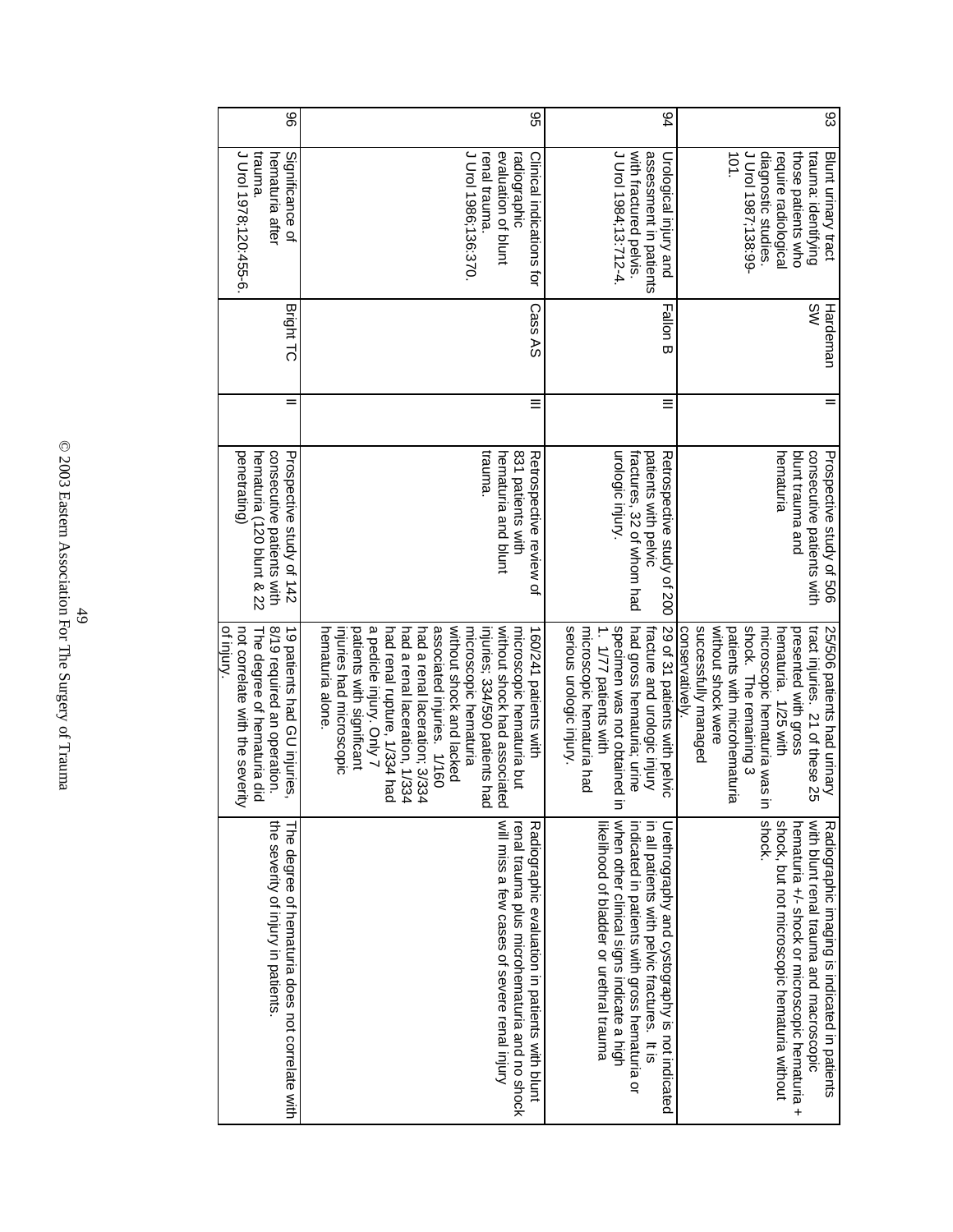| 93 | Blunt urinary tract trauma: identifying those patients who require radiological diagnostic studies. J Urol 1987;138:99-101. | Hardeman SW | II | Prospective study of 506 consecutive patients with blunt trauma and hematuria | 25/506 patients had urinary tract injuries. 21 of these 25 presented with gross hematuria. 1/25 with microscopic hematuria was in shock. The remaining 3 patients with microhematuria without shock were successfully managed conservatively. | Radiographic imaging is indicated in patients with blunt renal trauma and macroscopic hematuria +/- shock or microscopic hematuria + shock, but not microscopic hematuria without shock. |
|---|---|---|---|---|---|---|
| 94 | Urological injury and assessment in patients with fractured pelvis. J Urol 1984;13:712-4. | Fallon B | III | Retrospective study of 200 patients with pelvic fractures, 32 of whom had urologic injury. | 29 of 31 patients with pelvic fracture and urologic injury had gross hematuria; urine specimen was not obtained in 1. 1/77 patients with microscopic hematuria had serious urologic injury. | Urethrography and cystography is not indicated in all patients with pelvic fractures. It is indicated in patients with gross hematuria or when other clinical signs indicate a high likelihood of bladder or urethral trauma |
| 95 | Clinical indications for radiographic evaluation of blunt renal trauma. J Urol 1986;136:370. | Cass AS | III | Retrospective review of 831 patients with hematuria and blunt trauma. | 160/241 patients with microscopic hematuria but without shock had associated injuries; 334/590 patients had microscopic hematuria without shock and lacked associated injuries. 1/160 had a renal laceration; 3/334 had a renal laceration, 1/334 had renal rupture, 1/334 had a pedicle injury. Only 7 patients with significant injuries had microscopic hematuria alone. | Radiographic evaluation in patients with blunt renal trauma plus microhematuria and no shock will miss a few cases of severe renal injury |
| 96 | Significance of hematuria after trauma. J Urol 1978;120:455-6. | Bright TC | II | Prospective study of 142 consecutive patients with hematuria (120 blunt & 22 penetrating) | 19 patients had GU injuries, 8/19 required an operation. The degree of hematuria did not correlate with the severity of injury. | The degree of hematuria does not correlate with the severity of injury in patients. |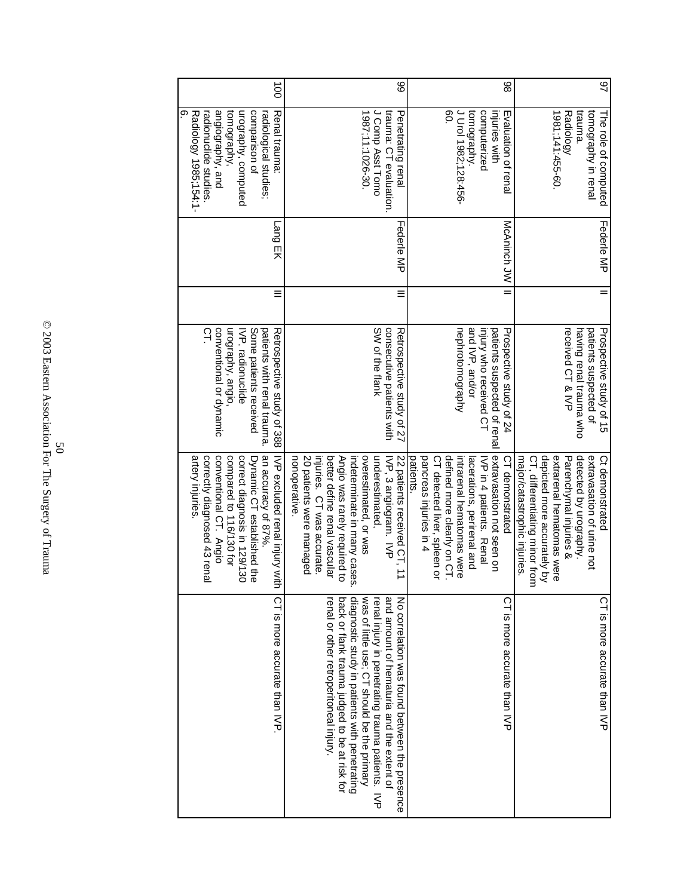| | | | | | | |
|---|---|---|---|---|---|---|
| 97 | The role of computed tomography in renal trauma. Radiology 1981;141:455-60. | Federle MP | II | Prospective study of 15 patients suspected of having renal trauma who received CT & IVP | Ct demonstrated extravasation of urine not detected by urography. Parenchymal injuries & extrarenal hematomas were depicted more accurately by CT, differentiating minor from major/catastrophic injuries. | CT is more accurate than IVP |
| 98 | Evaluation of renal injuries with computerized tomography. J Urol 1982;128:456-60. | McAninch JW | II | Prospective study of 24 patients suspected of renal injury who received CT and IVP, and/or nephrotomography | CT demonstrated extravasation not seen on IVP in 4 patients. Renal lacerations, perirenal and intrarenal hematomas were defined more clearly on CT. CT detected liver, spleen or pancreas injuries in 4 patients. | CT is more accurate than IVP |
| 99 | Penetrating renal trauma: CT evaluation. J Comp Asst Tomo 1987;11:1026-30. | Federle MP | III | Retrospective study of 27 consecutive patients with SW of the flank | 22 patients received CT, 11 IVP, 3 angiogram. IVP underestimated, overestimated, or was indeterminate in many cases. Angio was rarely required to better define renal vascular injuries. CT was accurate. 20 patients were managed nonoperative. | No correlation was found between the presence and amount of hematuria and the extent of renal injury in penetrating trauma patients. IVP was of little use; CT should be the primary diagnostic study in patients with penetrating back or flank trauma judged to be at risk for renal or other retroperitoneal injury. |
| 100 | Renal trauma: radiological studies; comparison of urography, computed tomography, angiography, and radionuclide studies. Radiology 1985;154:1-6. | Lang EK | III | Retrospective study of 388 patients with renal trauma. Some patients received IVP, radionuclide urography, angio, conventional or dynamic CT. | IVP excluded renal injury with an accuracy of 87%. Dynamic CT established the correct diagnosis in 129/130 compared to 116/130 for conventional CT. Angio correctly diagnosed 43 renal artery injuries. | CT is more accurate than IVP. |

© 2003 Eastern Association For The Surgery of Trauma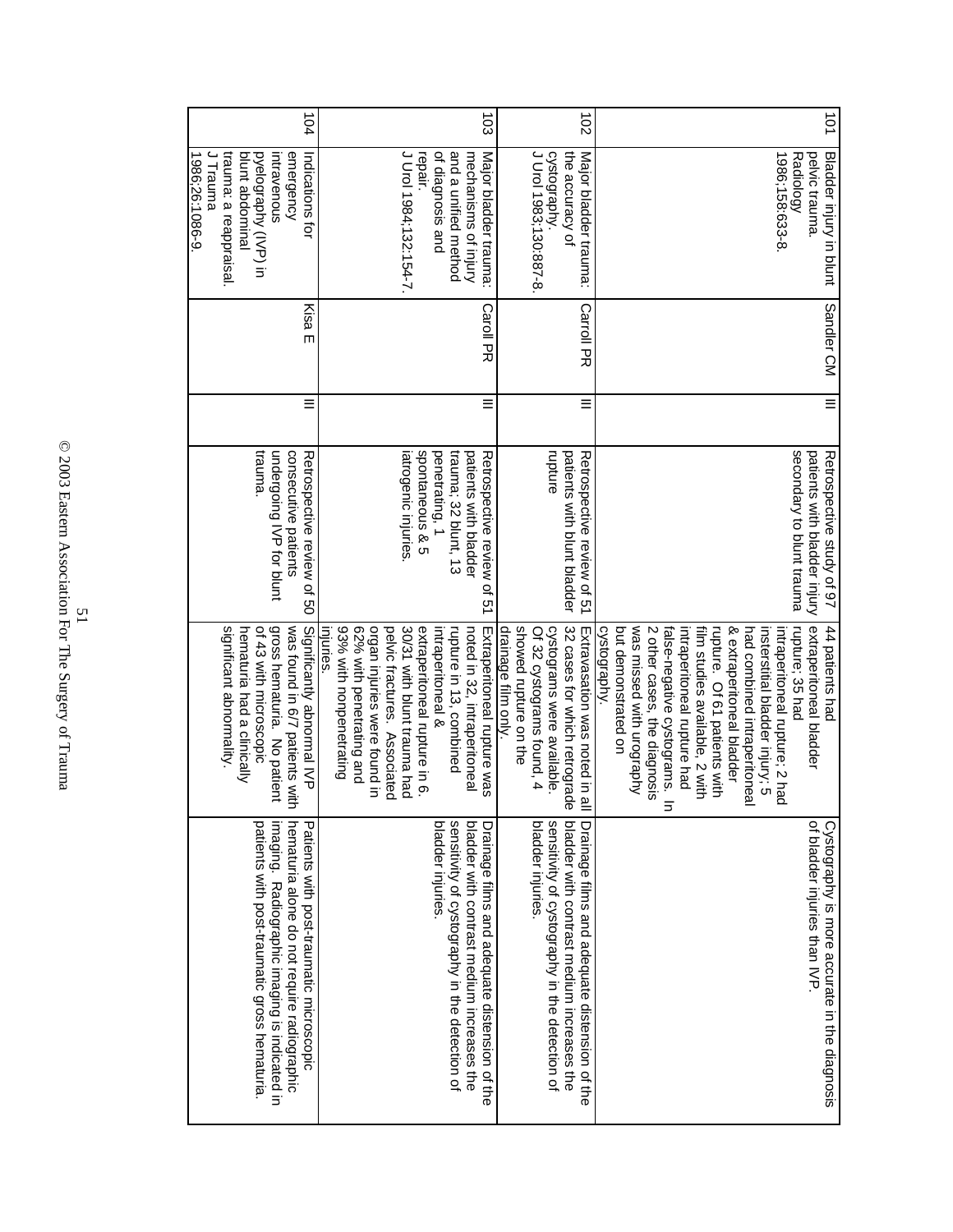| | | | | | | |
|---|---|---|---|---|---|---|
| 101 | Bladder injury in blunt pelvic trauma. Radiology 1986;158:633-8. | Sandler CM | III | Retrospective study of 97 patients with bladder injury secondary to blunt trauma | 44 patients had extraperitoneal bladder rupture; 35 had intraperitoneal rupture; 2 had insterstitial bladder injury; 5 had combined intraperitoneal & extraperitoneal bladder rupture. Of 61 patients with film studies available, 2 with intraperitoneal rupture had false-negative cystograms. In 2 other cases, the diagnosis was missed with urography but demonstrated on cystography. | Cystography is more accurate in the diagnosis of bladder injuries than IVP. |
| 102 | Major bladder trauma: the accuracy of cystography. J Urol 1983;130:887-8. | Carroll PR | III | Retrospective review of 51 patients with blunt bladder rupture | Extravasation was noted in all 32 cases for which retrograde cystograms were available. Of 32 cystograms found, 4 showed rupture on the drainage film only. | Drainage films and adequate distension of the bladder with contrast medium increases the sensitivity of cystography in the detection of bladder injuries. |
| 103 | Major bladder trauma: mechanisms of injury and a unified method of diagnosis and repair. J Urol 1984;132:154-7. | Caroll PR | III | Retrospective review of 51 patients with bladder trauma; 32 blunt, 13 penetrating, 1 spontaneous & 5 iatrogenic injuries. | Extraperitoneal rupture was noted in 32, intraperitoneal rupture in 13, combined intraperitoneal & extraperitoneal rupture in 6. 30/31 with blunt trauma had pelvic fractures. Associated organ injuries were found in 62% with penetrating and 93% with nonpenetrating injuries. | Drainage films and adequate distension of the bladder with contrast medium increases the sensitivity of cystography in the detection of bladder injuries. |
| 104 | Indications for emergency intravenous pyelography (IVP) in blunt abdominal trauma: a reappraisal. J Trauma 1986;26:1086-9. | Kisa E | III | Retrospective review of 50 consecutive patients undergoing IVP for blunt trauma. | Significantly abnormal IVP was found in 6/7 patients with gross hematuria. No patient of 43 with microscopic hematuria had a clinically significant abnormality. | Patients with post-traumatic microscopic hematuria alone do not require radiographic imaging. Radiographic imaging is indicated in patients with post-traumatic gross hematuria. |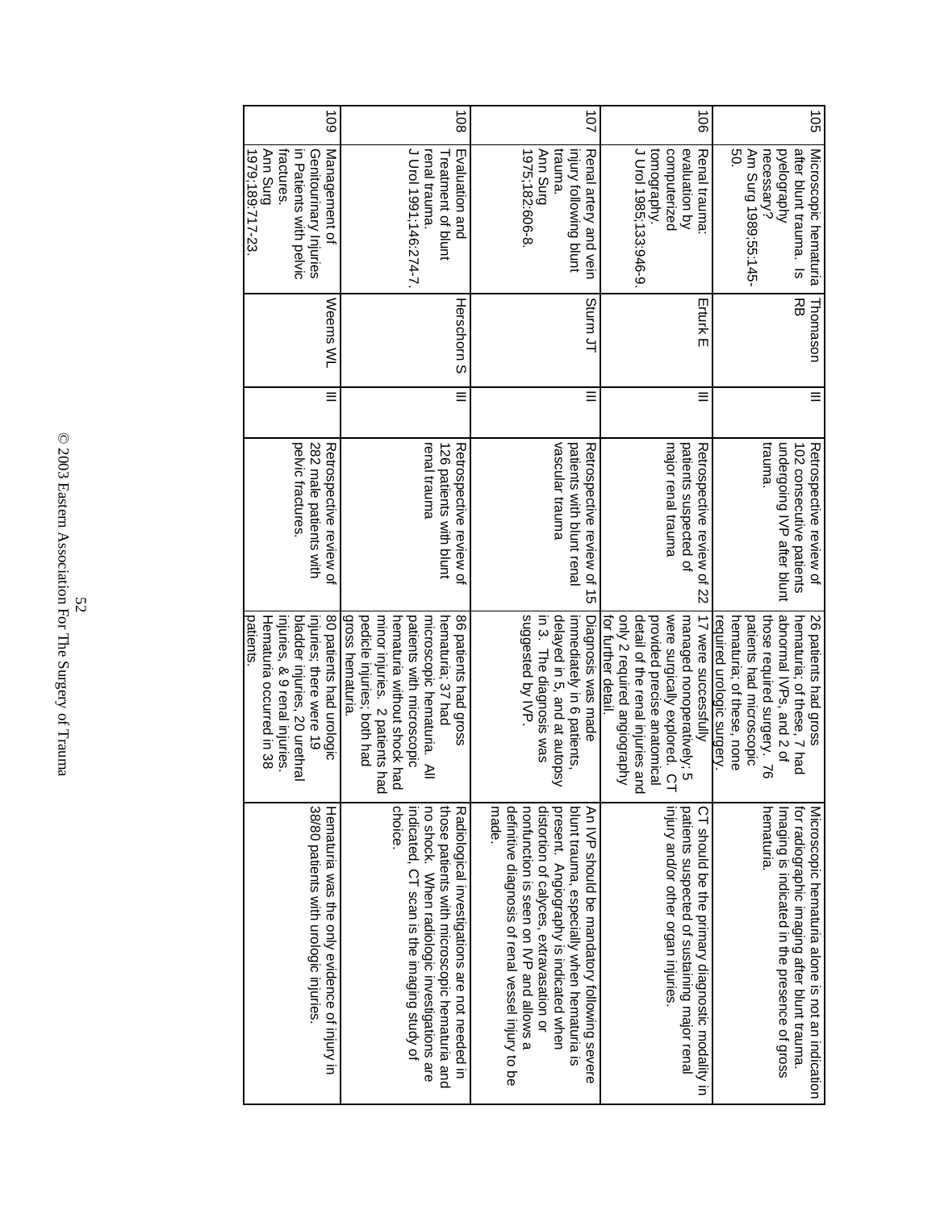| | | | | | | |
|---|---|---|---|---|---|---|
| 105 | Microscopic hematuria after blunt trauma. Is pyelography necessary? Am Surg 1989;55:145-50. | Thomason RB | III | Retrospective review of 102 consecutive patients undergoing IVP after blunt trauma. | 26 patients had gross hematuria, of these, 7 had abnormal IVPs, and 2 of those required surgery. 76 patients had microscopic hematuria, of these, none required urologic surgery. | Microscopic hematuria alone is not an indication for radiographic imaging after blunt trauma. Imaging is indicated in the presence of gross hematuria. |
| 106 | Renal trauma: evaluation by computerized tomography. J Urol 1985;133:946-9. | Erturk E | III | Retrospective review of 22 patients suspected of major renal trauma | 17 were successfully managed nonoperatively; 5 were surgically explored. CT provided precise anatomical detail of the renal injuries and only 2 required angiography for further detail. | CT should be the primary diagnostic modality in patients suspected of sustaining major renal injury and/or other organ injuries. |
| 107 | Renal artery and vein injury following blunt trauma. Ann Surg 1975;182:606-8. | Sturm JT | III | Retrospective review of 15 patients with blunt renal vascular trauma | Diagnosis was made immediately in 6 patients, delayed in 5, and at autopsy in 3. The diagnosis was suggested by IVP. | An IVP should be mandatory following severe blunt trauma, especially when hematuria is present. Angiography is indicated when distortion of calyces, extravasation or nonfunction is seen on IVP and allows a definitive diagnosis of renal vessel injury to be made. |
| 108 | Evaluation and Treatment of blunt renal trauma. J Urol 1991;146:274-7. | Herschorn S | III | Retrospective review of 126 patients with blunt renal trauma | 86 patients had gross hematuria, 37 had microscopic hematuria. All patients with microscopic hematuria without shock had minor injuries. 2 patients had pedicle injuries: both had gross hematuria. | Radiological investigations are not needed in those patients with microscopic hematuria and no shock. When radiologic investigations are indicated, CT scan is the imaging study of choice. |
| 109 | Management of Genitourinary Injuries in Patients with pelvic fractures. Ann Surg 1979;189:717-23. | Weems WL | III | Retrospective review of 282 male patients with pelvic fractures. | 80 patients had urologic injuries, there were 19 bladder injuries, 20 urethral injuries, & 9 renal injuries. Hematuria occurred in 38 patients. | Hematuria was the only evidence of injury in 38/80 patients with urologic injuries. |

© 2003 Eastern Association For The Surgery of Trauma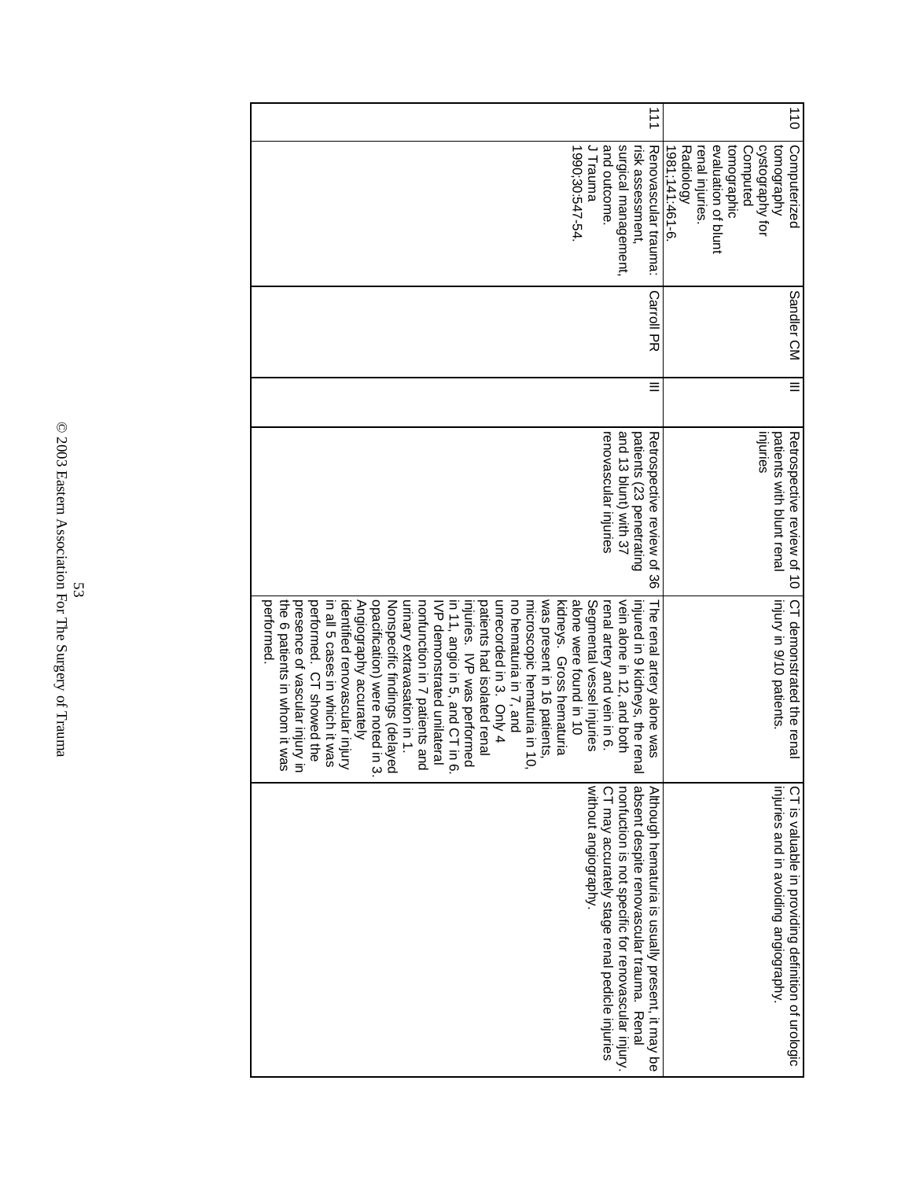| 110 | Computerized tomography cystography for Computed tomographic evaluation of blunt renal injuries. Radiology 1981;141:461-6. | Sandler CM | III | Retrospective review of 10 patients with blunt renal injuries | CT demonstrated the renal injury in 9/10 patients. | CT is valuable in providing definition of urologic injuries and in avoiding angiography. |
|---|---|---|---|---|---|---|
| 111 | Renovascular trauma: risk assessment, surgical management, and outcome. J Trauma 1990;30:547-54. | Carroll PR | III | Retrospective review of 36 patients (23 penetrating and 13 blunt) with 37 renovascular injuries | The renal artery alone was injured in 9 kidneys, the renal vein alone in 12, and both renal artery and vein in 6. Segmental vessel injuries alone were found in 10 kidneys. Gross hematuria was present in 16 patients, microscopic hematuria in 10, no hematuria in 7, and unrecorded in 3. Only 4 patients had isolated renal injuries. IVP was performed in 11, angio in 5, and CT in 6. IVP demonstrated unilateral nonfunction in 7 patients and urinary extravasation in 1. Nonspecific findings (delayed opacification) were noted in 3. Angiography accurately identified renovascular injury in all 5 cases in which it was performed. CT showed the presence of vascular injury in the 6 patients in whom it was performed. | Although hematuria is usually present, it may be absent despite renovascular trauma. Renal nonfuction is not specific for renovascular injury. CT may accurately stage renal pedicle injuries without angiography. |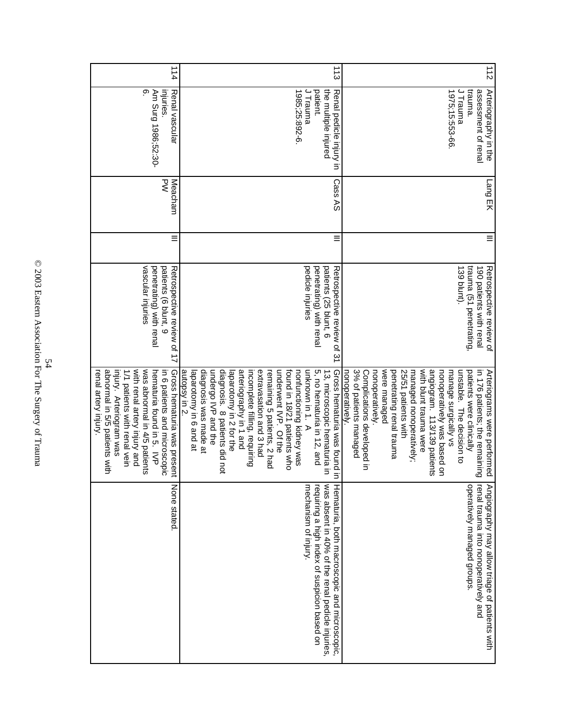| | | | | | | |
|---|---|---|---|---|---|---|
| 112 | Arteriography in the assessment of renal trauma. J Trauma 1975;15:553-66. | Lang EK | III | Retrospective review of 190 patients with renal trauma (51 penetrating, 139 blunt). | Arteriograms were performed in 176 patients; the remaining patients were clinically unstable. The decision to manage surgically vs nonoperatively was based on angiogram. 113/139 patients with blunt trauma were managed nonoperatively; 25/51 patients with penetrating renal trauma were managed nonoperatively. Complications developed in 3% of patients managed nonoperatively. | Angiography may allow triage of patients with renal trauma into nonoperatively and operatively managed groups. |
| 113 | Renal pedicle injury in the multiple injured patient. J Trauma 1985;25:892-6. | Cass AS | III | Retrospective review of 31 patients (25 blunt, 6 penetrating) with renal pedicle injuries | Gross hematuria was found in 13, microscopic hematuria in 5, no hematuria in 12, and unknown in 1. A nonfunctioning kidney was found in 18/21 patients who underwent IVP. Of the remaining 5 patients, 2 had extravasation and 3 had incomplete filling, requiring arteriography in 1 and laparotomy in 2 for the diagnosis. 8 patients did not undergo IVP and the diagnosis was made at laparotomy in 6 and at autopsy in 2. | Hematuria, both macroscopic and microscopic, was absent in 40% of the renal pedicle injuries, requiring a high index of suspicion based on mechanism of injury. |
| 114 | Renal vascular injuries. Am Surg 1986;52:30-6. | Meacham PW | III | Retrospective review of 17 patients (6 blunt, 9 penetrating) with renal vascular injuries | Gross hematuria was present in 6 patients and microscopic hematuria found in 5. IVP was abnormal in 4/5 patients with renal artery injury and 1/1 patients with renal vein injury. Arteriogram was abnormal in 5/5 patients with renal artery injury. | None stated. |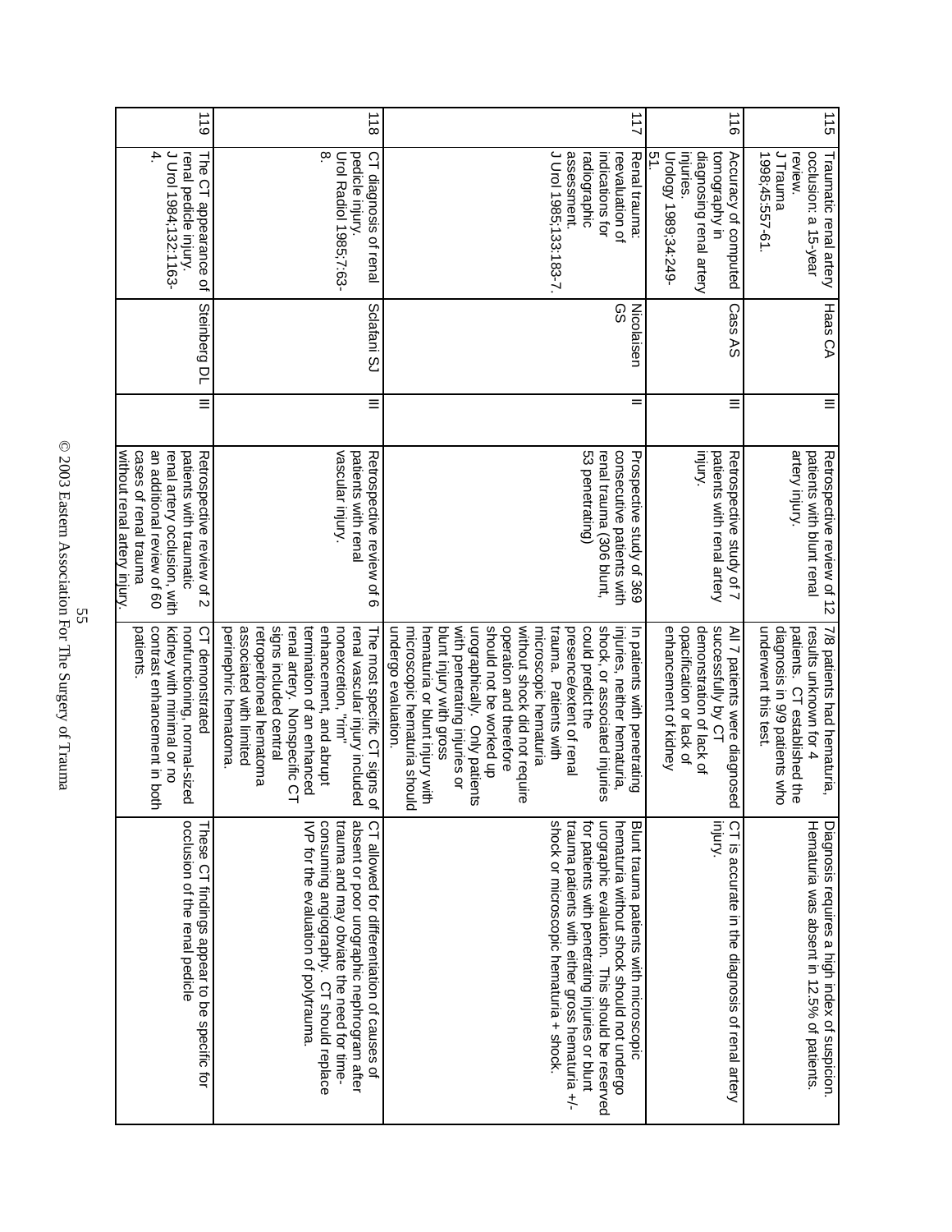| | | | | | | |
|---|---|---|---|---|---|---|
| 115 | Traumatic renal artery occlusion: a 15-year review. J Trauma 1998;45:557-61. | Haas CA | III | Retrospective review of 12 patients with blunt renal artery injury. | 7/8 patients had hematuria, results unknown for 4 patients. CT established the diagnosis in 9/9 patients who underwent this test. | Diagnosis requires a high index of suspicion. Hematuria was absent in 12.5% of patients. |
| 116 | Accuracy of computed tomography in diagnosing renal artery injuries. Urology 1989;34:249-51. | Cass AS | III | Retrospective study of 7 patients with renal artery injury. | All 7 patients were diagnosed successfully by CT demonstration of lack of opacification or lack of enhancement of kidney | CT is accurate in the diagnosis of renal artery injury. |
| 117 | Renal trauma: reevaluation of indications for radiographic assessment. J Urol 1985;133:183-7. | Nicolaisen GS | II | Prospective study of 369 consecutive patients with renal trauma (306 blunt, 53 penetrating) | In patients with penetrating injuries, neither hematuria, shock, or associated injuries could predict the presence/extent of renal trauma. Patients with microscopic hematuria without shock did not require operation and therefore should not be worked up urographically. Only patients with penetrating injuries or blunt injury with gross hematuria or blunt injury with microscopic hematuria should undergo evaluation. | Blunt trauma patients with microscopic hematuria without shock should not undergo urographic evaluation. This should be reserved for patients with penetrating injuries or blunt trauma patients with either gross hematuria +/- shock or microscopic hematuria + shock. |
| 118 | CT diagnosis of renal pedicle injury. Urol Radiol 1985;7:63-8. | Sclafani SJ | III | Retrospective review of 6 patients with renal vascular injury. | The most specific CT signs of renal vascular injury included nonexcretion, "rim" enhancement, and abrupt termination of an enhanced renal artery. Nonspecific CT signs included central retroperitoneal hematoma associated with limited perinephric hematoma. | CT allowed for differentiation of causes of absent or poor urographic nephrogram after trauma and may obviate the need for time-consuming angiography. CT should replace IVP for the evaluation of polytrauma. |
| 119 | The CT appearance of renal pedicle injury. J Urol 1984;132:1163-4. | Steinberg DL | III | Retrospective review of 2 patients with traumatic renal artery occlusion, with an additional review of 60 cases of renal trauma without renal artery injury. | CT demonstrated nonfunctioning, normal-sized kidney with minimal or no contrast enhancement in both patients. | These CT findings appear to be specific for occlusion of the renal pedicle |

© 2003 Eastern Association For The Surgery of Trauma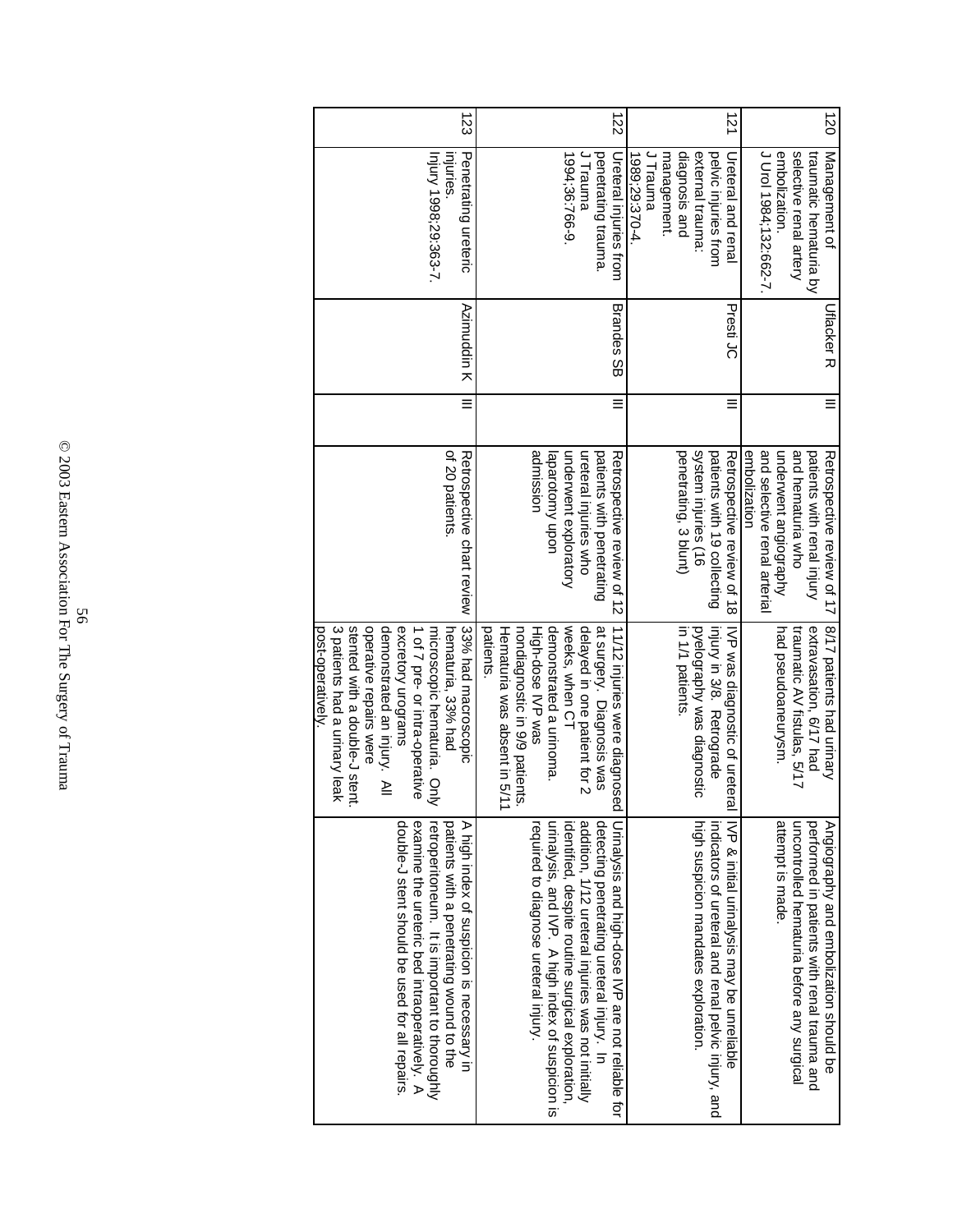| | | | | | | |
|---|---|---|---|---|---|---|
| 120 | Management of traumatic hematuria by selective renal artery embolization. J Urol 1984;132:662-7. | Uflacker R | III | Retrospective review of 17 patients with renal injury and hematuria who underwent angiography and selective renal arterial embolization | 8/17 patients had urinary extravasation, 6/17 had traumatic AV fistulas, 5/17 had pseudoaneurysm. | Angiography and embolization should be performed in patients with renal trauma and uncontrolled hematuria before any surgical attempt is made. |
| 121 | Ureteral and renal pelvic injuries from external trauma: diagnosis and management. J Trauma 1989;29:370-4. | Presti JC | III | Retrospective review of 18 patients with 19 collecting system injuries (16 penetrating, 3 blunt) | IVP was diagnostic of ureteral injury in 3/8. Retrograde pyelography was diagnostic in 1/1 patients. | IVP & initial urinalysis may be unreliable indicators of ureteral and renal pelvic injury, and high suspicion mandates exploration. |
| 122 | Ureteral injuries from penetrating trauma. J Trauma 1994;36:766-9. | Brandes SB | III | Retrospective review of 12 patients with penetrating ureteral injuries who underwent exploratory laparotomy upon admission | 11/12 injuries were diagnosed at surgery. Diagnosis was delayed in one patient for 2 weeks, when CT demonstrated a urinoma. High-dose IVP was nondiagnostic in 9/9 patients. Hematuria was absent in 5/11 patients. | Urinalysis and high-dose IVP are not reliable for detecting penetrating ureteral injury. In addition, 1/12 ureteral injuries was not initially identified, despite routine surgical exploration, urinalysis, and IVP. A high index of suspicion is required to diagnose ureteral injury. |
| 123 | Penetrating ureteric injuries. Injury 1998;29:363-7. | Azimuddin K | III | Retrospective chart review of 20 patients. | 33% had macroscopic hematuria, 33% had microscopic hematuria. Only 1 of 7 pre- or intra-operative excretory urograms demonstrated an injury. All operative repairs were stented with a double-J stent. 3 patients had a urinary leak post-operatively. | A high index of suspicion is necessary in patients with a penetrating wound to the retroperitoneum. It is important to thoroughly examine the ureteric bed intraoperatively. A double-J stent should be used for all repairs. |

© 2003 Eastern Association For The Surgery of Trauma